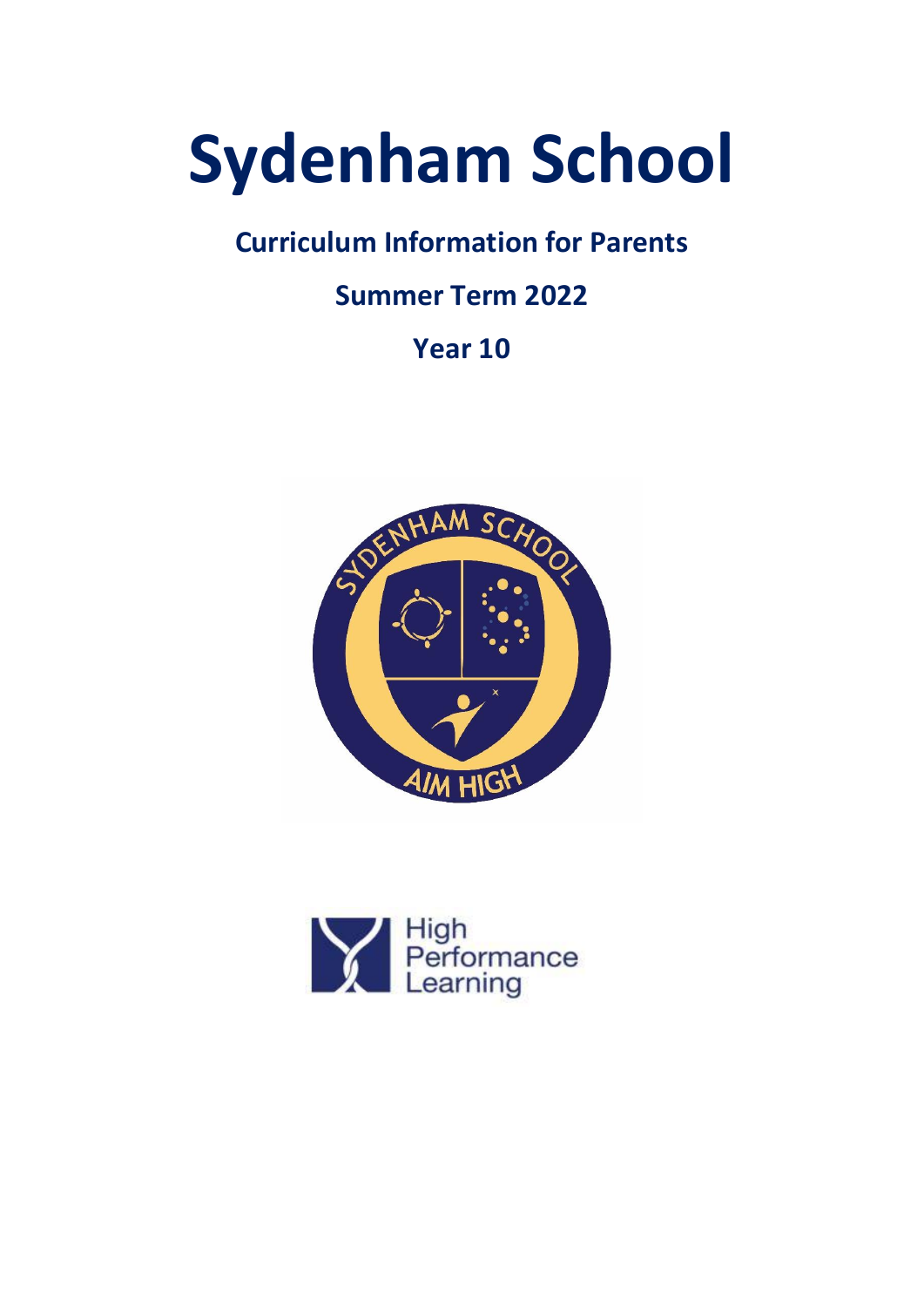# Sydenham School

## Curriculum Information for Parents

## Summer Term 2022

## Year 10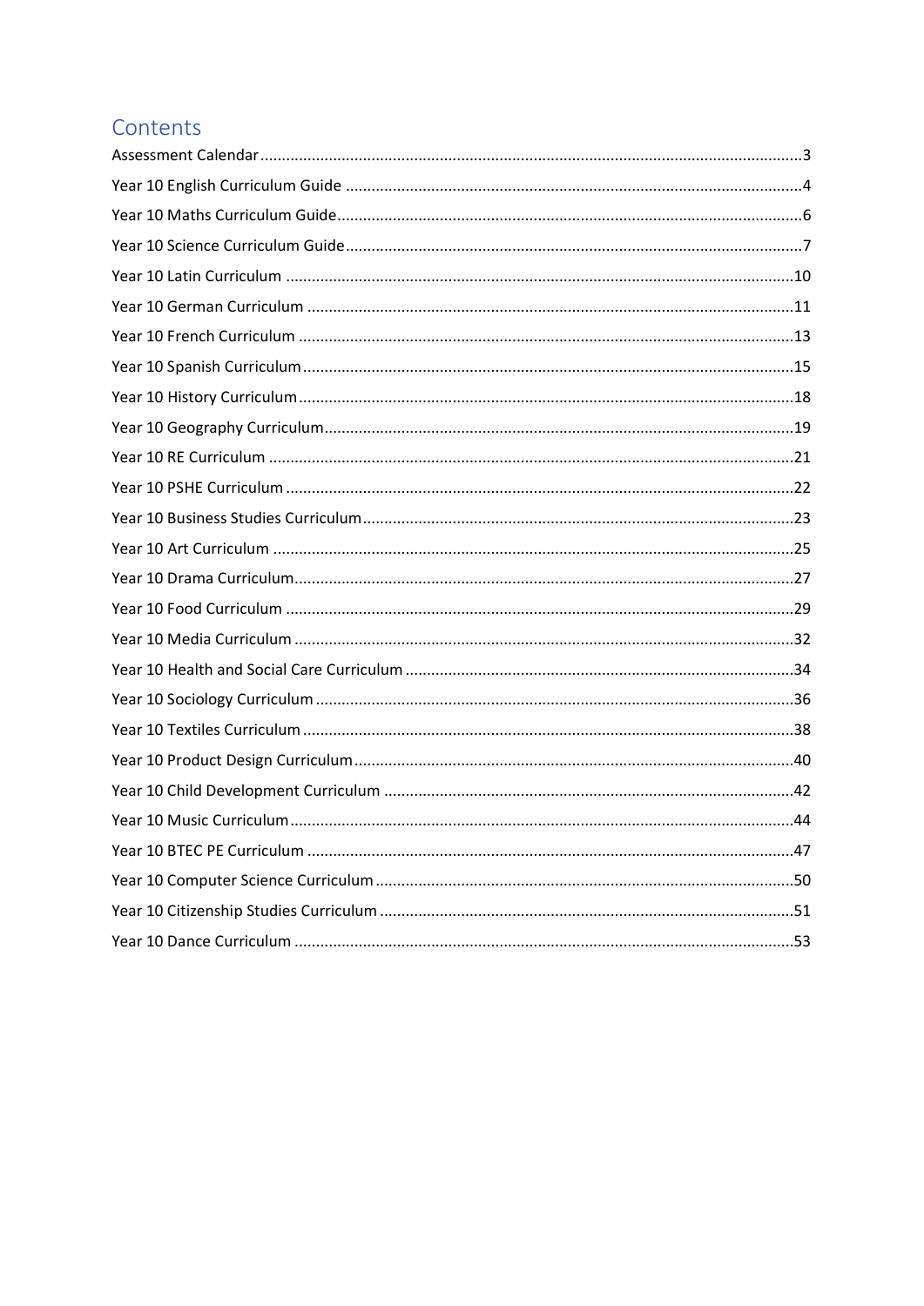# Contents

Assessment Calendar ............................................................................................................................. 3
Year 10 English Curriculum Guide .......................................................................................................... 4
Year 10 Maths Curriculum Guide ............................................................................................................ 6
Year 10 Science Curriculum Guide .......................................................................................................... 7
Year 10 Latin Curriculum ...................................................................................................................... 10
Year 10 German Curriculum ................................................................................................................. 11
Year 10 French Curriculum ................................................................................................................... 13
Year 10 Spanish Curriculum .................................................................................................................. 15
Year 10 History Curriculum ................................................................................................................... 18
Year 10 Geography Curriculum ............................................................................................................. 19
Year 10 RE Curriculum .......................................................................................................................... 21
Year 10 PSHE Curriculum ...................................................................................................................... 22
Year 10 Business Studies Curriculum ..................................................................................................... 23
Year 10 Art Curriculum ......................................................................................................................... 25
Year 10 Drama Curriculum .................................................................................................................... 27
Year 10 Food Curriculum ...................................................................................................................... 29
Year 10 Media Curriculum .................................................................................................................... 32
Year 10 Health and Social Care Curriculum .......................................................................................... 34
Year 10 Sociology Curriculum ............................................................................................................... 36
Year 10 Textiles Curriculum .................................................................................................................. 38
Year 10 Product Design Curriculum ...................................................................................................... 40
Year 10 Child Development Curriculum ............................................................................................... 42
Year 10 Music Curriculum ..................................................................................................................... 44
Year 10 BTEC PE Curriculum ................................................................................................................. 47
Year 10 Computer Science Curriculum ................................................................................................. 50
Year 10 Citizenship Studies Curriculum ................................................................................................ 51
Year 10 Dance Curriculum .................................................................................................................... 53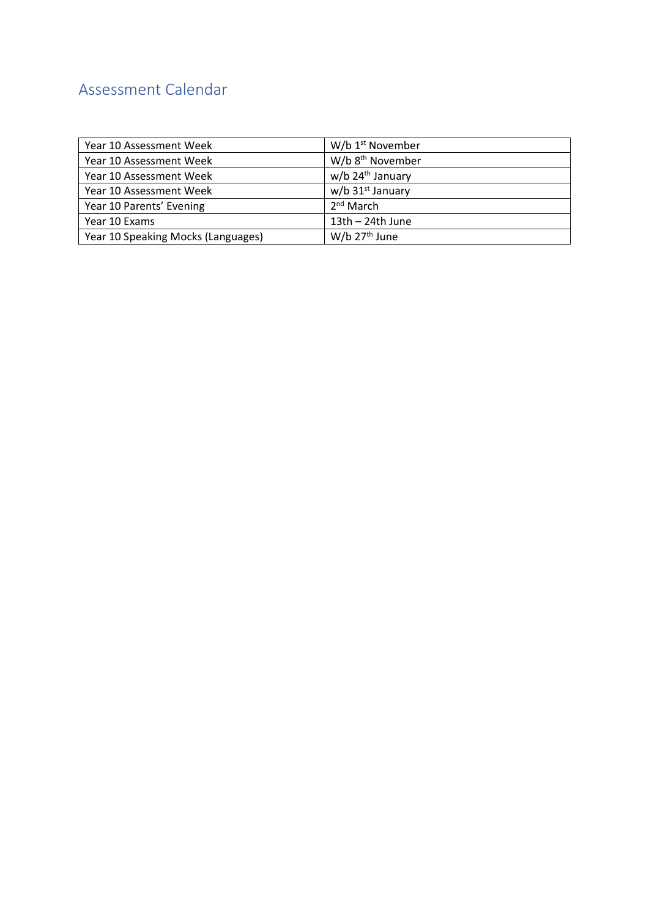## Assessment Calendar

| | |
|---|---|
| Year 10 Assessment Week | W/b 1st November |
| Year 10 Assessment Week | W/b 8th November |
| Year 10 Assessment Week | w/b 24th January |
| Year 10 Assessment Week | w/b 31st January |
| Year 10 Parents' Evening | 2nd March |
| Year 10 Exams | 13th – 24th June |
| Year 10 Speaking Mocks (Languages) | W/b 27th June |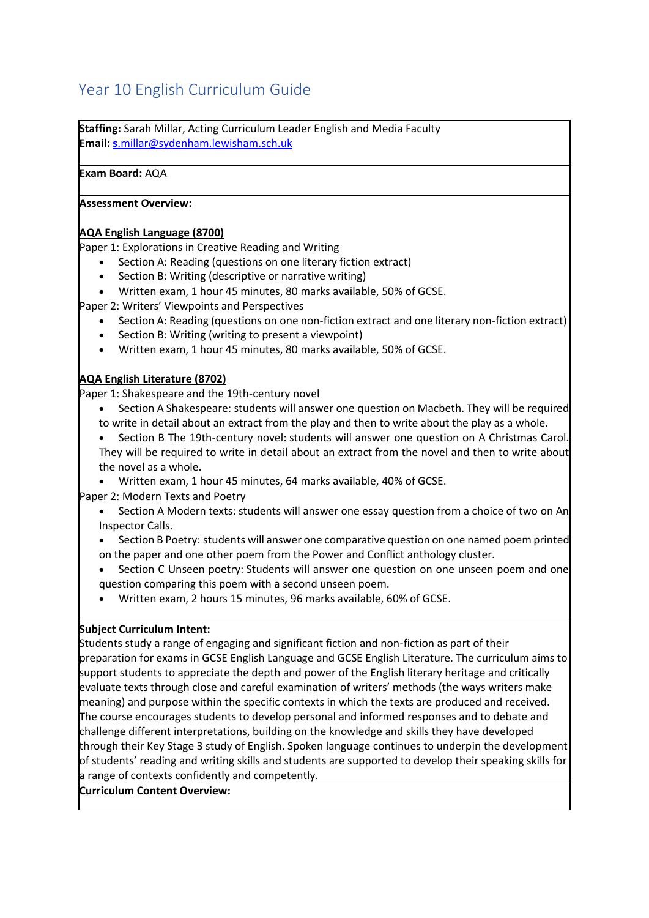# Year 10 English Curriculum Guide

**Staffing:** Sarah Millar, Acting Curriculum Leader English and Media Faculty
**Email:** s.millar@sydenham.lewisham.sch.uk

**Exam Board:** AQA

**Assessment Overview:**

**AQA English Language (8700)**

Paper 1: Explorations in Creative Reading and Writing

- Section A: Reading (questions on one literary fiction extract)
- Section B: Writing (descriptive or narrative writing)
- Written exam, 1 hour 45 minutes, 80 marks available, 50% of GCSE.

Paper 2: Writers' Viewpoints and Perspectives

- Section A: Reading (questions on one non-fiction extract and one literary non-fiction extract)
- Section B: Writing (writing to present a viewpoint)
- Written exam, 1 hour 45 minutes, 80 marks available, 50% of GCSE.

**AQA English Literature (8702)**

Paper 1: Shakespeare and the 19th-century novel

- Section A Shakespeare: students will answer one question on Macbeth. They will be required to write in detail about an extract from the play and then to write about the play as a whole.
- Section B The 19th-century novel: students will answer one question on A Christmas Carol. They will be required to write in detail about an extract from the novel and then to write about the novel as a whole.
- Written exam, 1 hour 45 minutes, 64 marks available, 40% of GCSE.

Paper 2: Modern Texts and Poetry

- Section A Modern texts: students will answer one essay question from a choice of two on An Inspector Calls.
- Section B Poetry: students will answer one comparative question on one named poem printed on the paper and one other poem from the Power and Conflict anthology cluster.
- Section C Unseen poetry: Students will answer one question on one unseen poem and one question comparing this poem with a second unseen poem.
- Written exam, 2 hours 15 minutes, 96 marks available, 60% of GCSE.

**Subject Curriculum Intent:**

Students study a range of engaging and significant fiction and non-fiction as part of their preparation for exams in GCSE English Language and GCSE English Literature. The curriculum aims to support students to appreciate the depth and power of the English literary heritage and critically evaluate texts through close and careful examination of writers' methods (the ways writers make meaning) and purpose within the specific contexts in which the texts are produced and received. The course encourages students to develop personal and informed responses and to debate and challenge different interpretations, building on the knowledge and skills they have developed through their Key Stage 3 study of English. Spoken language continues to underpin the development of students' reading and writing skills and students are supported to develop their speaking skills for a range of contexts confidently and competently.

**Curriculum Content Overview:**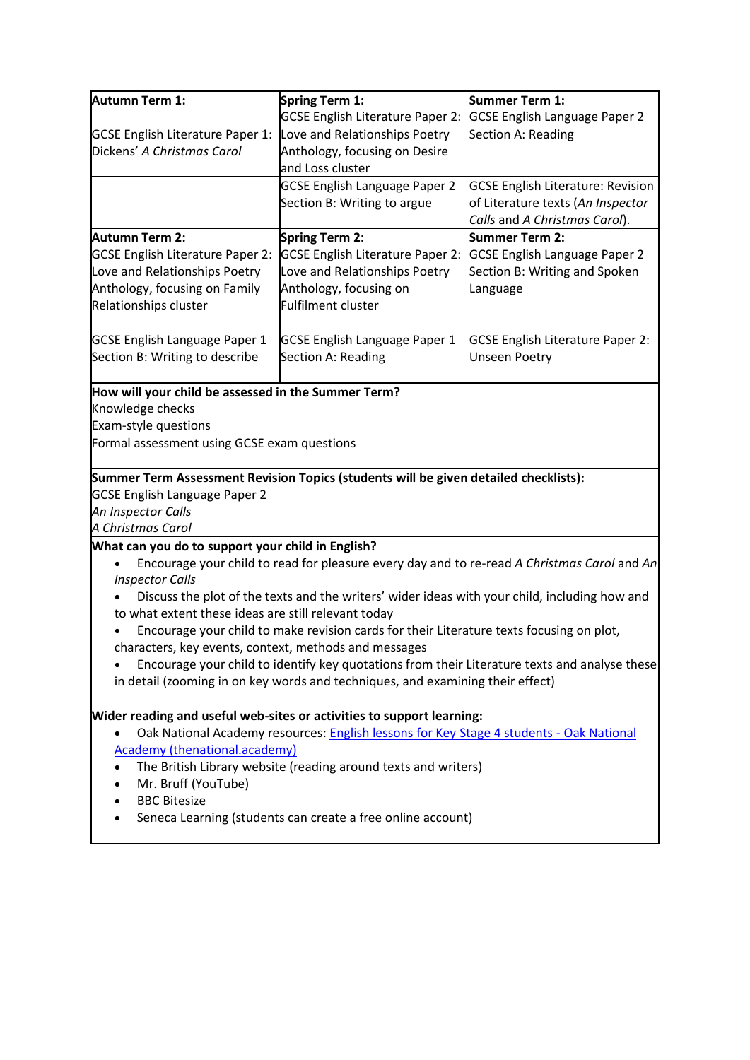| Autumn Term 1: | Spring Term 1: | Summer Term 1: |
| --- | --- | --- |
| GCSE English Literature Paper 1: Dickens' *A Christmas Carol* | GCSE English Literature Paper 2: Love and Relationships Poetry Anthology, focusing on Desire and Loss cluster | GCSE English Language Paper 2 Section A: Reading |
| | GCSE English Language Paper 2 Section B: Writing to argue | GCSE English Literature: Revision of Literature texts (*An Inspector Calls* and *A Christmas Carol*). |
| **Autumn Term 2:** GCSE English Literature Paper 2: Love and Relationships Poetry Anthology, focusing on Family Relationships cluster | **Spring Term 2:** GCSE English Literature Paper 2: Love and Relationships Poetry Anthology, focusing on Fulfilment cluster | **Summer Term 2:** GCSE English Language Paper 2 Section B: Writing and Spoken Language |
| GCSE English Language Paper 1 Section B: Writing to describe | GCSE English Language Paper 1 Section A: Reading | GCSE English Literature Paper 2: Unseen Poetry |

**How will your child be assessed in the Summer Term?**

Knowledge checks
Exam-style questions
Formal assessment using GCSE exam questions

**Summer Term Assessment Revision Topics (students will be given detailed checklists):**

GCSE English Language Paper 2
*An Inspector Calls*
*A Christmas Carol*

**What can you do to support your child in English?**

- Encourage your child to read for pleasure every day and to re-read *A Christmas Carol* and *An Inspector Calls*
- Discuss the plot of the texts and the writers' wider ideas with your child, including how and to what extent these ideas are still relevant today
- Encourage your child to make revision cards for their Literature texts focusing on plot, characters, key events, context, methods and messages
- Encourage your child to identify key quotations from their Literature texts and analyse these in detail (zooming in on key words and techniques, and examining their effect)

**Wider reading and useful web-sites or activities to support learning:**

- Oak National Academy resources: English lessons for Key Stage 4 students - Oak National Academy (thenational.academy)
- The British Library website (reading around texts and writers)
- Mr. Bruff (YouTube)
- BBC Bitesize
- Seneca Learning (students can create a free online account)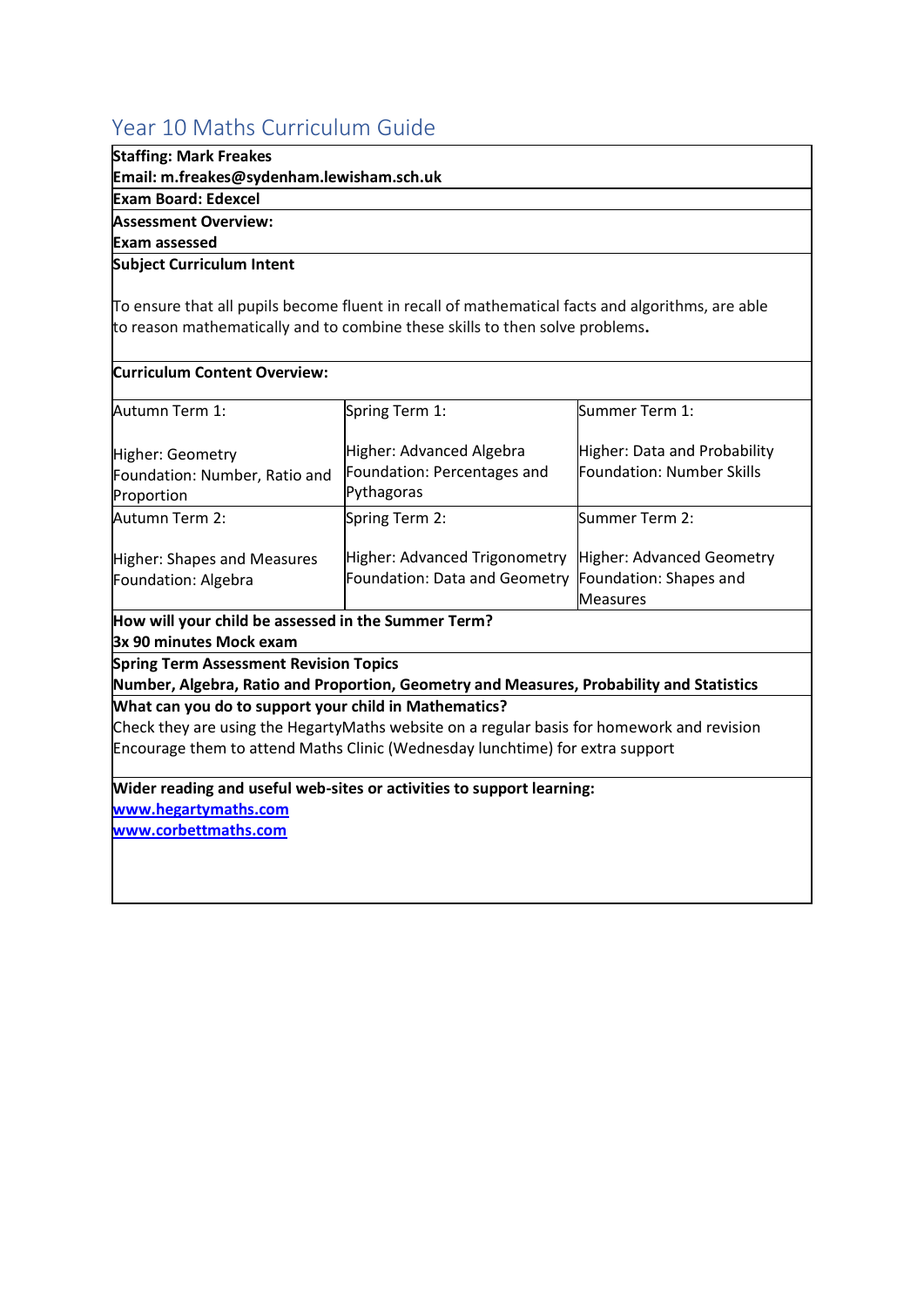# Year 10 Maths Curriculum Guide

**Staffing: Mark Freakes**
**Email: m.freakes@sydenham.lewisham.sch.uk**

**Exam Board: Edexcel**

**Assessment Overview:**
**Exam assessed**

**Subject Curriculum Intent**

To ensure that all pupils become fluent in recall of mathematical facts and algorithms, are able to reason mathematically and to combine these skills to then solve problems**.**

**Curriculum Content Overview:**

| Autumn Term 1: | Spring Term 1: | Summer Term 1: |
|---|---|---|
| Higher: Geometry<br>Foundation: Number, Ratio and Proportion | Higher: Advanced Algebra<br>Foundation: Percentages and Pythagoras | Higher: Data and Probability<br>Foundation: Number Skills |
| **Autumn Term 2:** | **Spring Term 2:** | **Summer Term 2:** |
| Higher: Shapes and Measures<br>Foundation: Algebra | Higher: Advanced Trigonometry<br>Foundation: Data and Geometry | Higher: Advanced Geometry<br>Foundation: Shapes and Measures |

**How will your child be assessed in the Summer Term?**
**3x 90 minutes Mock exam**

**Spring Term Assessment Revision Topics**
**Number, Algebra, Ratio and Proportion, Geometry and Measures, Probability and Statistics**

**What can you do to support your child in Mathematics?**
Check they are using the HegartyMaths website on a regular basis for homework and revision
Encourage them to attend Maths Clinic (Wednesday lunchtime) for extra support

**Wider reading and useful web-sites or activities to support learning:**
[www.hegartymaths.com](http://www.hegartymaths.com)
[www.corbettmaths.com](http://www.corbettmaths.com)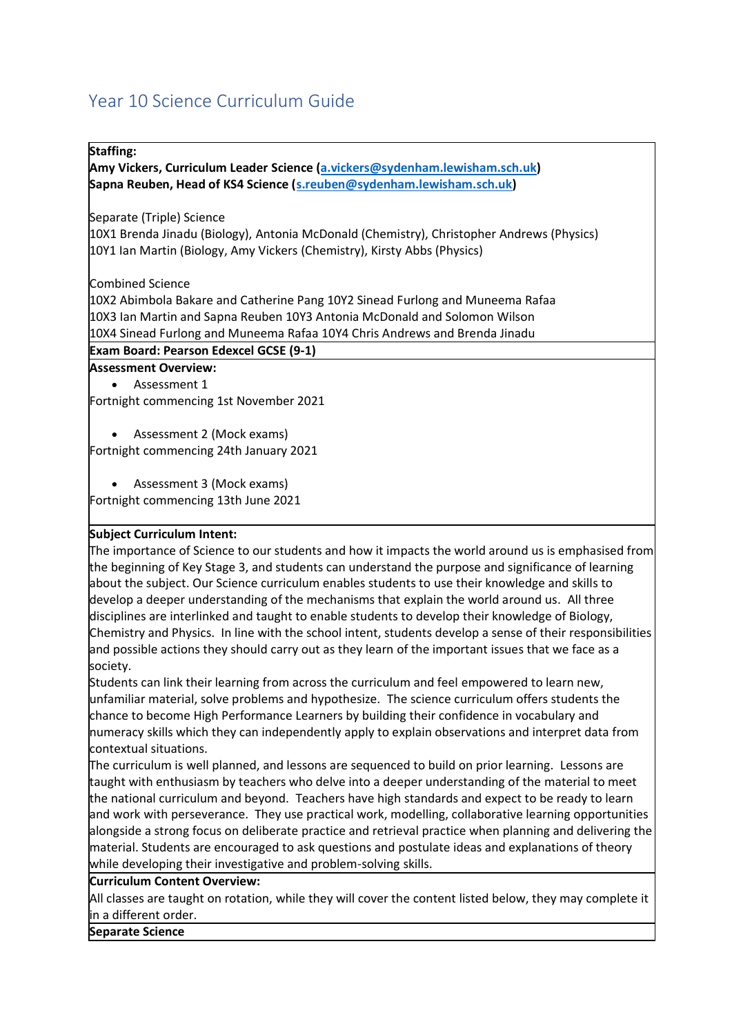# Year 10 Science Curriculum Guide

**Staffing:**
**Amy Vickers, Curriculum Leader Science (a.vickers@sydenham.lewisham.sch.uk)**
**Sapna Reuben, Head of KS4 Science (s.reuben@sydenham.lewisham.sch.uk)**

Separate (Triple) Science
10X1 Brenda Jinadu (Biology), Antonia McDonald (Chemistry), Christopher Andrews (Physics)
10Y1 Ian Martin (Biology, Amy Vickers (Chemistry), Kirsty Abbs (Physics)

Combined Science
10X2 Abimbola Bakare and Catherine Pang 10Y2 Sinead Furlong and Muneema Rafaa
10X3 Ian Martin and Sapna Reuben 10Y3 Antonia McDonald and Solomon Wilson
10X4 Sinead Furlong and Muneema Rafaa 10Y4 Chris Andrews and Brenda Jinadu

**Exam Board: Pearson Edexcel GCSE (9-1)**

**Assessment Overview:**

- Assessment 1

Fortnight commencing 1st November 2021

- Assessment 2 (Mock exams)

Fortnight commencing 24th January 2021

- Assessment 3 (Mock exams)

Fortnight commencing 13th June 2021

**Subject Curriculum Intent:**

The importance of Science to our students and how it impacts the world around us is emphasised from the beginning of Key Stage 3, and students can understand the purpose and significance of learning about the subject. Our Science curriculum enables students to use their knowledge and skills to develop a deeper understanding of the mechanisms that explain the world around us. All three disciplines are interlinked and taught to enable students to develop their knowledge of Biology, Chemistry and Physics. In line with the school intent, students develop a sense of their responsibilities and possible actions they should carry out as they learn of the important issues that we face as a society.

Students can link their learning from across the curriculum and feel empowered to learn new, unfamiliar material, solve problems and hypothesize. The science curriculum offers students the chance to become High Performance Learners by building their confidence in vocabulary and numeracy skills which they can independently apply to explain observations and interpret data from contextual situations.

The curriculum is well planned, and lessons are sequenced to build on prior learning. Lessons are taught with enthusiasm by teachers who delve into a deeper understanding of the material to meet the national curriculum and beyond. Teachers have high standards and expect to be ready to learn and work with perseverance. They use practical work, modelling, collaborative learning opportunities alongside a strong focus on deliberate practice and retrieval practice when planning and delivering the material. Students are encouraged to ask questions and postulate ideas and explanations of theory while developing their investigative and problem-solving skills.

**Curriculum Content Overview:**

All classes are taught on rotation, while they will cover the content listed below, they may complete it in a different order.

**Separate Science**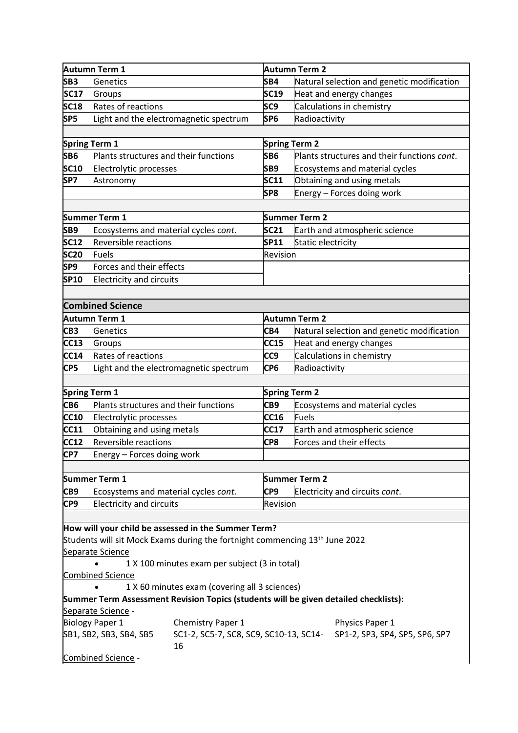| Autumn Term 1 | | Autumn Term 2 | |
|---|---|---|---|
| **SB3** | Genetics | **SB4** | Natural selection and genetic modification |
| **SC17** | Groups | **SC19** | Heat and energy changes |
| **SC18** | Rates of reactions | **SC9** | Calculations in chemistry |
| **SP5** | Light and the electromagnetic spectrum | **SP6** | Radioactivity |

| Spring Term 1 | | Spring Term 2 | |
|---|---|---|---|
| **SB6** | Plants structures and their functions | **SB6** | Plants structures and their functions *cont*. |
| **SC10** | Electrolytic processes | **SB9** | Ecosystems and material cycles |
| **SP7** | Astronomy | **SC11** | Obtaining and using metals |
| | | **SP8** | Energy – Forces doing work |

| Summer Term 1 | | Summer Term 2 | |
|---|---|---|---|
| **SB9** | Ecosystems and material cycles *cont*. | **SC21** | Earth and atmospheric science |
| **SC12** | Reversible reactions | **SP11** | Static electricity |
| **SC20** | Fuels | Revision | |
| **SP9** | Forces and their effects | | |
| **SP10** | Electricity and circuits | | |

## Combined Science

| Autumn Term 1 | | Autumn Term 2 | |
|---|---|---|---|
| **CB3** | Genetics | **CB4** | Natural selection and genetic modification |
| **CC13** | Groups | **CC15** | Heat and energy changes |
| **CC14** | Rates of reactions | **CC9** | Calculations in chemistry |
| **CP5** | Light and the electromagnetic spectrum | **CP6** | Radioactivity |

| Spring Term 1 | | Spring Term 2 | |
|---|---|---|---|
| **CB6** | Plants structures and their functions | **CB9** | Ecosystems and material cycles |
| **CC10** | Electrolytic processes | **CC16** | Fuels |
| **CC11** | Obtaining and using metals | **CC17** | Earth and atmospheric science |
| **CC12** | Reversible reactions | **CP8** | Forces and their effects |
| **CP7** | Energy – Forces doing work | | |

| Summer Term 1 | | Summer Term 2 | |
|---|---|---|---|
| **CB9** | Ecosystems and material cycles *cont*. | **CP9** | Electricity and circuits *cont*. |
| **CP9** | Electricity and circuits | Revision | |

**How will your child be assessed in the Summer Term?**

Students will sit Mock Exams during the fortnight commencing 13th June 2022

Separate Science

- 1 X 100 minutes exam per subject (3 in total)

Combined Science

- 1 X 60 minutes exam (covering all 3 sciences)

**Summer Term Assessment Revision Topics (students will be given detailed checklists):**

Separate Science -

| Biology Paper 1 | Chemistry Paper 1 | Physics Paper 1 |
|---|---|---|
| SB1, SB2, SB3, SB4, SB5 | SC1-2, SC5-7, SC8, SC9, SC10-13, SC14-16 | SP1-2, SP3, SP4, SP5, SP6, SP7 |

Combined Science -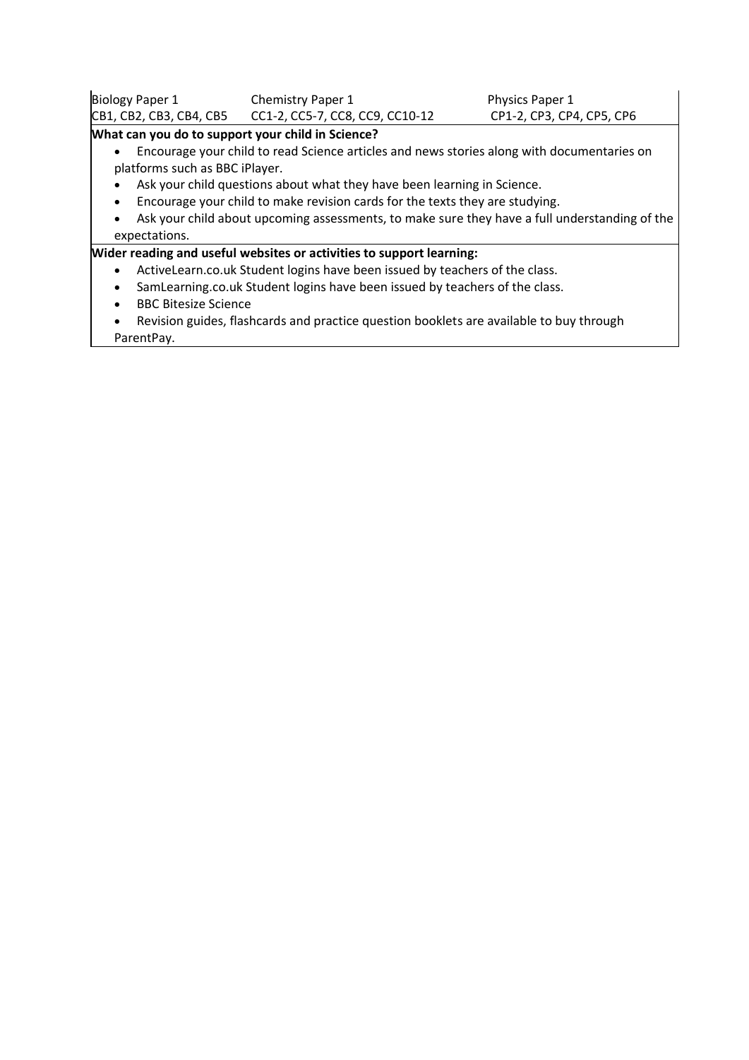| Biology Paper 1 | Chemistry Paper 1 | Physics Paper 1 |
| --- | --- | --- |
| CB1, CB2, CB3, CB4, CB5 | CC1-2, CC5-7, CC8, CC9, CC10-12 | CP1-2, CP3, CP4, CP5, CP6 |

**What can you do to support your child in Science?**

- Encourage your child to read Science articles and news stories along with documentaries on platforms such as BBC iPlayer.
- Ask your child questions about what they have been learning in Science.
- Encourage your child to make revision cards for the texts they are studying.
- Ask your child about upcoming assessments, to make sure they have a full understanding of the expectations.

**Wider reading and useful websites or activities to support learning:**

- ActiveLearn.co.uk Student logins have been issued by teachers of the class.
- SamLearning.co.uk Student logins have been issued by teachers of the class.
- BBC Bitesize Science
- Revision guides, flashcards and practice question booklets are available to buy through ParentPay.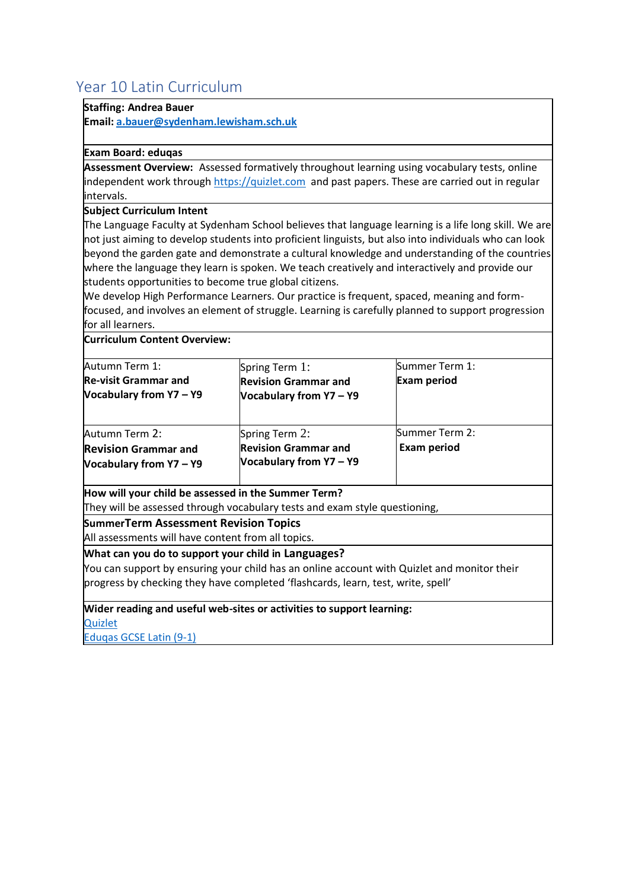## Year 10 Latin Curriculum

**Staffing: Andrea Bauer**
**Email: a.bauer@sydenham.lewisham.sch.uk**

**Exam Board: eduqas**

**Assessment Overview:** Assessed formatively throughout learning using vocabulary tests, online independent work through https://quizlet.com and past papers. These are carried out in regular intervals.

**Subject Curriculum Intent**

The Language Faculty at Sydenham School believes that language learning is a life long skill. We are not just aiming to develop students into proficient linguists, but also into individuals who can look beyond the garden gate and demonstrate a cultural knowledge and understanding of the countries where the language they learn is spoken. We teach creatively and interactively and provide our students opportunities to become true global citizens.

We develop High Performance Learners. Our practice is frequent, spaced, meaning and form-focused, and involves an element of struggle. Learning is carefully planned to support progression for all learners.

**Curriculum Content Overview:**

| | | |
|---|---|---|
| Autumn Term 1:<br>**Re-visit Grammar and Vocabulary from Y7 – Y9** | Spring Term 1:<br>**Revision Grammar and Vocabulary from Y7 – Y9** | Summer Term 1:<br>**Exam period** |
| Autumn Term 2:<br>**Revision Grammar and Vocabulary from Y7 – Y9** | Spring Term 2:<br>**Revision Grammar and Vocabulary from Y7 – Y9** | Summer Term 2:<br>**Exam period** |

**How will your child be assessed in the Summer Term?**

They will be assessed through vocabulary tests and exam style questioning,

**SummerTerm Assessment Revision Topics**

All assessments will have content from all topics.

**What can you do to support your child in Languages?**

You can support by ensuring your child has an online account with Quizlet and monitor their progress by checking they have completed 'flashcards, learn, test, write, spell'

**Wider reading and useful web-sites or activities to support learning:**

Quizlet
Eduqas GCSE Latin (9-1)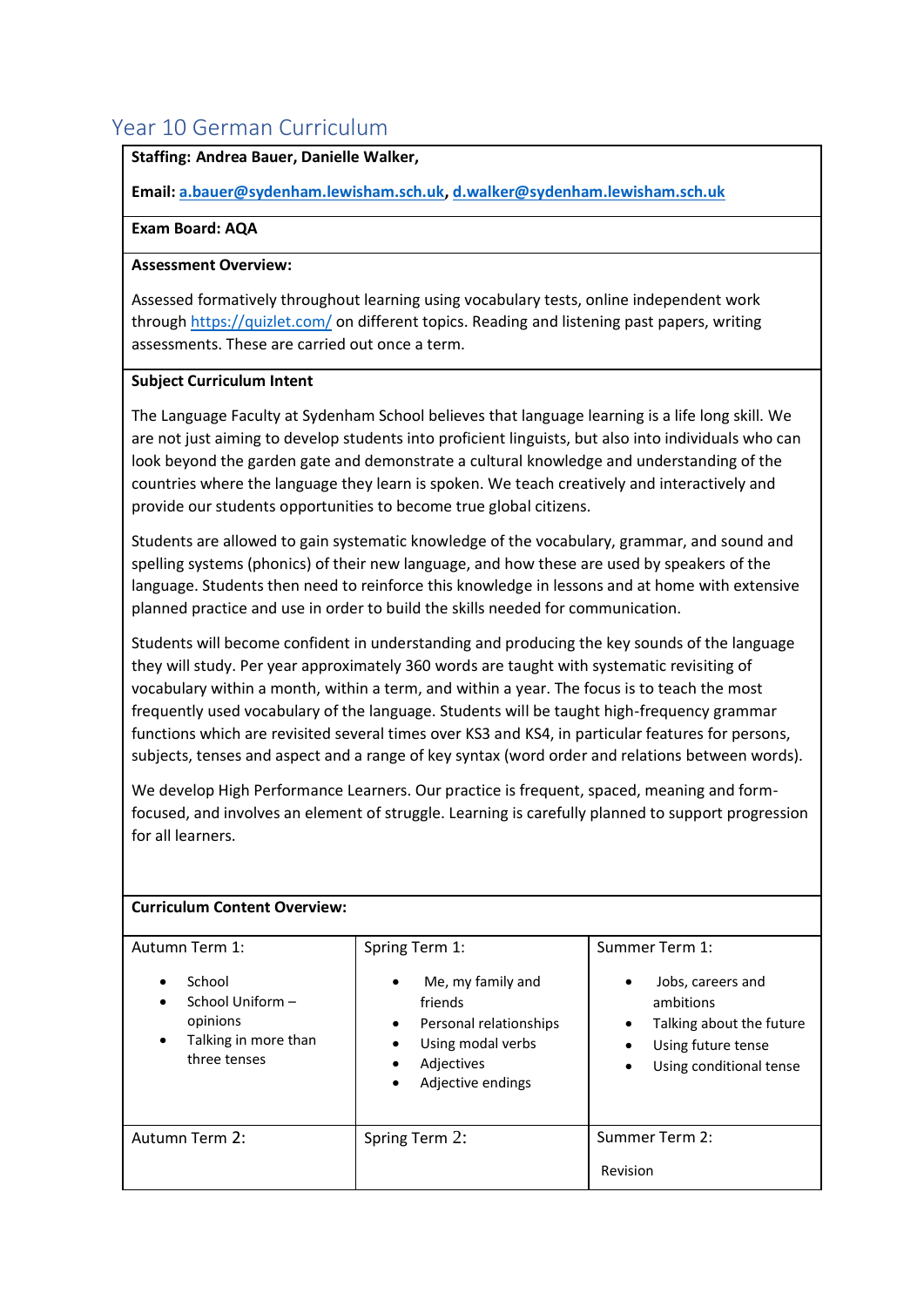## Year 10 German Curriculum

**Staffing: Andrea Bauer, Danielle Walker,**

**Email: a.bauer@sydenham.lewisham.sch.uk, d.walker@sydenham.lewisham.sch.uk**

**Exam Board: AQA**

**Assessment Overview:**

Assessed formatively throughout learning using vocabulary tests, online independent work through https://quizlet.com/ on different topics. Reading and listening past papers, writing assessments. These are carried out once a term.

**Subject Curriculum Intent**

The Language Faculty at Sydenham School believes that language learning is a life long skill. We are not just aiming to develop students into proficient linguists, but also into individuals who can look beyond the garden gate and demonstrate a cultural knowledge and understanding of the countries where the language they learn is spoken. We teach creatively and interactively and provide our students opportunities to become true global citizens.

Students are allowed to gain systematic knowledge of the vocabulary, grammar, and sound and spelling systems (phonics) of their new language, and how these are used by speakers of the language. Students then need to reinforce this knowledge in lessons and at home with extensive planned practice and use in order to build the skills needed for communication.

Students will become confident in understanding and producing the key sounds of the language they will study. Per year approximately 360 words are taught with systematic revisiting of vocabulary within a month, within a term, and within a year. The focus is to teach the most frequently used vocabulary of the language. Students will be taught high-frequency grammar functions which are revisited several times over KS3 and KS4, in particular features for persons, subjects, tenses and aspect and a range of key syntax (word order and relations between words).

We develop High Performance Learners. Our practice is frequent, spaced, meaning and form-focused, and involves an element of struggle. Learning is carefully planned to support progression for all learners.

**Curriculum Content Overview:**

| Autumn Term 1: | Spring Term 1: | Summer Term 1: |
|---|---|---|
| • School<br>• School Uniform – opinions<br>• Talking in more than three tenses | • Me, my family and friends<br>• Personal relationships<br>• Using modal verbs<br>• Adjectives<br>• Adjective endings | • Jobs, careers and ambitions<br>• Talking about the future<br>• Using future tense<br>• Using conditional tense |
| Autumn Term 2: | Spring Term 2: | Summer Term 2:<br><br>Revision |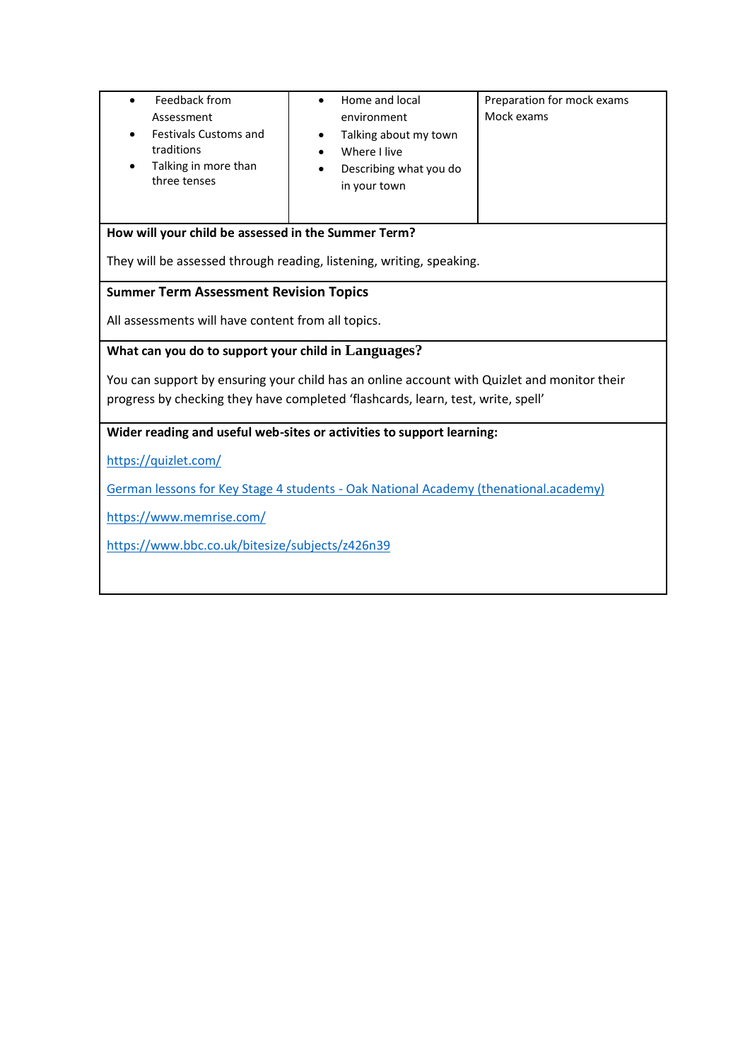| | | |
|---|---|---|
| • Feedback from Assessment<br>• Festivals Customs and traditions<br>• Talking in more than three tenses | • Home and local environment<br>• Talking about my town<br>• Where I live<br>• Describing what you do in your town | Preparation for mock exams<br>Mock exams |

**How will your child be assessed in the Summer Term?**

They will be assessed through reading, listening, writing, speaking.

**Summer Term Assessment Revision Topics**

All assessments will have content from all topics.

**What can you do to support your child in Languages?**

You can support by ensuring your child has an online account with Quizlet and monitor their progress by checking they have completed 'flashcards, learn, test, write, spell'

**Wider reading and useful web-sites or activities to support learning:**

https://quizlet.com/

German lessons for Key Stage 4 students - Oak National Academy (thenational.academy)

https://www.memrise.com/

https://www.bbc.co.uk/bitesize/subjects/z426n39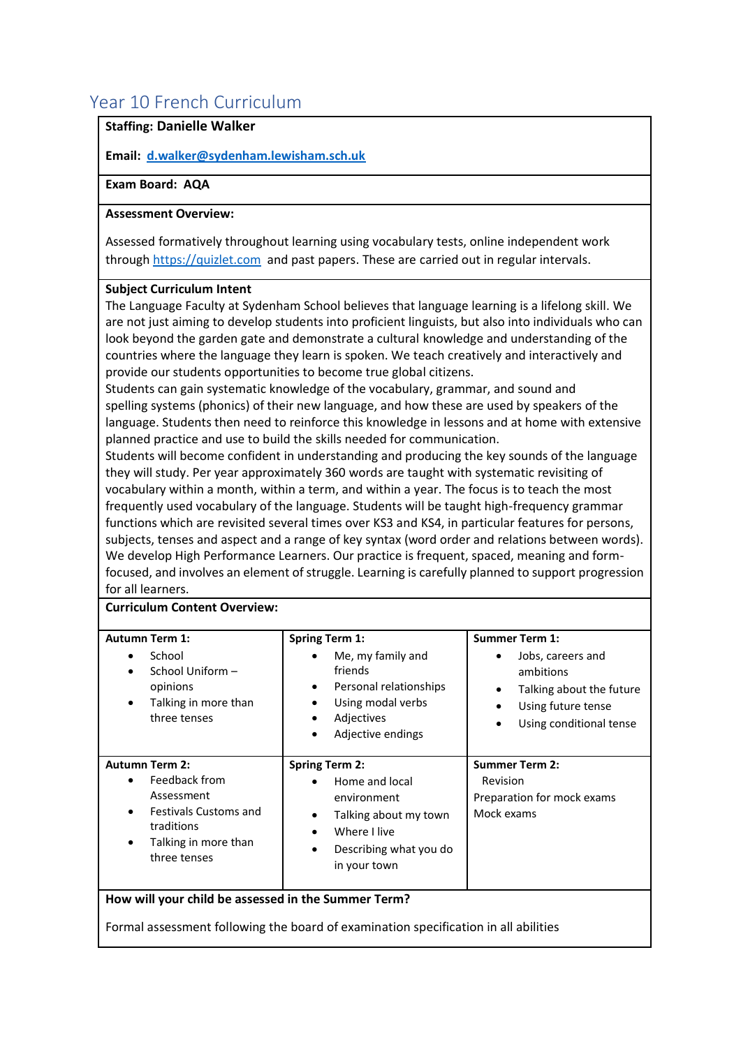## Year 10 French Curriculum

**Staffing:** **Danielle Walker**

**Email:** **[d.walker@sydenham.lewisham.sch.uk](mailto:d.walker@sydenham.lewisham.sch.uk)**

**Exam Board: AQA**

**Assessment Overview:**

Assessed formatively throughout learning using vocabulary tests, online independent work through [https://quizlet.com](https://quizlet.com) and past papers. These are carried out in regular intervals.

**Subject Curriculum Intent**

The Language Faculty at Sydenham School believes that language learning is a lifelong skill. We are not just aiming to develop students into proficient linguists, but also into individuals who can look beyond the garden gate and demonstrate a cultural knowledge and understanding of the countries where the language they learn is spoken. We teach creatively and interactively and provide our students opportunities to become true global citizens.

Students can gain systematic knowledge of the vocabulary, grammar, and sound and spelling systems (phonics) of their new language, and how these are used by speakers of the language. Students then need to reinforce this knowledge in lessons and at home with extensive planned practice and use to build the skills needed for communication.

Students will become confident in understanding and producing the key sounds of the language they will study. Per year approximately 360 words are taught with systematic revisiting of vocabulary within a month, within a term, and within a year. The focus is to teach the most frequently used vocabulary of the language. Students will be taught high-frequency grammar functions which are revisited several times over KS3 and KS4, in particular features for persons, subjects, tenses and aspect and a range of key syntax (word order and relations between words). We develop High Performance Learners. Our practice is frequent, spaced, meaning and form-focused, and involves an element of struggle. Learning is carefully planned to support progression for all learners.

**Curriculum Content Overview:**

| **Autumn Term 1:** | **Spring Term 1:** | **Summer Term 1:** |
|---|---|---|
| <ul><li>School</li><li>School Uniform – opinions</li><li>Talking in more than three tenses</li></ul> | <ul><li>Me, my family and friends</li><li>Personal relationships</li><li>Using modal verbs</li><li>Adjectives</li><li>Adjective endings</li></ul> | <ul><li>Jobs, careers and ambitions</li><li>Talking about the future</li><li>Using future tense</li><li>Using conditional tense</li></ul> |
| **Autumn Term 2:** | **Spring Term 2:** | **Summer Term 2:** |
| <ul><li>Feedback from Assessment</li><li>Festivals Customs and traditions</li><li>Talking in more than three tenses</li></ul> | <ul><li>Home and local environment</li><li>Talking about my town</li><li>Where I live</li><li>Describing what you do in your town</li></ul> | Revision<br>Preparation for mock exams<br>Mock exams |

**How will your child be assessed in the Summer Term?**

Formal assessment following the board of examination specification in all abilities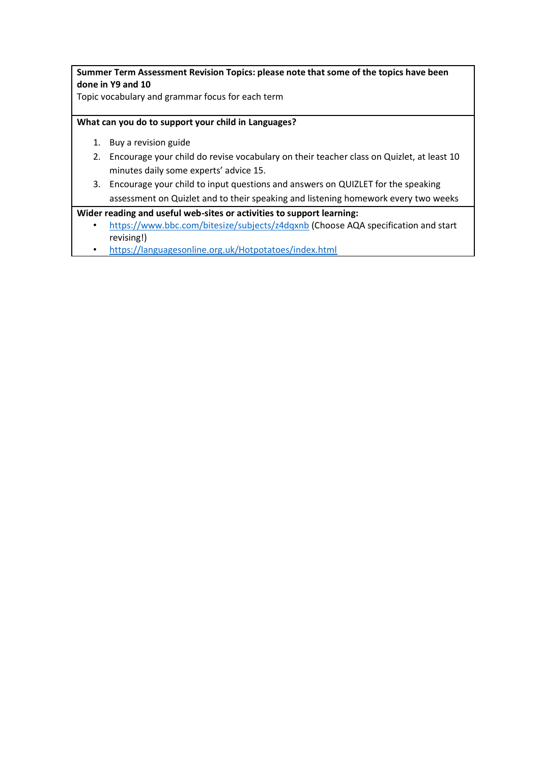| **Summer Term Assessment Revision Topics: please note that some of the topics have been done in Y9 and 10**<br>Topic vocabulary and grammar focus for each term |
|---|
| **What can you do to support your child in Languages?**<br>1. Buy a revision guide<br>2. Encourage your child do revise vocabulary on their teacher class on Quizlet, at least 10 minutes daily some experts' advice 15.<br>3. Encourage your child to input questions and answers on QUIZLET for the speaking assessment on Quizlet and to their speaking and listening homework every two weeks |
| **Wider reading and useful web-sites or activities to support learning:**<br>• https://www.bbc.com/bitesize/subjects/z4dqxnb (Choose AQA specification and start revising!)<br>• https://languagesonline.org.uk/Hotpotatoes/index.html |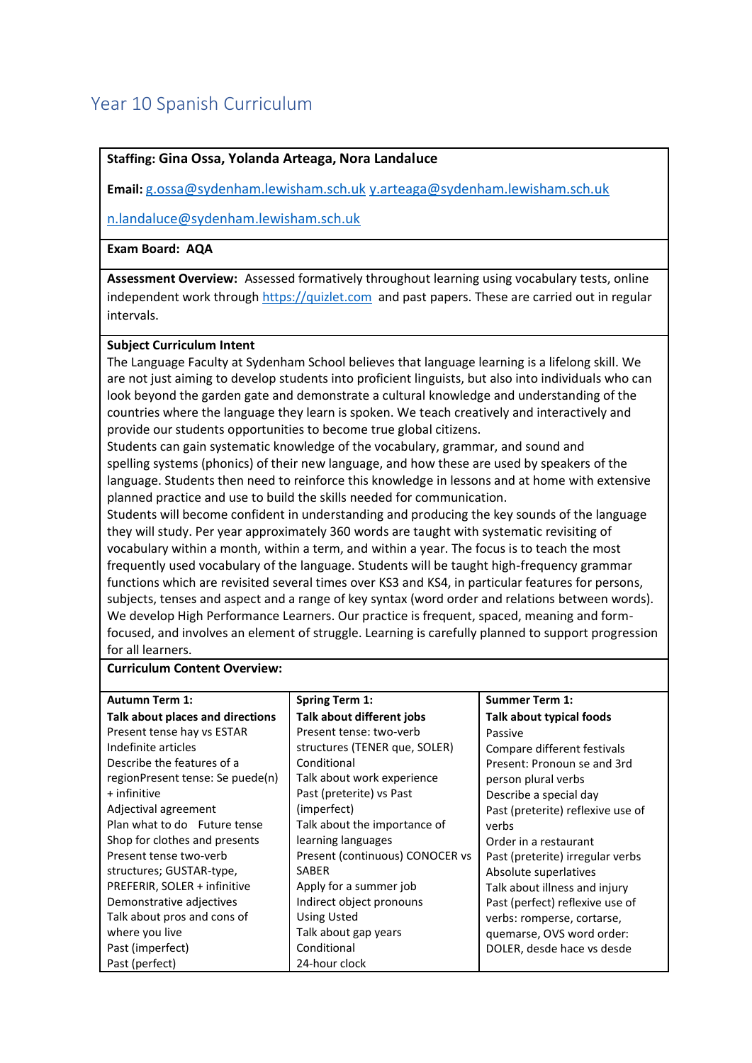# Year 10 Spanish Curriculum

**Staffing: Gina Ossa, Yolanda Arteaga, Nora Landaluce**

**Email:** g.ossa@sydenham.lewisham.sch.uk y.arteaga@sydenham.lewisham.sch.uk

n.landaluce@sydenham.lewisham.sch.uk

**Exam Board: AQA**

**Assessment Overview:** Assessed formatively throughout learning using vocabulary tests, online independent work through https://quizlet.com and past papers. These are carried out in regular intervals.

**Subject Curriculum Intent**

The Language Faculty at Sydenham School believes that language learning is a lifelong skill. We are not just aiming to develop students into proficient linguists, but also into individuals who can look beyond the garden gate and demonstrate a cultural knowledge and understanding of the countries where the language they learn is spoken. We teach creatively and interactively and provide our students opportunities to become true global citizens.

Students can gain systematic knowledge of the vocabulary, grammar, and sound and spelling systems (phonics) of their new language, and how these are used by speakers of the language. Students then need to reinforce this knowledge in lessons and at home with extensive planned practice and use to build the skills needed for communication.

Students will become confident in understanding and producing the key sounds of the language they will study. Per year approximately 360 words are taught with systematic revisiting of vocabulary within a month, within a term, and within a year. The focus is to teach the most frequently used vocabulary of the language. Students will be taught high-frequency grammar functions which are revisited several times over KS3 and KS4, in particular features for persons, subjects, tenses and aspect and a range of key syntax (word order and relations between words). We develop High Performance Learners. Our practice is frequent, spaced, meaning and form-focused, and involves an element of struggle. Learning is carefully planned to support progression for all learners.

**Curriculum Content Overview:**

| Autumn Term 1: | Spring Term 1: | Summer Term 1: |
|---|---|---|
| **Talk about places and directions**<br>Present tense hay vs ESTAR<br>Indefinite articles<br>Describe the features of a regionPresent tense: Se puede(n) + infinitive<br>Adjectival agreement<br>Plan what to do Future tense<br>Shop for clothes and presents<br>Present tense two-verb structures; GUSTAR-type, PREFERIR, SOLER + infinitive<br>Demonstrative adjectives<br>Talk about pros and cons of where you live<br>Past (imperfect)<br>Past (perfect) | **Talk about different jobs**<br>Present tense: two-verb structures (TENER que, SOLER)<br>Conditional<br>Talk about work experience<br>Past (preterite) vs Past (imperfect)<br>Talk about the importance of learning languages<br>Present (continuous) CONOCER vs SABER<br>Apply for a summer job<br>Indirect object pronouns<br>Using Usted<br>Talk about gap years<br>Conditional<br>24-hour clock | **Talk about typical foods**<br>Passive<br>Compare different festivals<br>Present: Pronoun se and 3rd person plural verbs<br>Describe a special day<br>Past (preterite) reflexive use of verbs<br>Order in a restaurant<br>Past (preterite) irregular verbs<br>Absolute superlatives<br>Talk about illness and injury<br>Past (perfect) reflexive use of verbs: romperse, cortarse, quemarse, OVS word order: DOLER, desde hace vs desde |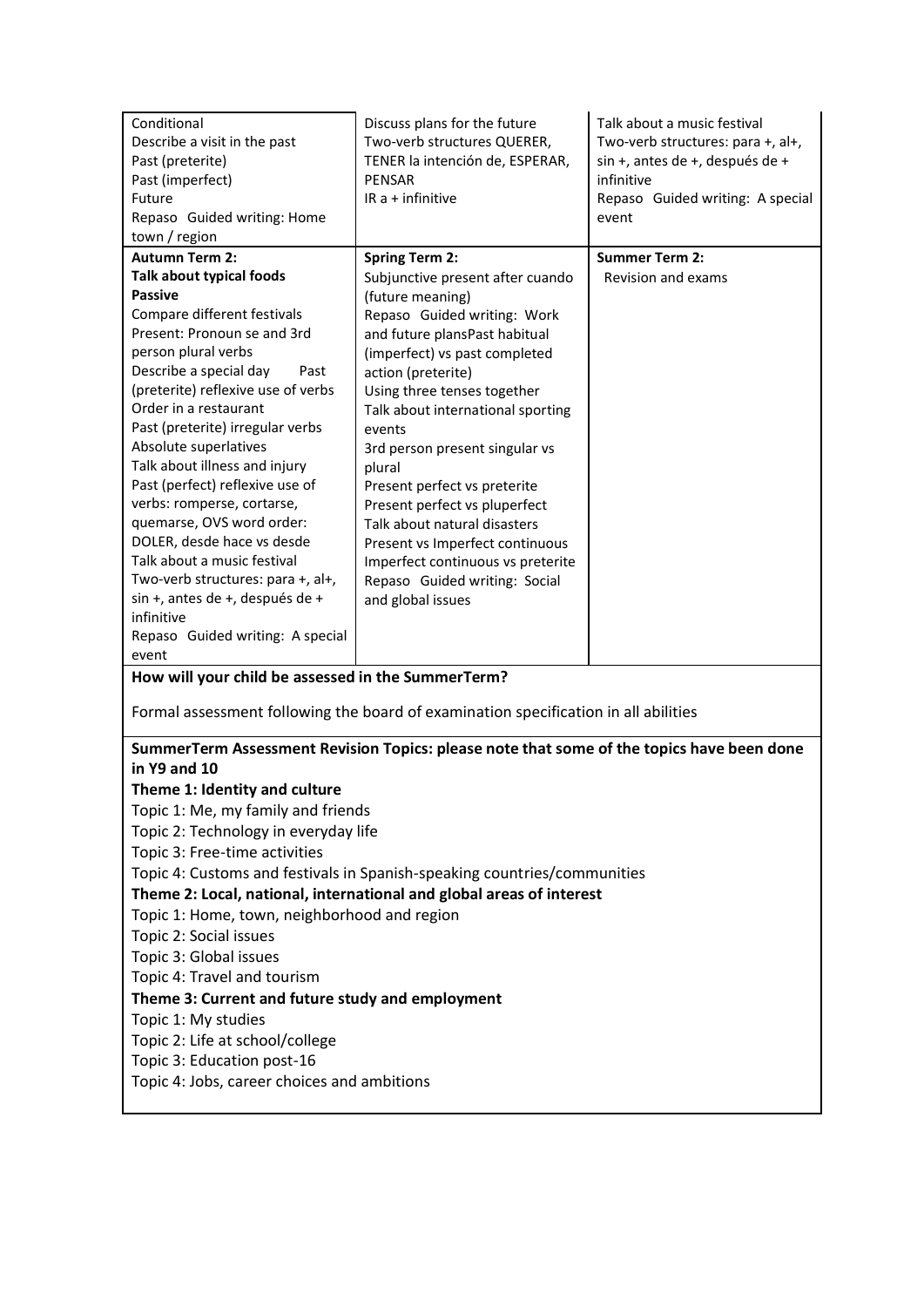| | | |
|---|---|---|
| Conditional<br>Describe a visit in the past<br>Past (preterite)<br>Past (imperfect)<br>Future<br>Repaso Guided writing: Home town / region | Discuss plans for the future<br>Two-verb structures QUERER, TENER la intención de, ESPERAR, PENSAR<br>IR a + infinitive | Talk about a music festival<br>Two-verb structures: para +, al+, sin +, antes de +, después de + infinitive<br>Repaso Guided writing: A special event |
| **Autumn Term 2:**<br>**Talk about typical foods**<br>**Passive**<br>Compare different festivals<br>Present: Pronoun se and 3rd person plural verbs<br>Describe a special day Past (preterite) reflexive use of verbs<br>Order in a restaurant<br>Past (preterite) irregular verbs<br>Absolute superlatives<br>Talk about illness and injury<br>Past (perfect) reflexive use of verbs: romperse, cortarse, quemarse, OVS word order: DOLER, desde hace vs desde<br>Talk about a music festival<br>Two-verb structures: para +, al+, sin +, antes de +, después de + infinitive<br>Repaso Guided writing: A special event | **Spring Term 2:**<br>Subjunctive present after cuando (future meaning)<br>Repaso Guided writing: Work and future plansPast habitual (imperfect) vs past completed action (preterite)<br>Using three tenses together<br>Talk about international sporting events<br>3rd person present singular vs plural<br>Present perfect vs preterite<br>Present perfect vs pluperfect<br>Talk about natural disasters<br>Present vs Imperfect continuous<br>Imperfect continuous vs preterite<br>Repaso Guided writing: Social and global issues | **Summer Term 2:**<br>Revision and exams |

**How will your child be assessed in the SummerTerm?**

Formal assessment following the board of examination specification in all abilities

**SummerTerm Assessment Revision Topics: please note that some of the topics have been done in Y9 and 10**

**Theme 1: Identity and culture**

Topic 1: Me, my family and friends
Topic 2: Technology in everyday life
Topic 3: Free-time activities
Topic 4: Customs and festivals in Spanish-speaking countries/communities

**Theme 2: Local, national, international and global areas of interest**

Topic 1: Home, town, neighborhood and region
Topic 2: Social issues
Topic 3: Global issues
Topic 4: Travel and tourism

**Theme 3: Current and future study and employment**

Topic 1: My studies
Topic 2: Life at school/college
Topic 3: Education post-16
Topic 4: Jobs, career choices and ambitions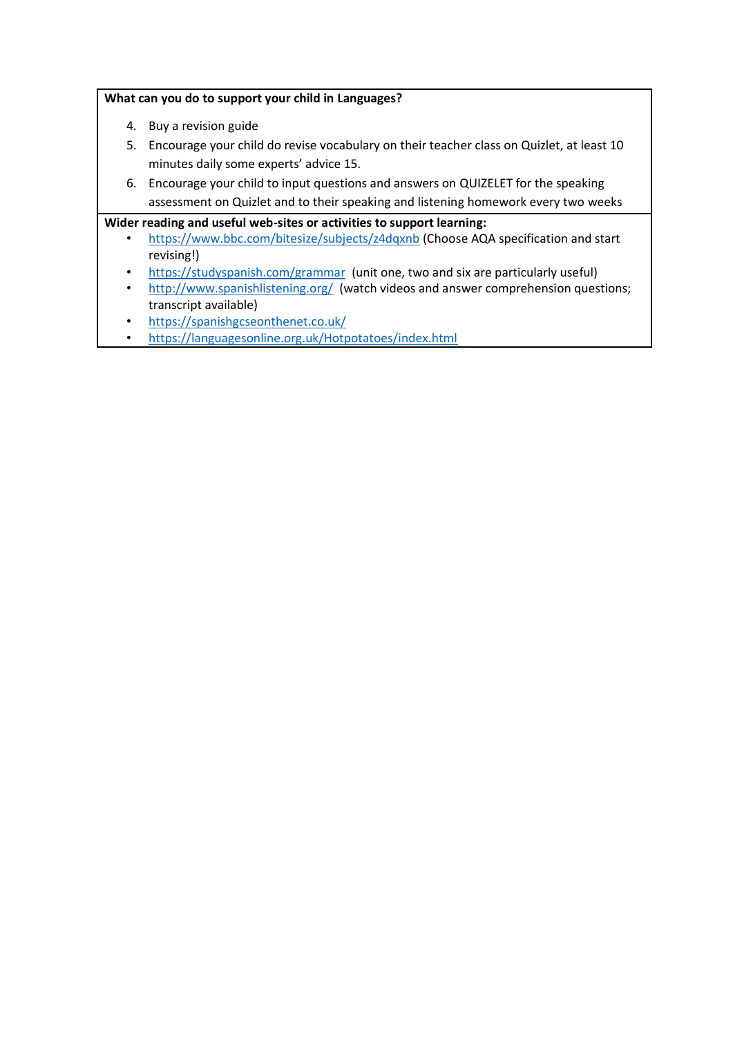**What can you do to support your child in Languages?**

4. Buy a revision guide
5. Encourage your child do revise vocabulary on their teacher class on Quizlet, at least 10 minutes daily some experts' advice 15.
6. Encourage your child to input questions and answers on QUIZELET for the speaking assessment on Quizlet and to their speaking and listening homework every two weeks

**Wider reading and useful web-sites or activities to support learning:**

- https://www.bbc.com/bitesize/subjects/z4dqxnb (Choose AQA specification and start revising!)
- https://studyspanish.com/grammar (unit one, two and six are particularly useful)
- http://www.spanishlistening.org/ (watch videos and answer comprehension questions; transcript available)
- https://spanishgcseonthenet.co.uk/
- https://languagesonline.org.uk/Hotpotatoes/index.html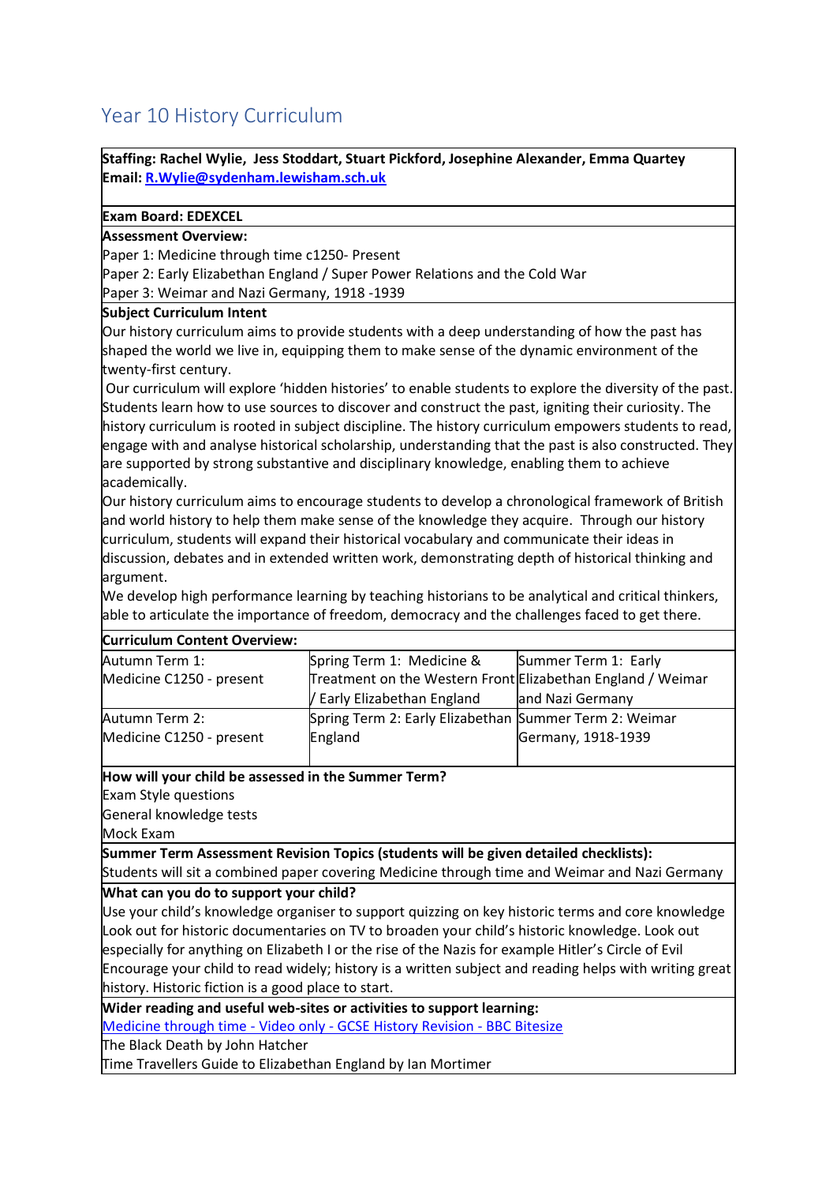# Year 10 History Curriculum

**Staffing: Rachel Wylie, Jess Stoddart, Stuart Pickford, Josephine Alexander, Emma Quartey**
**Email: [R.Wylie@sydenham.lewisham.sch.uk](mailto:R.Wylie@sydenham.lewisham.sch.uk)**

**Exam Board: EDEXCEL**

**Assessment Overview:**

Paper 1: Medicine through time c1250- Present
Paper 2: Early Elizabethan England / Super Power Relations and the Cold War
Paper 3: Weimar and Nazi Germany, 1918 -1939

**Subject Curriculum Intent**

Our history curriculum aims to provide students with a deep understanding of how the past has shaped the world we live in, equipping them to make sense of the dynamic environment of the twenty-first century.

Our curriculum will explore 'hidden histories' to enable students to explore the diversity of the past. Students learn how to use sources to discover and construct the past, igniting their curiosity. The history curriculum is rooted in subject discipline. The history curriculum empowers students to read, engage with and analyse historical scholarship, understanding that the past is also constructed. They are supported by strong substantive and disciplinary knowledge, enabling them to achieve academically.

Our history curriculum aims to encourage students to develop a chronological framework of British and world history to help them make sense of the knowledge they acquire. Through our history curriculum, students will expand their historical vocabulary and communicate their ideas in discussion, debates and in extended written work, demonstrating depth of historical thinking and argument.

We develop high performance learning by teaching historians to be analytical and critical thinkers, able to articulate the importance of freedom, democracy and the challenges faced to get there.

**Curriculum Content Overview:**

| | | |
|---|---|---|
| Autumn Term 1: Medicine C1250 - present | Spring Term 1: Medicine & Treatment on the Western Front / Early Elizabethan England | Summer Term 1: Early Elizabethan England / Weimar and Nazi Germany |
| Autumn Term 2: Medicine C1250 - present | Spring Term 2: Early Elizabethan England | Summer Term 2: Weimar Germany, 1918-1939 |

**How will your child be assessed in the Summer Term?**

Exam Style questions
General knowledge tests
Mock Exam

**Summer Term Assessment Revision Topics (students will be given detailed checklists):**

Students will sit a combined paper covering Medicine through time and Weimar and Nazi Germany

**What can you do to support your child?**

Use your child's knowledge organiser to support quizzing on key historic terms and core knowledge
Look out for historic documentaries on TV to broaden your child's historic knowledge. Look out especially for anything on Elizabeth I or the rise of the Nazis for example Hitler's Circle of Evil
Encourage your child to read widely; history is a written subject and reading helps with writing great history. Historic fiction is a good place to start.

**Wider reading and useful web-sites or activities to support learning:**

Medicine through time - Video only - GCSE History Revision - BBC Bitesize
The Black Death by John Hatcher
Time Travellers Guide to Elizabethan England by Ian Mortimer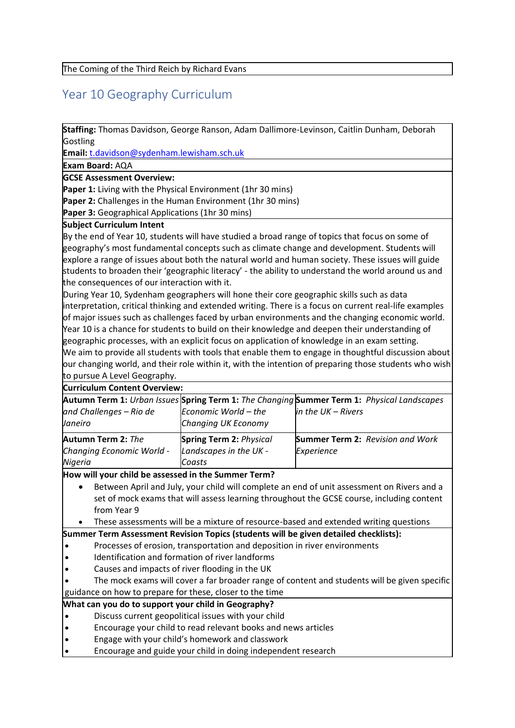| The Coming of the Third Reich by Richard Evans |
| --- |

## Year 10 Geography Curriculum

**Staffing:** Thomas Davidson, George Ranson, Adam Dallimore-Levinson, Caitlin Dunham, Deborah Gostling

**Email:** t.davidson@sydenham.lewisham.sch.uk

**Exam Board:** AQA

**GCSE Assessment Overview:**

**Paper 1:** Living with the Physical Environment (1hr 30 mins)
**Paper 2:** Challenges in the Human Environment (1hr 30 mins)
**Paper 3:** Geographical Applications (1hr 30 mins)

**Subject Curriculum Intent**

By the end of Year 10, students will have studied a broad range of topics that focus on some of geography's most fundamental concepts such as climate change and development. Students will explore a range of issues about both the natural world and human society. These issues will guide students to broaden their 'geographic literacy' - the ability to understand the world around us and the consequences of our interaction with it.

During Year 10, Sydenham geographers will hone their core geographic skills such as data interpretation, critical thinking and extended writing. There is a focus on current real-life examples of major issues such as challenges faced by urban environments and the changing economic world. Year 10 is a chance for students to build on their knowledge and deepen their understanding of geographic processes, with an explicit focus on application of knowledge in an exam setting.

We aim to provide all students with tools that enable them to engage in thoughtful discussion about our changing world, and their role within it, with the intention of preparing those students who wish to pursue A Level Geography.

**Curriculum Content Overview:**

| | | |
| --- | --- | --- |
| **Autumn Term 1:** *Urban Issues and Challenges – Rio de Janeiro* | **Spring Term 1:** *The Changing Economic World – the Changing UK Economy* | **Summer Term 1:** *Physical Landscapes in the UK – Rivers* |
| **Autumn Term 2:** *The Changing Economic World - Nigeria* | **Spring Term 2:** *Physical Landscapes in the UK - Coasts* | **Summer Term 2:** *Revision and Work Experience* |

**How will your child be assessed in the Summer Term?**

- Between April and July, your child will complete an end of unit assessment on Rivers and a set of mock exams that will assess learning throughout the GCSE course, including content from Year 9
- These assessments will be a mixture of resource-based and extended writing questions

**Summer Term Assessment Revision Topics (students will be given detailed checklists):**

- Processes of erosion, transportation and deposition in river environments
- Identification and formation of river landforms
- Causes and impacts of river flooding in the UK
- The mock exams will cover a far broader range of content and students will be given specific guidance on how to prepare for these, closer to the time

**What can you do to support your child in Geography?**

- Discuss current geopolitical issues with your child
- Encourage your child to read relevant books and news articles
- Engage with your child's homework and classwork
- Encourage and guide your child in doing independent research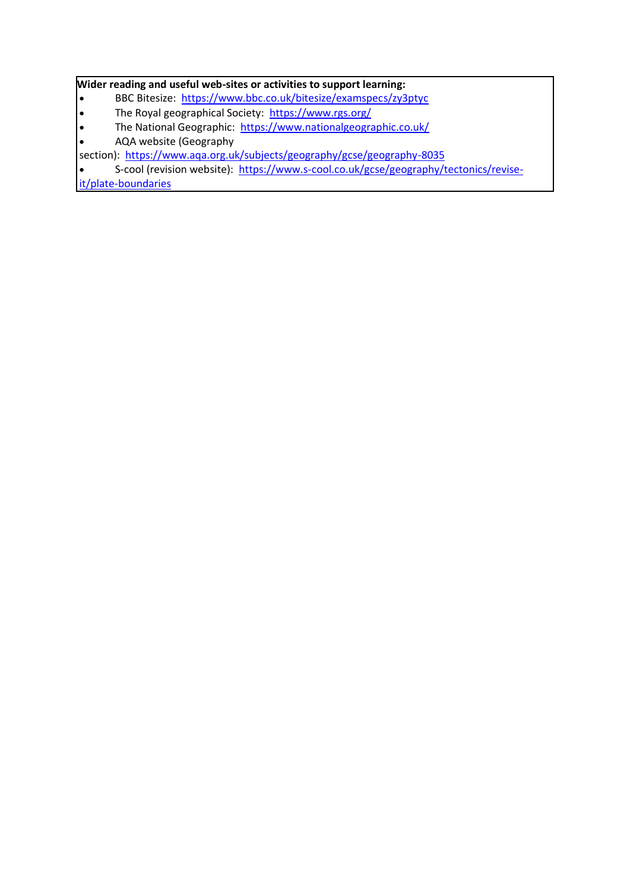**Wider reading and useful web-sites or activities to support learning:**

- BBC Bitesize: https://www.bbc.co.uk/bitesize/examspecs/zy3ptyc
- The Royal geographical Society: https://www.rgs.org/
- The National Geographic: https://www.nationalgeographic.co.uk/
- AQA website (Geography section): https://www.aqa.org.uk/subjects/geography/gcse/geography-8035
- S-cool (revision website): https://www.s-cool.co.uk/gcse/geography/tectonics/revise-it/plate-boundaries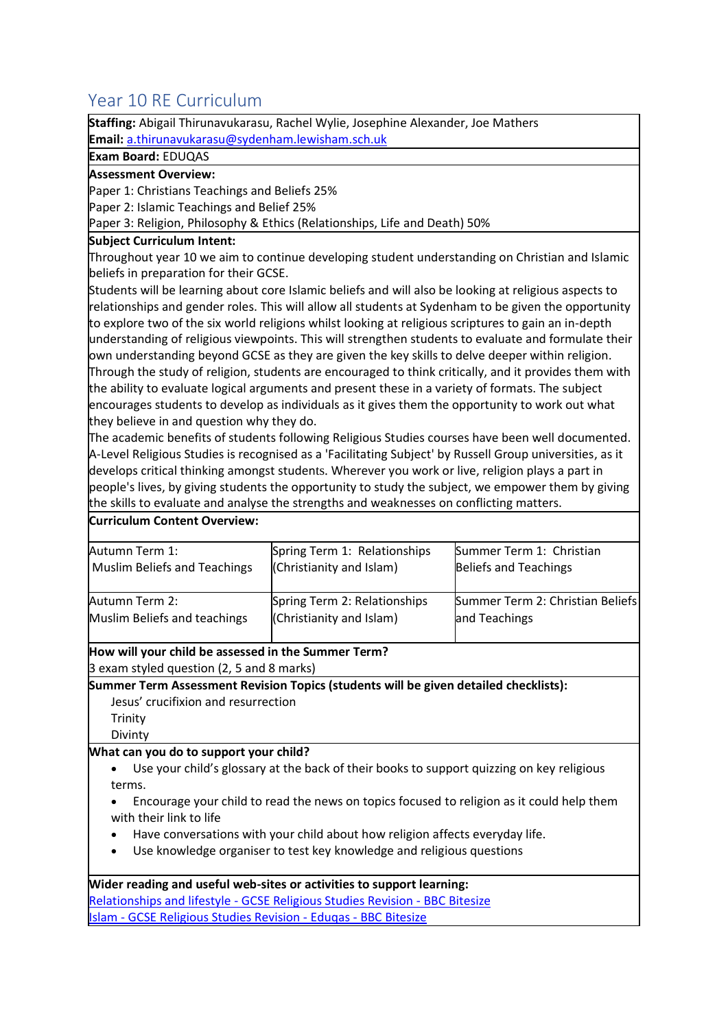# Year 10 RE Curriculum

**Staffing:** Abigail Thirunavukarasu, Rachel Wylie, Josephine Alexander, Joe Mathers
**Email:** [a.thirunavukarasu@sydenham.lewisham.sch.uk](mailto:a.thirunavukarasu@sydenham.lewisham.sch.uk)

**Exam Board:** EDUQAS

**Assessment Overview:**
Paper 1: Christians Teachings and Beliefs 25%
Paper 2: Islamic Teachings and Belief 25%
Paper 3: Religion, Philosophy & Ethics (Relationships, Life and Death) 50%

**Subject Curriculum Intent:**
Throughout year 10 we aim to continue developing student understanding on Christian and Islamic beliefs in preparation for their GCSE.
Students will be learning about core Islamic beliefs and will also be looking at religious aspects to relationships and gender roles. This will allow all students at Sydenham to be given the opportunity to explore two of the six world religions whilst looking at religious scriptures to gain an in-depth understanding of religious viewpoints. This will strengthen students to evaluate and formulate their own understanding beyond GCSE as they are given the key skills to delve deeper within religion. Through the study of religion, students are encouraged to think critically, and it provides them with the ability to evaluate logical arguments and present these in a variety of formats. The subject encourages students to develop as individuals as it gives them the opportunity to work out what they believe in and question why they do.
The academic benefits of students following Religious Studies courses have been well documented. A-Level Religious Studies is recognised as a 'Facilitating Subject' by Russell Group universities, as it develops critical thinking amongst students. Wherever you work or live, religion plays a part in people's lives, by giving students the opportunity to study the subject, we empower them by giving the skills to evaluate and analyse the strengths and weaknesses on conflicting matters.

**Curriculum Content Overview:**

| | | |
|---|---|---|
| Autumn Term 1: Muslim Beliefs and Teachings | Spring Term 1: Relationships (Christianity and Islam) | Summer Term 1: Christian Beliefs and Teachings |
| Autumn Term 2: Muslim Beliefs and teachings | Spring Term 2: Relationships (Christianity and Islam) | Summer Term 2: Christian Beliefs and Teachings |

**How will your child be assessed in the Summer Term?**
3 exam styled question (2, 5 and 8 marks)

**Summer Term Assessment Revision Topics (students will be given detailed checklists):**

Jesus' crucifixion and resurrection
Trinity
Divinty

**What can you do to support your child?**

- Use your child's glossary at the back of their books to support quizzing on key religious terms.
- Encourage your child to read the news on topics focused to religion as it could help them with their link to life
- Have conversations with your child about how religion affects everyday life.
- Use knowledge organiser to test key knowledge and religious questions

**Wider reading and useful web-sites or activities to support learning:**
Relationships and lifestyle - GCSE Religious Studies Revision - BBC Bitesize
Islam - GCSE Religious Studies Revision - Eduqas - BBC Bitesize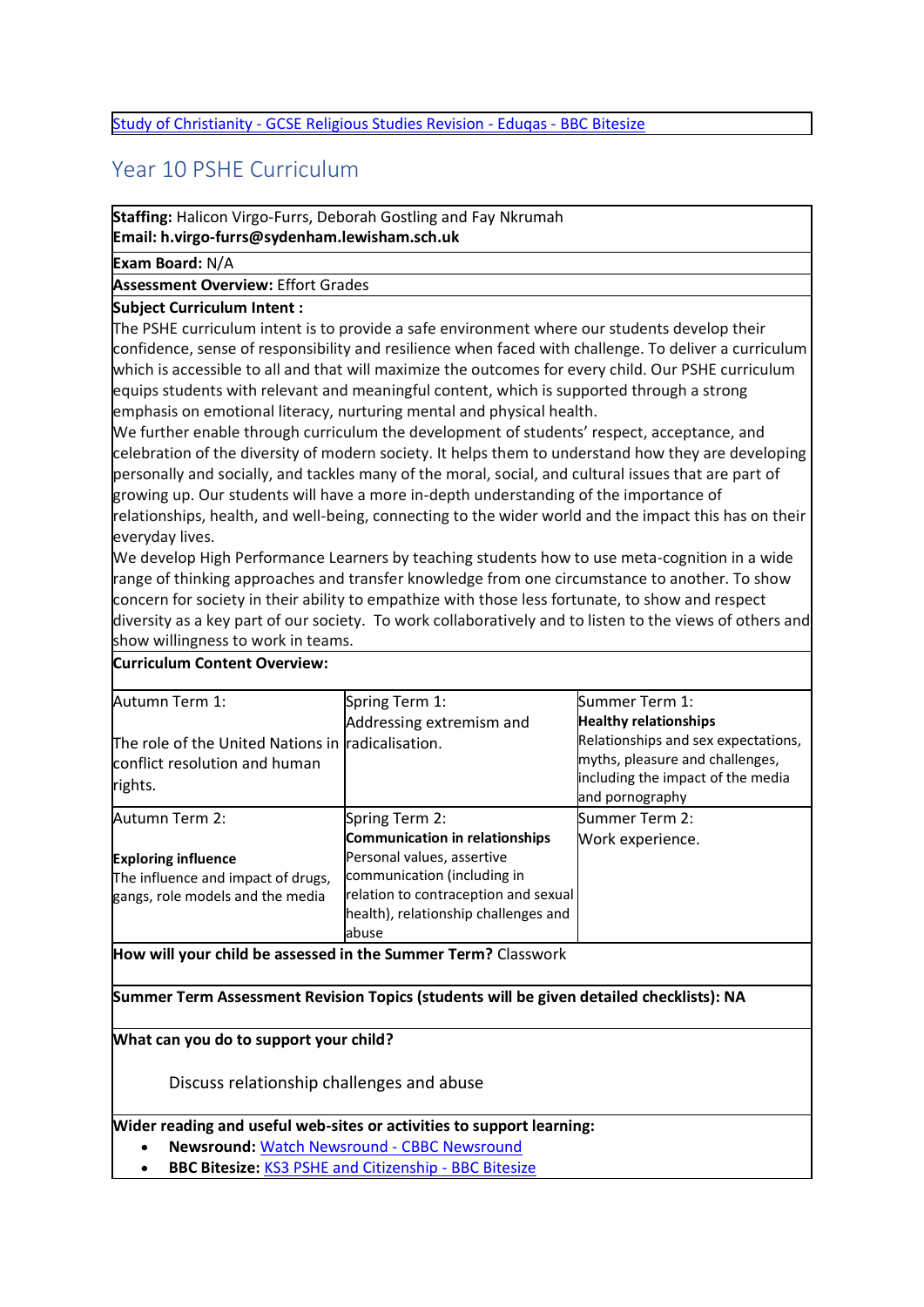[Study of Christianity - GCSE Religious Studies Revision - Eduqas - BBC Bitesize]

## Year 10 PSHE Curriculum

**Staffing:** Halicon Virgo-Furrs, Deborah Gostling and Fay Nkrumah
**Email: h.virgo-furrs@sydenham.lewisham.sch.uk**

**Exam Board:** N/A

**Assessment Overview:** Effort Grades

**Subject Curriculum Intent :**

The PSHE curriculum intent is to provide a safe environment where our students develop their confidence, sense of responsibility and resilience when faced with challenge. To deliver a curriculum which is accessible to all and that will maximize the outcomes for every child. Our PSHE curriculum equips students with relevant and meaningful content, which is supported through a strong emphasis on emotional literacy, nurturing mental and physical health.

We further enable through curriculum the development of students' respect, acceptance, and celebration of the diversity of modern society. It helps them to understand how they are developing personally and socially, and tackles many of the moral, social, and cultural issues that are part of growing up. Our students will have a more in-depth understanding of the importance of relationships, health, and well-being, connecting to the wider world and the impact this has on their everyday lives.

We develop High Performance Learners by teaching students how to use meta-cognition in a wide range of thinking approaches and transfer knowledge from one circumstance to another. To show concern for society in their ability to empathize with those less fortunate, to show and respect diversity as a key part of our society. To work collaboratively and to listen to the views of others and show willingness to work in teams.

**Curriculum Content Overview:**

| Autumn Term 1: | Spring Term 1: | Summer Term 1: |
|---|---|---|
| The role of the United Nations in conflict resolution and human rights. | Addressing extremism and radicalisation. | **Healthy relationships** Relationships and sex expectations, myths, pleasure and challenges, including the impact of the media and pornography |
| Autumn Term 2: **Exploring influence** The influence and impact of drugs, gangs, role models and the media | Spring Term 2: **Communication in relationships** Personal values, assertive communication (including in relation to contraception and sexual health), relationship challenges and abuse | Summer Term 2: Work experience. |

**How will your child be assessed in the Summer Term?** Classwork

**Summer Term Assessment Revision Topics (students will be given detailed checklists): NA**

**What can you do to support your child?**

Discuss relationship challenges and abuse

**Wider reading and useful web-sites or activities to support learning:**

- **Newsround:** Watch Newsround - CBBC Newsround
- **BBC Bitesize:** KS3 PSHE and Citizenship - BBC Bitesize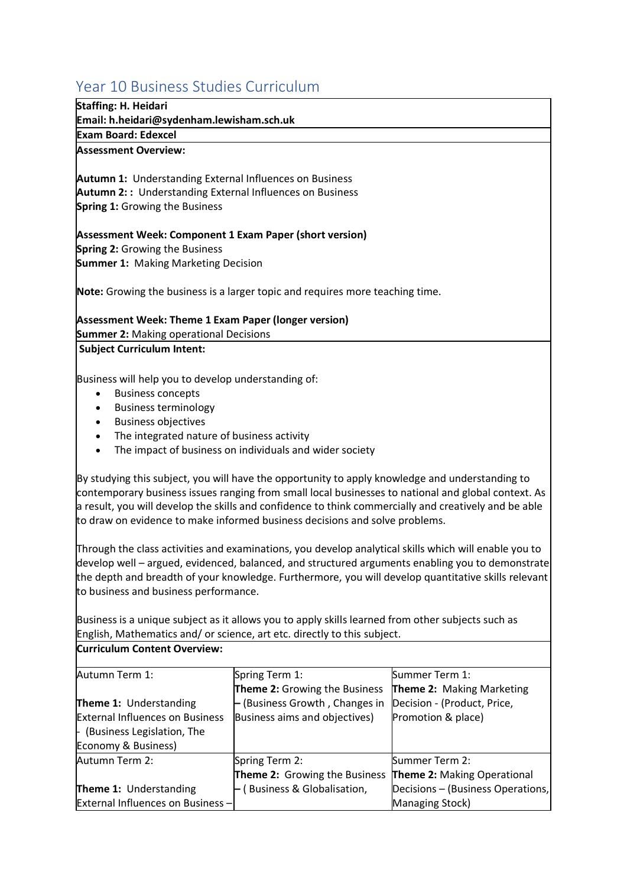## Year 10 Business Studies Curriculum

**Staffing: H. Heidari**
**Email: h.heidari@sydenham.lewisham.sch.uk**

**Exam Board: Edexcel**

**Assessment Overview:**

**Autumn 1:** Understanding External Influences on Business
**Autumn 2: :** Understanding External Influences on Business
**Spring 1:** Growing the Business

**Assessment Week: Component 1 Exam Paper (short version)**
**Spring 2:** Growing the Business
**Summer 1:** Making Marketing Decision

**Note:** Growing the business is a larger topic and requires more teaching time.

**Assessment Week: Theme 1 Exam Paper (longer version)**
**Summer 2:** Making operational Decisions

**Subject Curriculum Intent:**

Business will help you to develop understanding of:

- Business concepts
- Business terminology
- Business objectives
- The integrated nature of business activity
- The impact of business on individuals and wider society

By studying this subject, you will have the opportunity to apply knowledge and understanding to contemporary business issues ranging from small local businesses to national and global context. As a result, you will develop the skills and confidence to think commercially and creatively and be able to draw on evidence to make informed business decisions and solve problems.

Through the class activities and examinations, you develop analytical skills which will enable you to develop well – argued, evidenced, balanced, and structured arguments enabling you to demonstrate the depth and breadth of your knowledge. Furthermore, you will develop quantitative skills relevant to business and business performance.

Business is a unique subject as it allows you to apply skills learned from other subjects such as English, Mathematics and/ or science, art etc. directly to this subject.

**Curriculum Content Overview:**

| Autumn Term 1: | Spring Term 1: | Summer Term 1: |
|---|---|---|
| **Theme 1:** Understanding External Influences on Business - (Business Legislation, The Economy & Business) | **Theme 2:** Growing the Business – (Business Growth , Changes in Business aims and objectives) | **Theme 2:** Making Marketing Decision - (Product, Price, Promotion & place) |
| Autumn Term 2: | Spring Term 2: | Summer Term 2: |
| **Theme 1:** Understanding External Influences on Business – | **Theme 2:** Growing the Business – ( Business & Globalisation, | **Theme 2:** Making Operational Decisions – (Business Operations, Managing Stock) |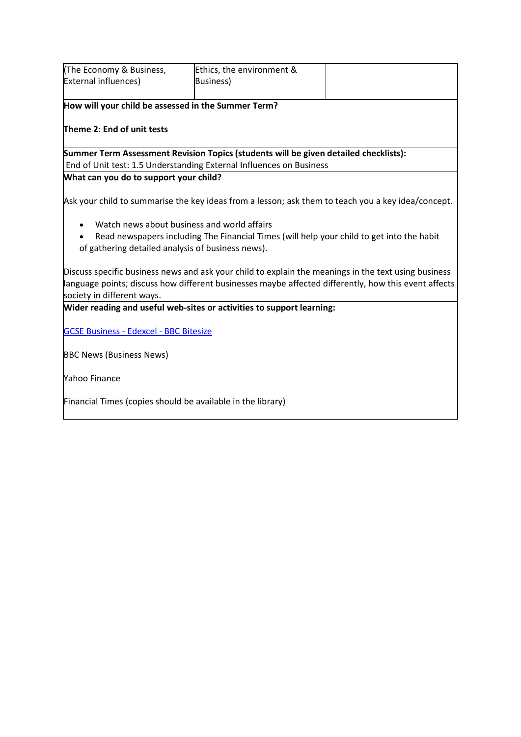| (The Economy & Business, External influences) | Ethics, the environment & Business) | |
|---|---|---|

**How will your child be assessed in the Summer Term?**

**Theme 2: End of unit tests**

**Summer Term Assessment Revision Topics (students will be given detailed checklists):**

End of Unit test: 1.5 Understanding External Influences on Business

**What can you do to support your child?**

Ask your child to summarise the key ideas from a lesson; ask them to teach you a key idea/concept.

- Watch news about business and world affairs
- Read newspapers including The Financial Times (will help your child to get into the habit of gathering detailed analysis of business news).

Discuss specific business news and ask your child to explain the meanings in the text using business language points; discuss how different businesses maybe affected differently, how this event affects society in different ways.

**Wider reading and useful web-sites or activities to support learning:**

GCSE Business - Edexcel - BBC Bitesize

BBC News (Business News)

Yahoo Finance

Financial Times (copies should be available in the library)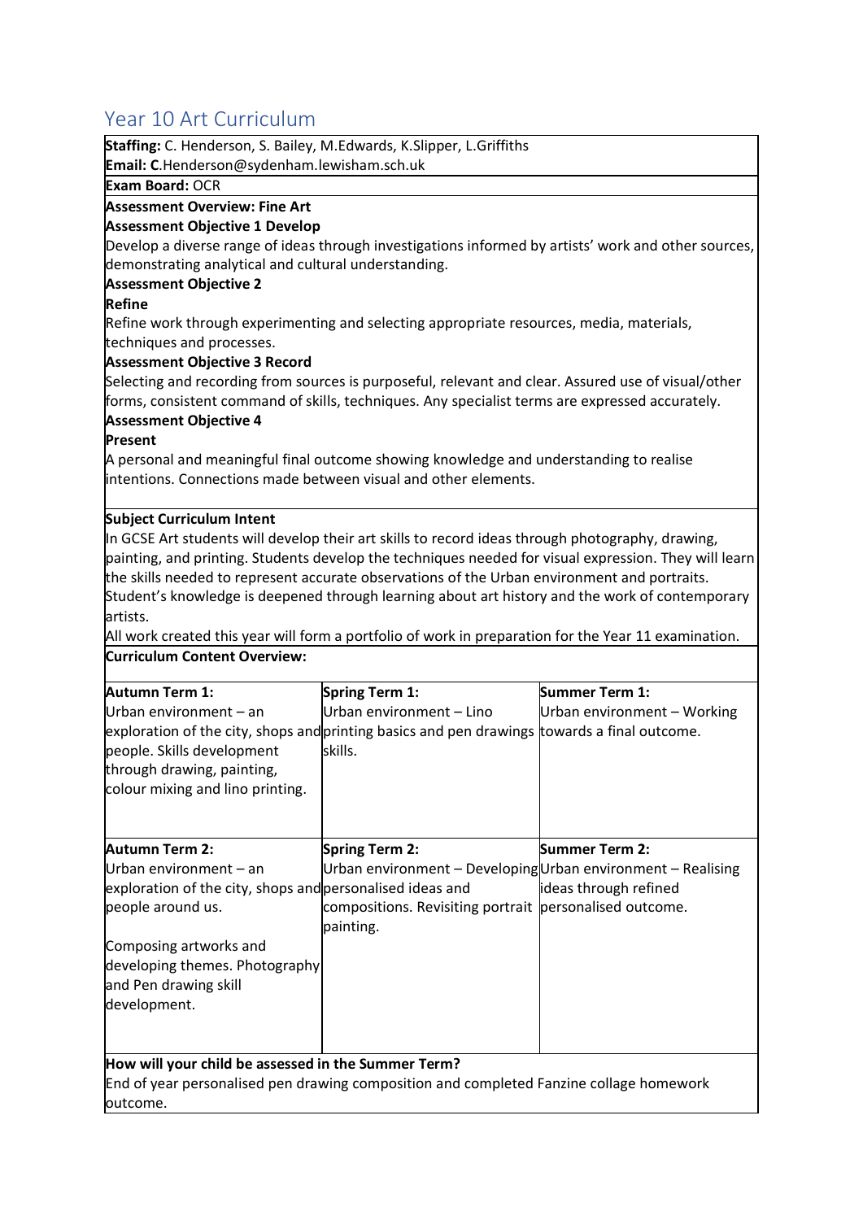# Year 10 Art Curriculum

**Staffing:** C. Henderson, S. Bailey, M.Edwards, K.Slipper, L.Griffiths

**Email: C**.Henderson@sydenham.lewisham.sch.uk

**Exam Board:** OCR

**Assessment Overview: Fine Art**

**Assessment Objective 1 Develop**

Develop a diverse range of ideas through investigations informed by artists' work and other sources, demonstrating analytical and cultural understanding.

**Assessment Objective 2**

**Refine**

Refine work through experimenting and selecting appropriate resources, media, materials, techniques and processes.

**Assessment Objective 3 Record**

Selecting and recording from sources is purposeful, relevant and clear. Assured use of visual/other forms, consistent command of skills, techniques. Any specialist terms are expressed accurately.

**Assessment Objective 4**

**Present**

A personal and meaningful final outcome showing knowledge and understanding to realise intentions. Connections made between visual and other elements.

**Subject Curriculum Intent**

In GCSE Art students will develop their art skills to record ideas through photography, drawing, painting, and printing. Students develop the techniques needed for visual expression. They will learn the skills needed to represent accurate observations of the Urban environment and portraits. Student's knowledge is deepened through learning about art history and the work of contemporary artists.

All work created this year will form a portfolio of work in preparation for the Year 11 examination.

**Curriculum Content Overview:**

| **Autumn Term 1:** | **Spring Term 1:** | **Summer Term 1:** |
|---|---|---|
| Urban environment – an exploration of the city, shops and people. Skills development through drawing, painting, colour mixing and lino printing. | Urban environment – Lino printing basics and pen drawings skills. | Urban environment – Working towards a final outcome. |
| **Autumn Term 2:** | **Spring Term 2:** | **Summer Term 2:** |
| Urban environment – an exploration of the city, shops and people around us.<br><br>Composing artworks and developing themes. Photography and Pen drawing skill development. | Urban environment – Developing personalised ideas and compositions. Revisiting portrait painting. | Urban environment – Realising ideas through refined personalised outcome. |

**How will your child be assessed in the Summer Term?**

End of year personalised pen drawing composition and completed Fanzine collage homework outcome.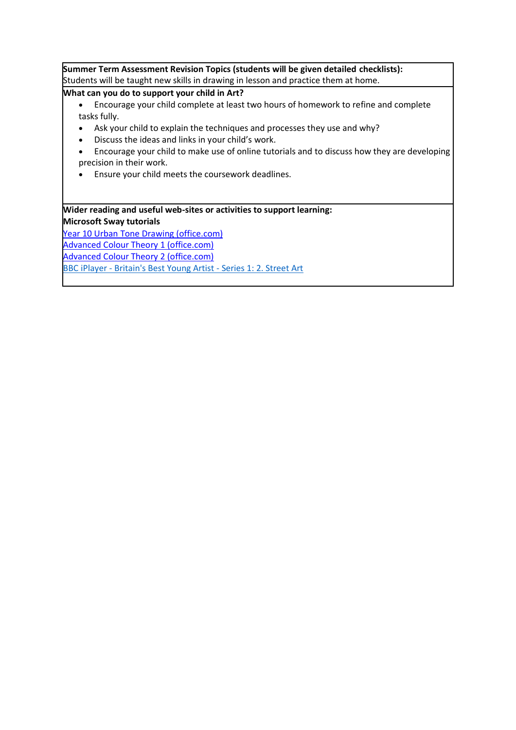**Summer Term Assessment Revision Topics (students will be given detailed checklists):**
Students will be taught new skills in drawing in lesson and practice them at home.

**What can you do to support your child in Art?**

- Encourage your child complete at least two hours of homework to refine and complete tasks fully.
- Ask your child to explain the techniques and processes they use and why?
- Discuss the ideas and links in your child's work.
- Encourage your child to make use of online tutorials and to discuss how they are developing precision in their work.
- Ensure your child meets the coursework deadlines.

**Wider reading and useful web-sites or activities to support learning:**

**Microsoft Sway tutorials**

Year 10 Urban Tone Drawing (office.com)
Advanced Colour Theory 1 (office.com)
Advanced Colour Theory 2 (office.com)
BBC iPlayer - Britain's Best Young Artist - Series 1: 2. Street Art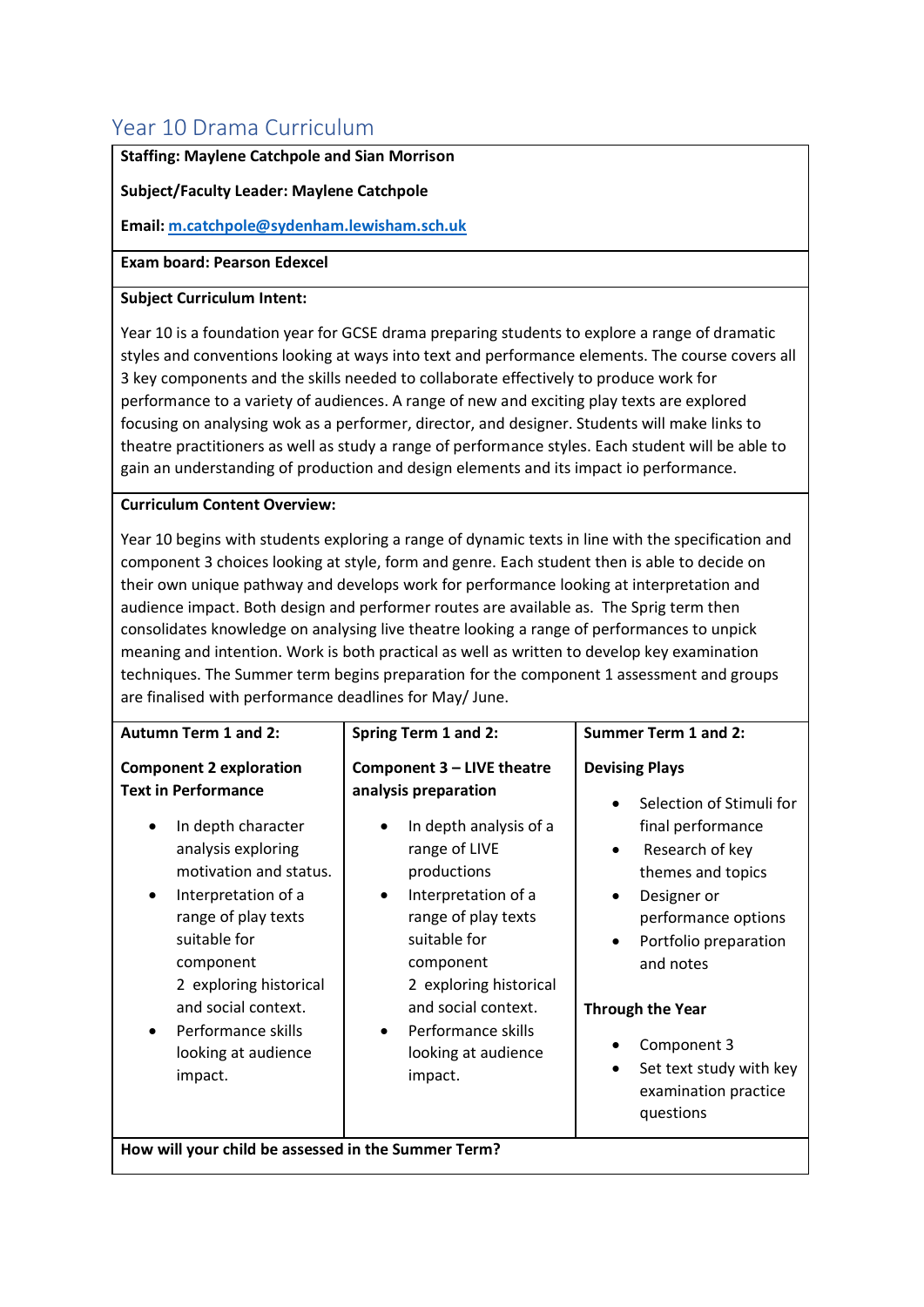# Year 10 Drama Curriculum

**Staffing: Maylene Catchpole and Sian Morrison**

**Subject/Faculty Leader: Maylene Catchpole**

**Email: m.catchpole@sydenham.lewisham.sch.uk**

**Exam board: Pearson Edexcel**

**Subject Curriculum Intent:**

Year 10 is a foundation year for GCSE drama preparing students to explore a range of dramatic styles and conventions looking at ways into text and performance elements. The course covers all 3 key components and the skills needed to collaborate effectively to produce work for performance to a variety of audiences. A range of new and exciting play texts are explored focusing on analysing wok as a performer, director, and designer. Students will make links to theatre practitioners as well as study a range of performance styles. Each student will be able to gain an understanding of production and design elements and its impact io performance.

**Curriculum Content Overview:**

Year 10 begins with students exploring a range of dynamic texts in line with the specification and component 3 choices looking at style, form and genre. Each student then is able to decide on their own unique pathway and develops work for performance looking at interpretation and audience impact. Both design and performer routes are available as. The Sprig term then consolidates knowledge on analysing live theatre looking a range of performances to unpick meaning and intention. Work is both practical as well as written to develop key examination techniques. The Summer term begins preparation for the component 1 assessment and groups are finalised with performance deadlines for May/ June.

| Autumn Term 1 and 2: | Spring Term 1 and 2: | Summer Term 1 and 2: |
|---|---|---|
| **Component 2 exploration Text in Performance**<br><br>• In depth character analysis exploring motivation and status.<br>• Interpretation of a range of play texts suitable for component 2 exploring historical and social context.<br>• Performance skills looking at audience impact. | **Component 3 – LIVE theatre analysis preparation**<br><br>• In depth analysis of a range of LIVE productions<br>• Interpretation of a range of play texts suitable for component 2 exploring historical and social context.<br>• Performance skills looking at audience impact. | **Devising Plays**<br><br>• Selection of Stimuli for final performance<br>• Research of key themes and topics<br>• Designer or performance options<br>• Portfolio preparation and notes<br><br>**Through the Year**<br><br>• Component 3<br>• Set text study with key examination practice questions |

**How will your child be assessed in the Summer Term?**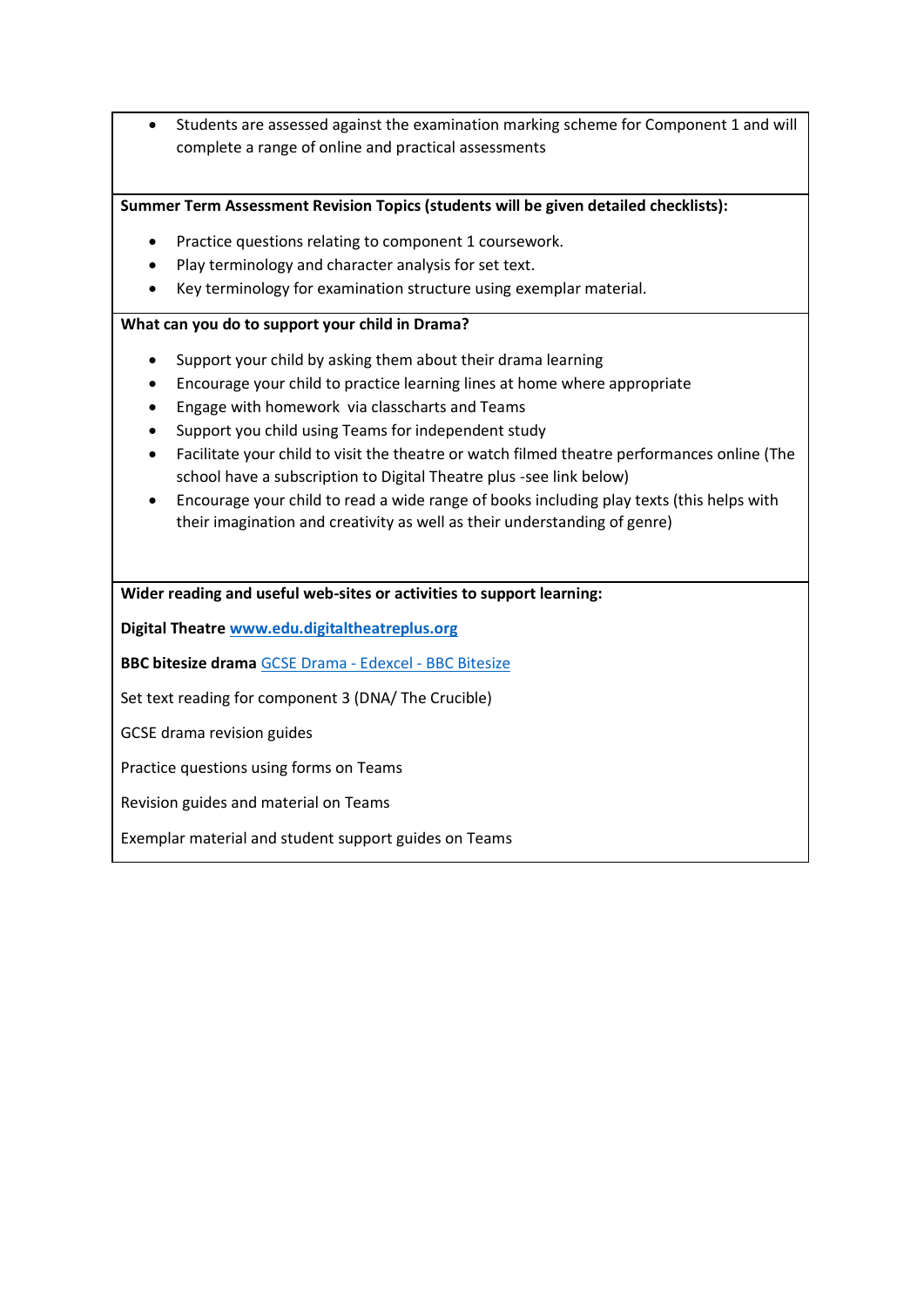- Students are assessed against the examination marking scheme for Component 1 and will complete a range of online and practical assessments

**Summer Term Assessment Revision Topics (students will be given detailed checklists):**

- Practice questions relating to component 1 coursework.
- Play terminology and character analysis for set text.
- Key terminology for examination structure using exemplar material.

**What can you do to support your child in Drama?**

- Support your child by asking them about their drama learning
- Encourage your child to practice learning lines at home where appropriate
- Engage with homework via classcharts and Teams
- Support you child using Teams for independent study
- Facilitate your child to visit the theatre or watch filmed theatre performances online (The school have a subscription to Digital Theatre plus -see link below)
- Encourage your child to read a wide range of books including play texts (this helps with their imagination and creativity as well as their understanding of genre)

**Wider reading and useful web-sites or activities to support learning:**

**Digital Theatre** **[www.edu.digitaltheatreplus.org](www.edu.digitaltheatreplus.org)**

**BBC bitesize drama** GCSE Drama - Edexcel - BBC Bitesize

Set text reading for component 3 (DNA/ The Crucible)

GCSE drama revision guides

Practice questions using forms on Teams

Revision guides and material on Teams

Exemplar material and student support guides on Teams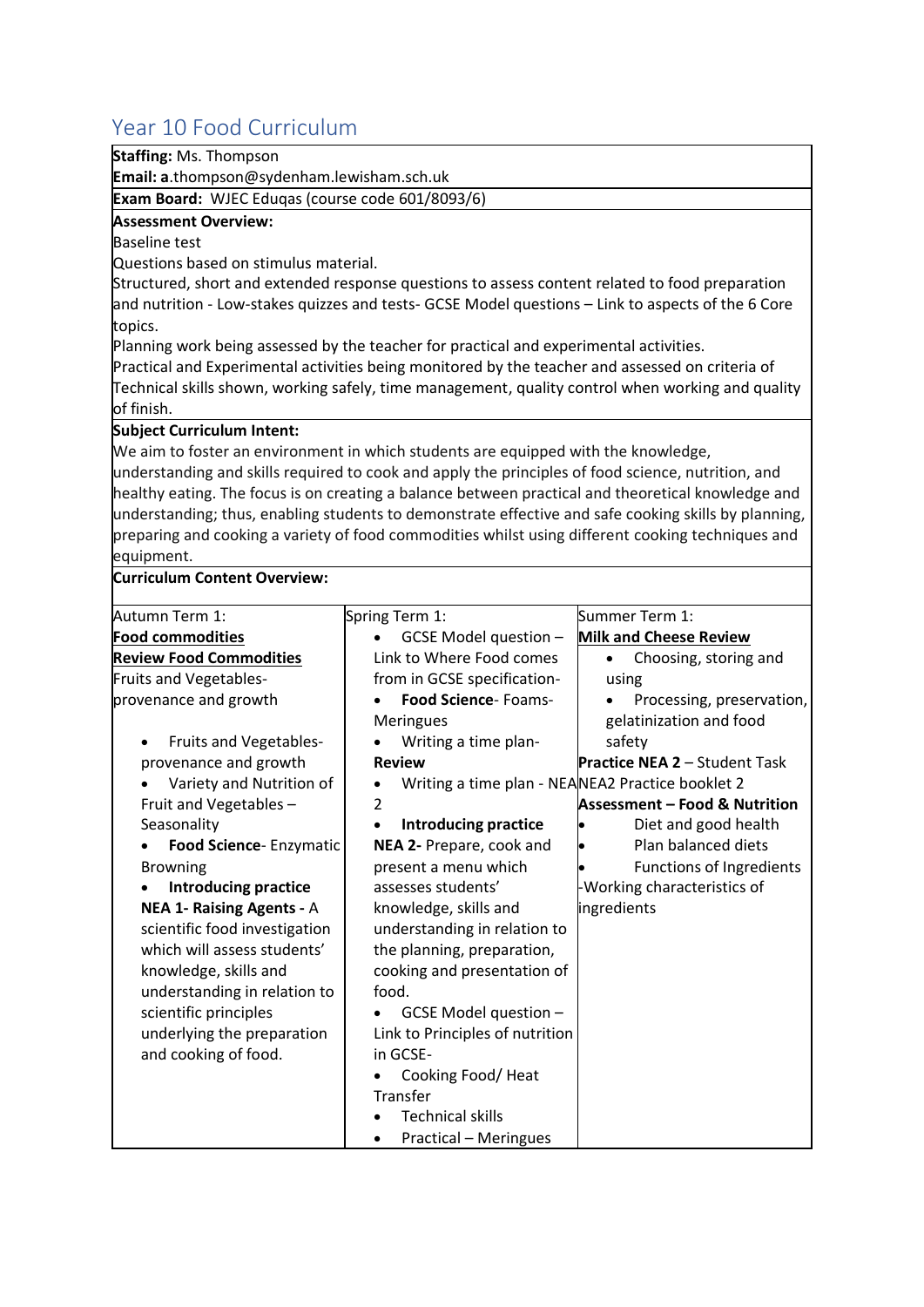# Year 10 Food Curriculum

**Staffing:** Ms. Thompson
**Email: a**.thompson@sydenham.lewisham.sch.uk

**Exam Board:** WJEC Eduqas (course code 601/8093/6)

**Assessment Overview:**
Baseline test
Questions based on stimulus material.
Structured, short and extended response questions to assess content related to food preparation and nutrition - Low-stakes quizzes and tests- GCSE Model questions – Link to aspects of the 6 Core topics.
Planning work being assessed by the teacher for practical and experimental activities.
Practical and Experimental activities being monitored by the teacher and assessed on criteria of Technical skills shown, working safely, time management, quality control when working and quality of finish.

**Subject Curriculum Intent:**
We aim to foster an environment in which students are equipped with the knowledge, understanding and skills required to cook and apply the principles of food science, nutrition, and healthy eating. The focus is on creating a balance between practical and theoretical knowledge and understanding; thus, enabling students to demonstrate effective and safe cooking skills by planning, preparing and cooking a variety of food commodities whilst using different cooking techniques and equipment.

**Curriculum Content Overview:**

| Autumn Term 1: | Spring Term 1: | Summer Term 1: |
|---|---|---|
| **Food commodities**<br>**Review Food Commodities**<br>Fruits and Vegetables- provenance and growth<br>• Fruits and Vegetables- provenance and growth<br>• Variety and Nutrition of Fruit and Vegetables – Seasonality<br>• **Food Science**- Enzymatic Browning<br>• **Introducing practice NEA 1- Raising Agents -** A scientific food investigation which will assess students' knowledge, skills and understanding in relation to scientific principles underlying the preparation and cooking of food. | • GCSE Model question – Link to Where Food comes from in GCSE specification-<br>• **Food Science**- Foams- Meringues<br>• Writing a time plan-<br>**Review**<br>• Writing a time plan - NEA 2<br>• **Introducing practice NEA 2-** Prepare, cook and present a menu which assesses students' knowledge, skills and understanding in relation to the planning, preparation, cooking and presentation of food.<br>• GCSE Model question – Link to Principles of nutrition in GCSE-<br>• Cooking Food/ Heat Transfer<br>• Technical skills<br>• Practical – Meringues | **Milk and Cheese Review**<br>• Choosing, storing and using<br>• Processing, preservation, gelatinization and food safety<br>**Practice NEA 2** – Student Task<br>NEA2 Practice booklet 2<br>**Assessment – Food & Nutrition**<br>• Diet and good health<br>• Plan balanced diets<br>• Functions of Ingredients<br>-Working characteristics of ingredients |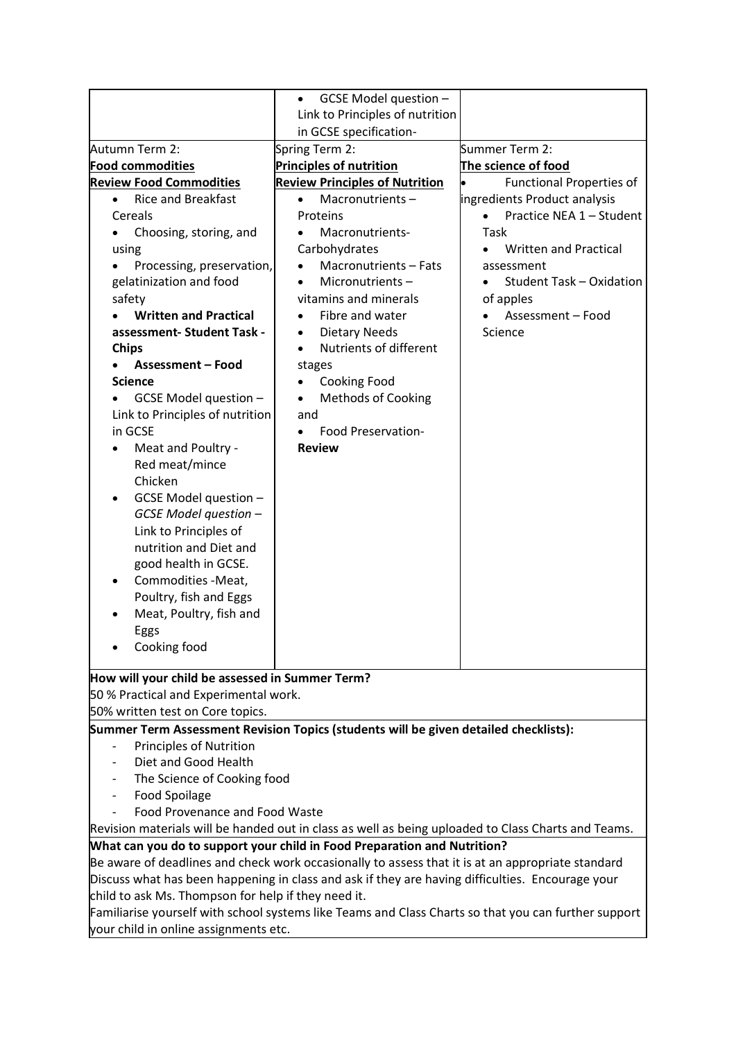| | • GCSE Model question – Link to Principles of nutrition in GCSE specification- | |
|---|---|---|
| Autumn Term 2:<br>**Food commodities**<br>**Review Food Commodities**<br>• Rice and Breakfast Cereals<br>• Choosing, storing, and using<br>• Processing, preservation, gelatinization and food safety<br>• **Written and Practical assessment- Student Task - Chips**<br>• **Assessment – Food Science**<br>• GCSE Model question – Link to Principles of nutrition in GCSE<br>• Meat and Poultry - Red meat/mince Chicken<br>• GCSE Model question – *GCSE Model question –* Link to Principles of nutrition and Diet and good health in GCSE.<br>• Commodities -Meat, Poultry, fish and Eggs<br>• Meat, Poultry, fish and Eggs<br>• Cooking food | Spring Term 2:<br>**Principles of nutrition**<br>**Review Principles of Nutrition**<br>• Macronutrients – Proteins<br>• Macronutrients- Carbohydrates<br>• Macronutrients – Fats<br>• Micronutrients – vitamins and minerals<br>• Fibre and water<br>• Dietary Needs<br>• Nutrients of different stages<br>• Cooking Food<br>• Methods of Cooking and<br>• Food Preservation- **Review** | Summer Term 2:<br>**The science of food**<br>• Functional Properties of ingredients Product analysis<br>• Practice NEA 1 – Student Task<br>• Written and Practical assessment<br>• Student Task – Oxidation of apples<br>• Assessment – Food Science |

**How will your child be assessed in Summer Term?**

50 % Practical and Experimental work.

50% written test on Core topics.

**Summer Term Assessment Revision Topics (students will be given detailed checklists):**

- Principles of Nutrition
- Diet and Good Health
- The Science of Cooking food
- Food Spoilage
- Food Provenance and Food Waste

Revision materials will be handed out in class as well as being uploaded to Class Charts and Teams.

**What can you do to support your child in Food Preparation and Nutrition?**

Be aware of deadlines and check work occasionally to assess that it is at an appropriate standard

Discuss what has been happening in class and ask if they are having difficulties. Encourage your child to ask Ms. Thompson for help if they need it.

Familiarise yourself with school systems like Teams and Class Charts so that you can further support your child in online assignments etc.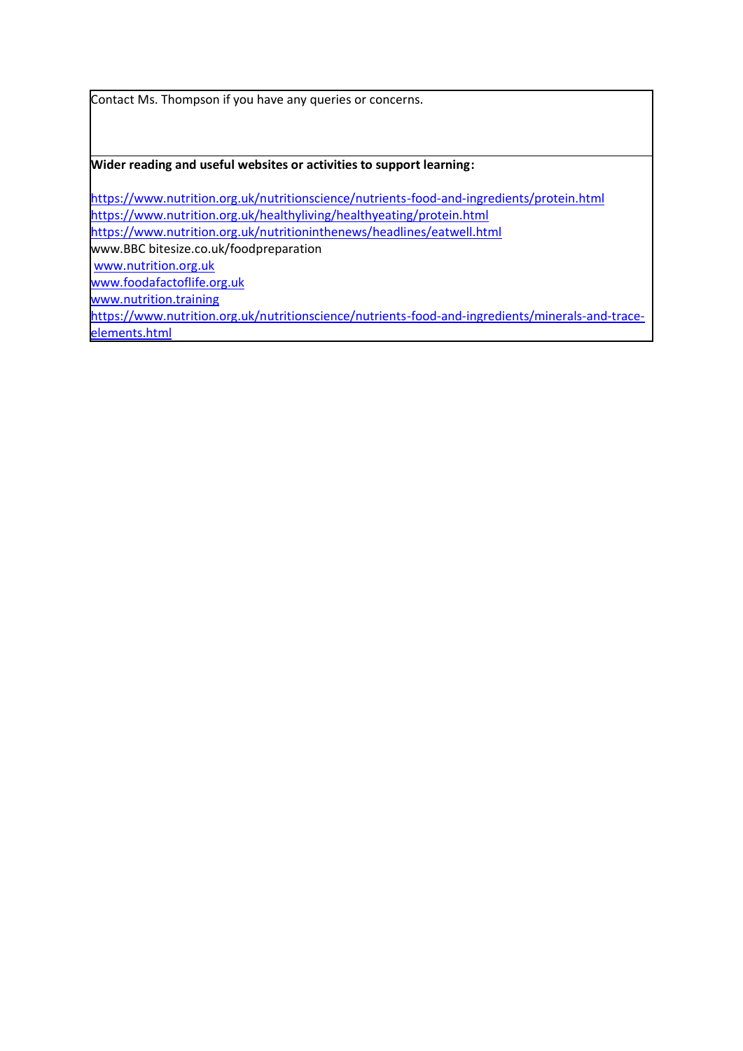Contact Ms. Thompson if you have any queries or concerns.

**Wider reading and useful websites or activities to support learning:**

https://www.nutrition.org.uk/nutritionscience/nutrients-food-and-ingredients/protein.html
https://www.nutrition.org.uk/healthyliving/healthyeating/protein.html
https://www.nutrition.org.uk/nutritioninthenews/headlines/eatwell.html
www.BBC bitesize.co.uk/foodpreparation
www.nutrition.org.uk
www.foodafactoflife.org.uk
www.nutrition.training
https://www.nutrition.org.uk/nutritionscience/nutrients-food-and-ingredients/minerals-and-trace-elements.html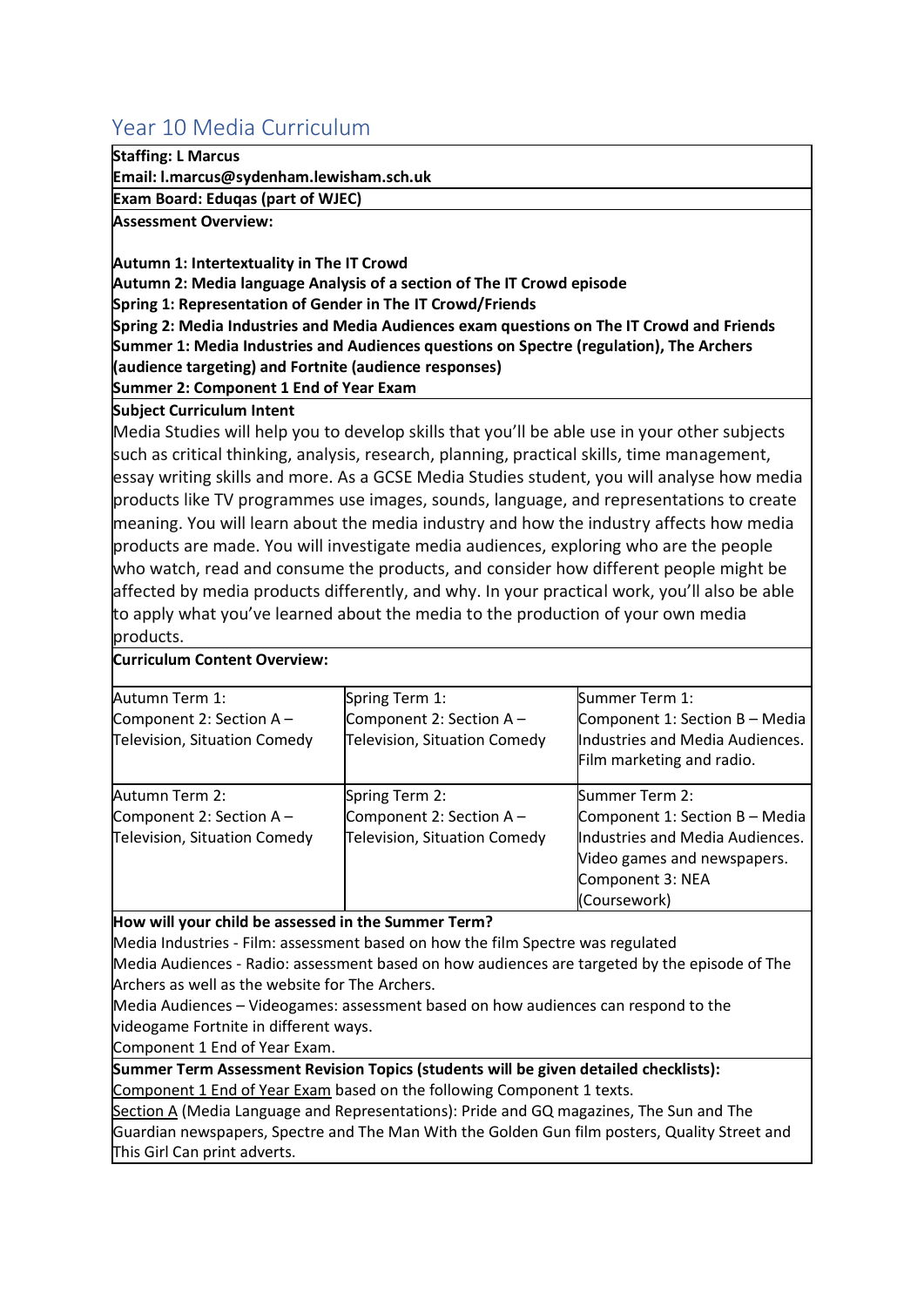# Year 10 Media Curriculum

**Staffing: L Marcus**
**Email: l.marcus@sydenham.lewisham.sch.uk**

**Exam Board: Eduqas (part of WJEC)**

**Assessment Overview:**

**Autumn 1: Intertextuality in The IT Crowd**
**Autumn 2: Media language Analysis of a section of The IT Crowd episode**
**Spring 1: Representation of Gender in The IT Crowd/Friends**
**Spring 2: Media Industries and Media Audiences exam questions on The IT Crowd and Friends**
**Summer 1: Media Industries and Audiences questions on Spectre (regulation), The Archers (audience targeting) and Fortnite (audience responses)**
**Summer 2: Component 1 End of Year Exam**

**Subject Curriculum Intent**

Media Studies will help you to develop skills that you'll be able use in your other subjects such as critical thinking, analysis, research, planning, practical skills, time management, essay writing skills and more. As a GCSE Media Studies student, you will analyse how media products like TV programmes use images, sounds, language, and representations to create meaning. You will learn about the media industry and how the industry affects how media products are made. You will investigate media audiences, exploring who are the people who watch, read and consume the products, and consider how different people might be affected by media products differently, and why. In your practical work, you'll also be able to apply what you've learned about the media to the production of your own media products.

**Curriculum Content Overview:**

| | | |
|---|---|---|
| Autumn Term 1:<br>Component 2: Section A – Television, Situation Comedy | Spring Term 1:<br>Component 2: Section A – Television, Situation Comedy | Summer Term 1:<br>Component 1: Section B – Media Industries and Media Audiences. Film marketing and radio. |
| Autumn Term 2:<br>Component 2: Section A – Television, Situation Comedy | Spring Term 2:<br>Component 2: Section A – Television, Situation Comedy | Summer Term 2:<br>Component 1: Section B – Media Industries and Media Audiences. Video games and newspapers.<br>Component 3: NEA (Coursework) |

**How will your child be assessed in the Summer Term?**

Media Industries - Film: assessment based on how the film Spectre was regulated

Media Audiences - Radio: assessment based on how audiences are targeted by the episode of The Archers as well as the website for The Archers.

Media Audiences – Videogames: assessment based on how audiences can respond to the videogame Fortnite in different ways.

Component 1 End of Year Exam.

**Summer Term Assessment Revision Topics (students will be given detailed checklists):**

Component 1 End of Year Exam based on the following Component 1 texts.

Section A (Media Language and Representations): Pride and GQ magazines, The Sun and The Guardian newspapers, Spectre and The Man With the Golden Gun film posters, Quality Street and This Girl Can print adverts.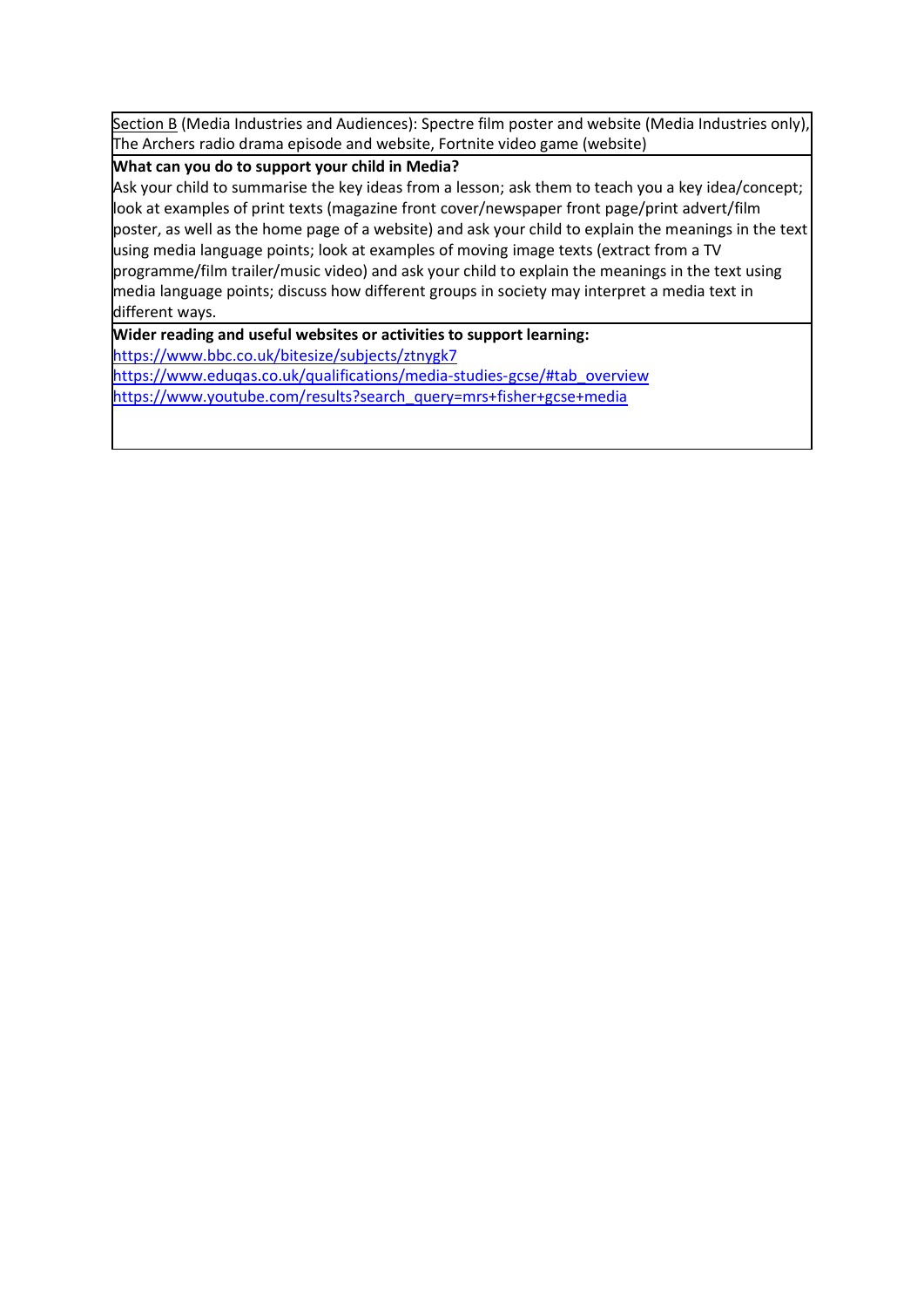Section B (Media Industries and Audiences): Spectre film poster and website (Media Industries only), The Archers radio drama episode and website, Fortnite video game (website)

**What can you do to support your child in Media?**

Ask your child to summarise the key ideas from a lesson; ask them to teach you a key idea/concept; look at examples of print texts (magazine front cover/newspaper front page/print advert/film poster, as well as the home page of a website) and ask your child to explain the meanings in the text using media language points; look at examples of moving image texts (extract from a TV programme/film trailer/music video) and ask your child to explain the meanings in the text using media language points; discuss how different groups in society may interpret a media text in different ways.

**Wider reading and useful websites or activities to support learning:**

https://www.bbc.co.uk/bitesize/subjects/ztnygk7

https://www.eduqas.co.uk/qualifications/media-studies-gcse/#tab_overview

https://www.youtube.com/results?search_query=mrs+fisher+gcse+media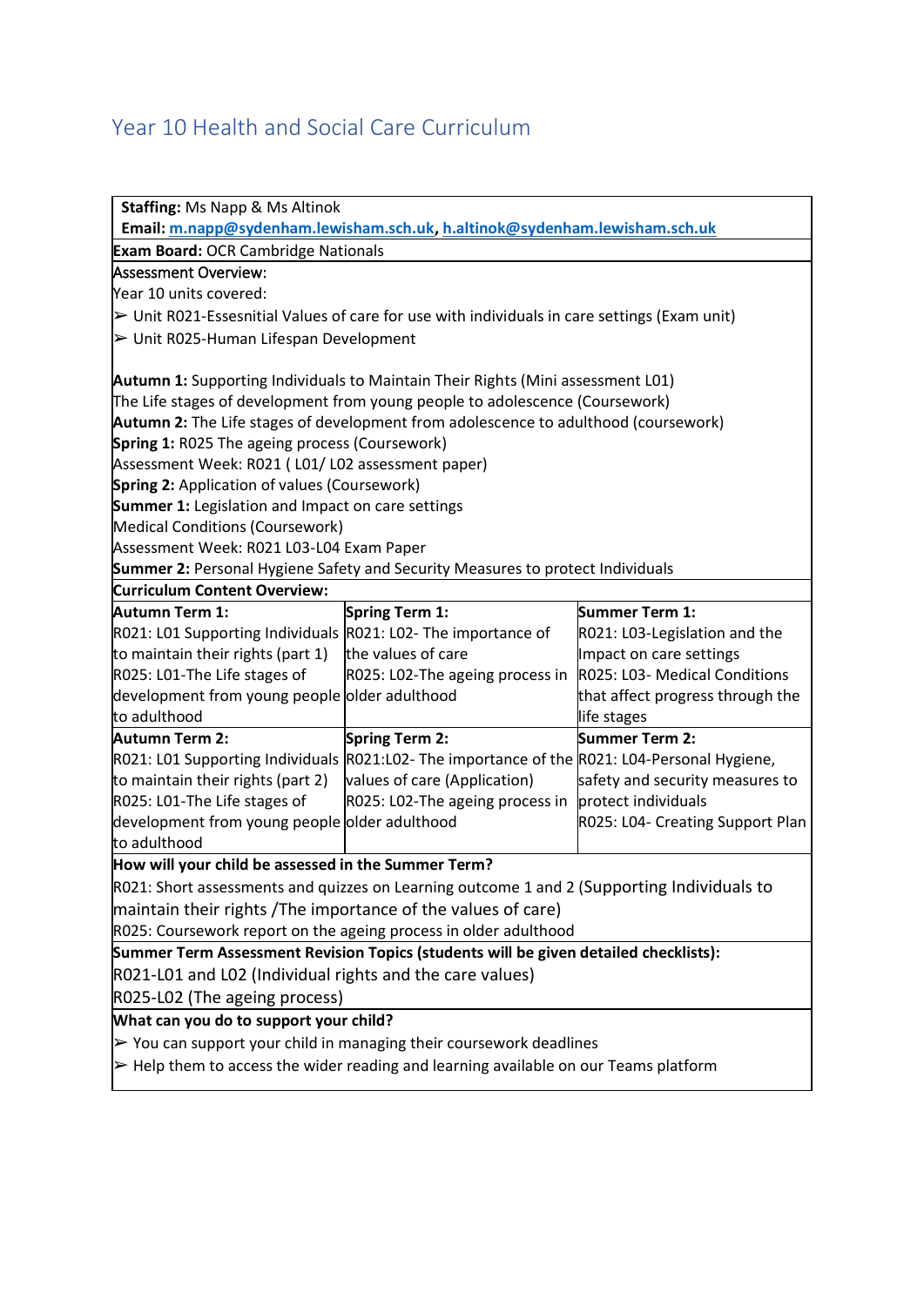# Year 10 Health and Social Care Curriculum

**Staffing:** Ms Napp & Ms Altinok
**Email:** m.napp@sydenham.lewisham.sch.uk, h.altinok@sydenham.lewisham.sch.uk

**Exam Board:** OCR Cambridge Nationals

Assessment Overview:
Year 10 units covered:

- ➢ Unit R021-Essesnitial Values of care for use with individuals in care settings (Exam unit)
- ➢ Unit R025-Human Lifespan Development

**Autumn 1:** Supporting Individuals to Maintain Their Rights (Mini assessment L01)
The Life stages of development from young people to adolescence (Coursework)
**Autumn 2:** The Life stages of development from adolescence to adulthood (coursework)
**Spring 1:** R025 The ageing process (Coursework)
Assessment Week: R021 ( L01/ L02 assessment paper)
**Spring 2:** Application of values (Coursework)
**Summer 1:** Legislation and Impact on care settings
Medical Conditions (Coursework)
Assessment Week: R021 L03-L04 Exam Paper
**Summer 2:** Personal Hygiene Safety and Security Measures to protect Individuals

**Curriculum Content Overview:**

| **Autumn Term 1:** | **Spring Term 1:** | **Summer Term 1:** |
|---|---|---|
| R021: L01 Supporting Individuals to maintain their rights (part 1)<br>R025: L01-The Life stages of development from young people to adulthood | R021: L02- The importance of the values of care<br>R025: L02-The ageing process in older adulthood | R021: L03-Legislation and the Impact on care settings<br>R025: L03- Medical Conditions that affect progress through the life stages |
| **Autumn Term 2:** | **Spring Term 2:** | **Summer Term 2:** |
| R021: L01 Supporting Individuals to maintain their rights (part 2)<br>R025: L01-The Life stages of development from young people to adulthood | R021:L02- The importance of the values of care (Application)<br>R025: L02-The ageing process in older adulthood | R021: L04-Personal Hygiene, safety and security measures to protect individuals<br>R025: L04- Creating Support Plan |

**How will your child be assessed in the Summer Term?**
R021: Short assessments and quizzes on Learning outcome 1 and 2 (Supporting Individuals to maintain their rights /The importance of the values of care)
R025: Coursework report on the ageing process in older adulthood

**Summer Term Assessment Revision Topics (students will be given detailed checklists):**
R021-L01 and L02 (Individual rights and the care values)
R025-L02 (The ageing process)

**What can you do to support your child?**

- ➢ You can support your child in managing their coursework deadlines
- ➢ Help them to access the wider reading and learning available on our Teams platform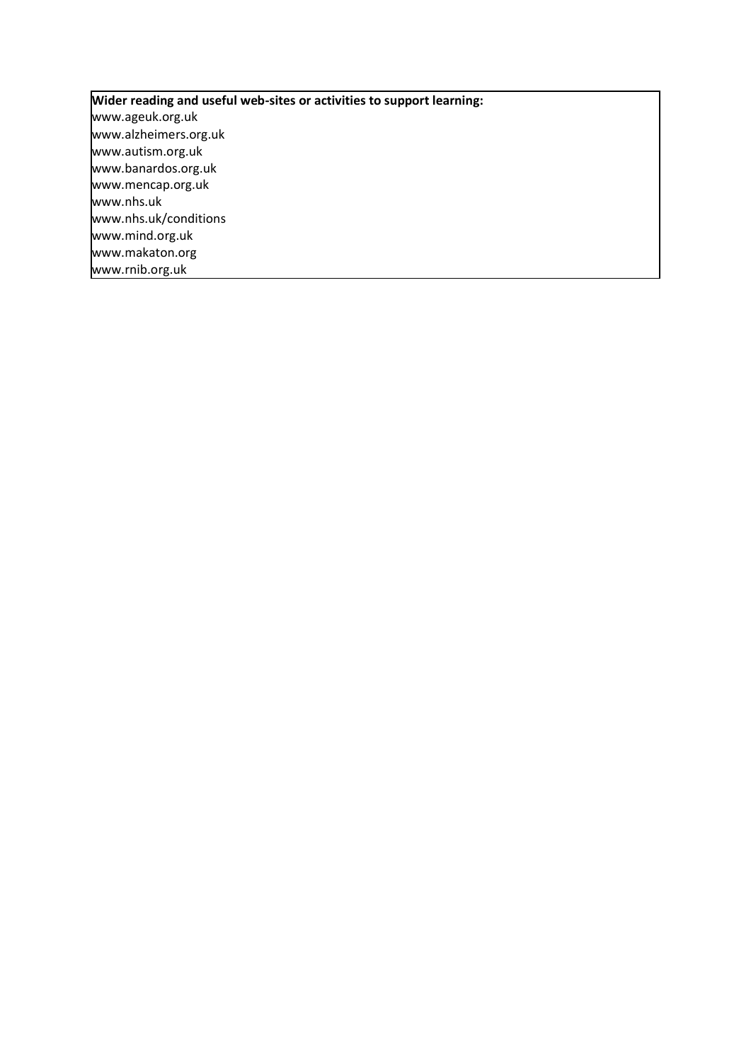**Wider reading and useful web-sites or activities to support learning:**

www.ageuk.org.uk
www.alzheimers.org.uk
www.autism.org.uk
www.banardos.org.uk
www.mencap.org.uk
www.nhs.uk
www.nhs.uk/conditions
www.mind.org.uk
www.makaton.org
www.rnib.org.uk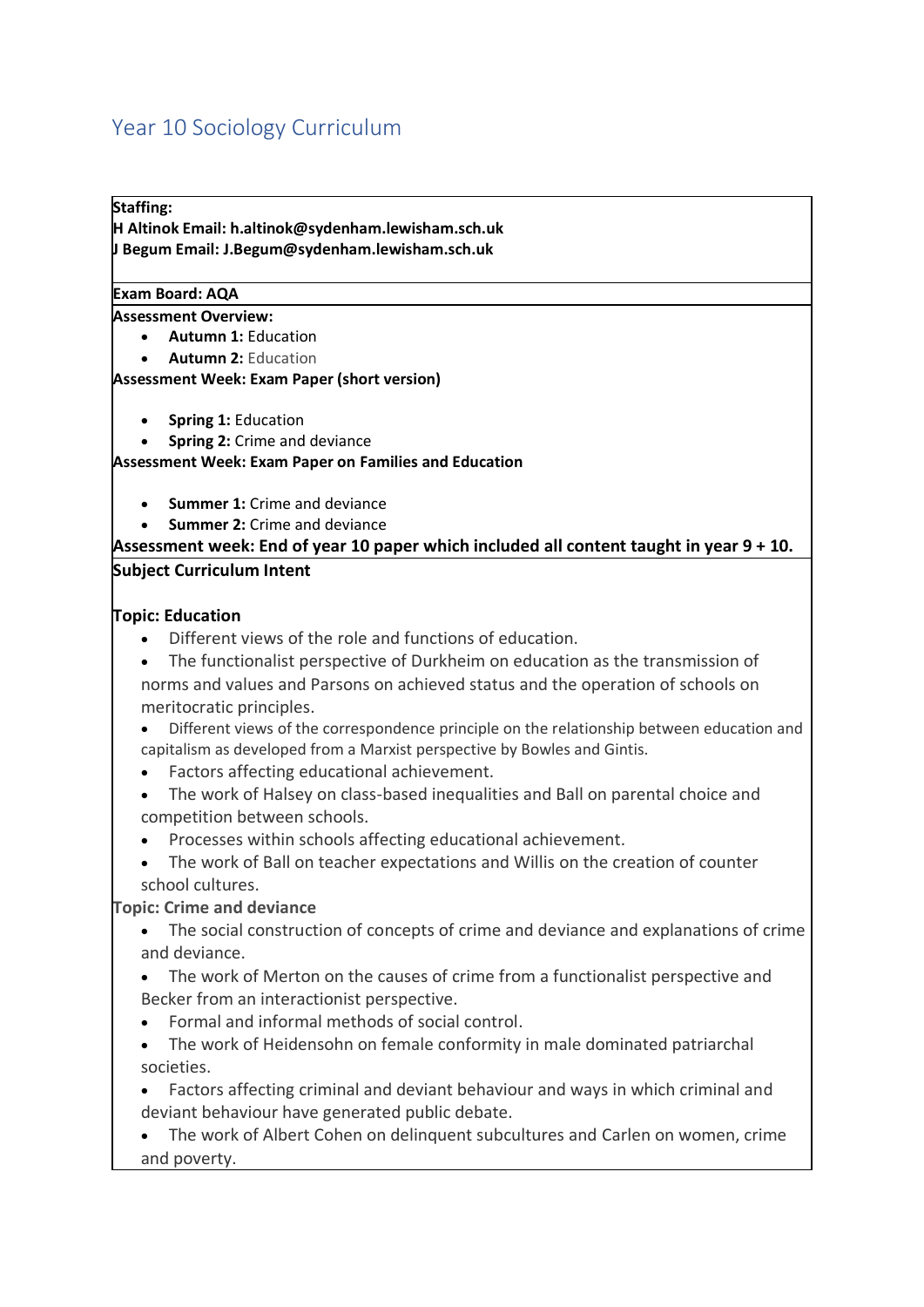# Year 10 Sociology Curriculum

**Staffing:**
**H Altinok Email: h.altinok@sydenham.lewisham.sch.uk**
**J Begum Email: J.Begum@sydenham.lewisham.sch.uk**

**Exam Board: AQA**

**Assessment Overview:**

- **Autumn 1:** Education
- **Autumn 2:** Education

**Assessment Week: Exam Paper (short version)**

- **Spring 1:** Education
- **Spring 2:** Crime and deviance

**Assessment Week: Exam Paper on Families and Education**

- **Summer 1:** Crime and deviance
- **Summer 2:** Crime and deviance

**Assessment week: End of year 10 paper which included all content taught in year 9 + 10.**

**Subject Curriculum Intent**

**Topic: Education**

- Different views of the role and functions of education.
- The functionalist perspective of Durkheim on education as the transmission of norms and values and Parsons on achieved status and the operation of schools on meritocratic principles.
- Different views of the correspondence principle on the relationship between education and capitalism as developed from a Marxist perspective by Bowles and Gintis.
- Factors affecting educational achievement.
- The work of Halsey on class-based inequalities and Ball on parental choice and competition between schools.
- Processes within schools affecting educational achievement.
- The work of Ball on teacher expectations and Willis on the creation of counter school cultures.

**Topic: Crime and deviance**

- The social construction of concepts of crime and deviance and explanations of crime and deviance.
- The work of Merton on the causes of crime from a functionalist perspective and Becker from an interactionist perspective.
- Formal and informal methods of social control.
- The work of Heidensohn on female conformity in male dominated patriarchal societies.
- Factors affecting criminal and deviant behaviour and ways in which criminal and deviant behaviour have generated public debate.
- The work of Albert Cohen on delinquent subcultures and Carlen on women, crime and poverty.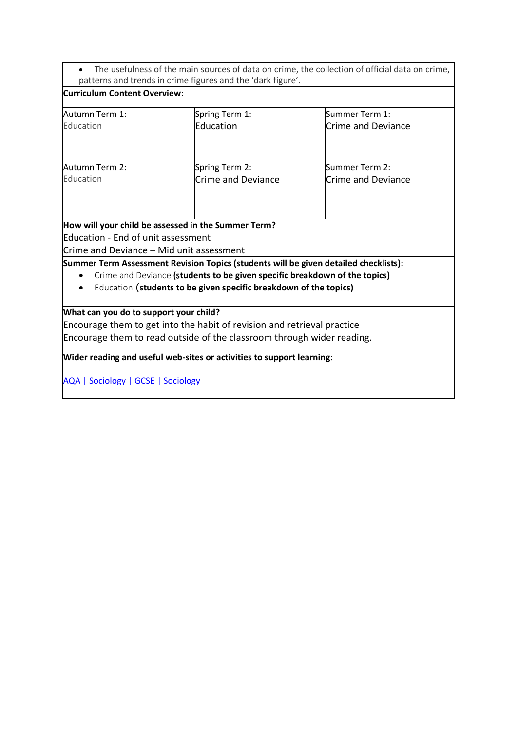- The usefulness of the main sources of data on crime, the collection of official data on crime, patterns and trends in crime figures and the 'dark figure'.

**Curriculum Content Overview:**

| Autumn Term 1: | Spring Term 1: | Summer Term 1: |
|---|---|---|
| Education | Education | Crime and Deviance |
| **Autumn Term 2:** | **Spring Term 2:** | **Summer Term 2:** |
| Education | Crime and Deviance | Crime and Deviance |

**How will your child be assessed in the Summer Term?**

Education - End of unit assessment

Crime and Deviance – Mid unit assessment

**Summer Term Assessment Revision Topics (students will be given detailed checklists):**

- Crime and Deviance **(students to be given specific breakdown of the topics)**
- Education **(students to be given specific breakdown of the topics)**

**What can you do to support your child?**

Encourage them to get into the habit of revision and retrieval practice

Encourage them to read outside of the classroom through wider reading.

**Wider reading and useful web-sites or activities to support learning:**

AQA | Sociology | GCSE | Sociology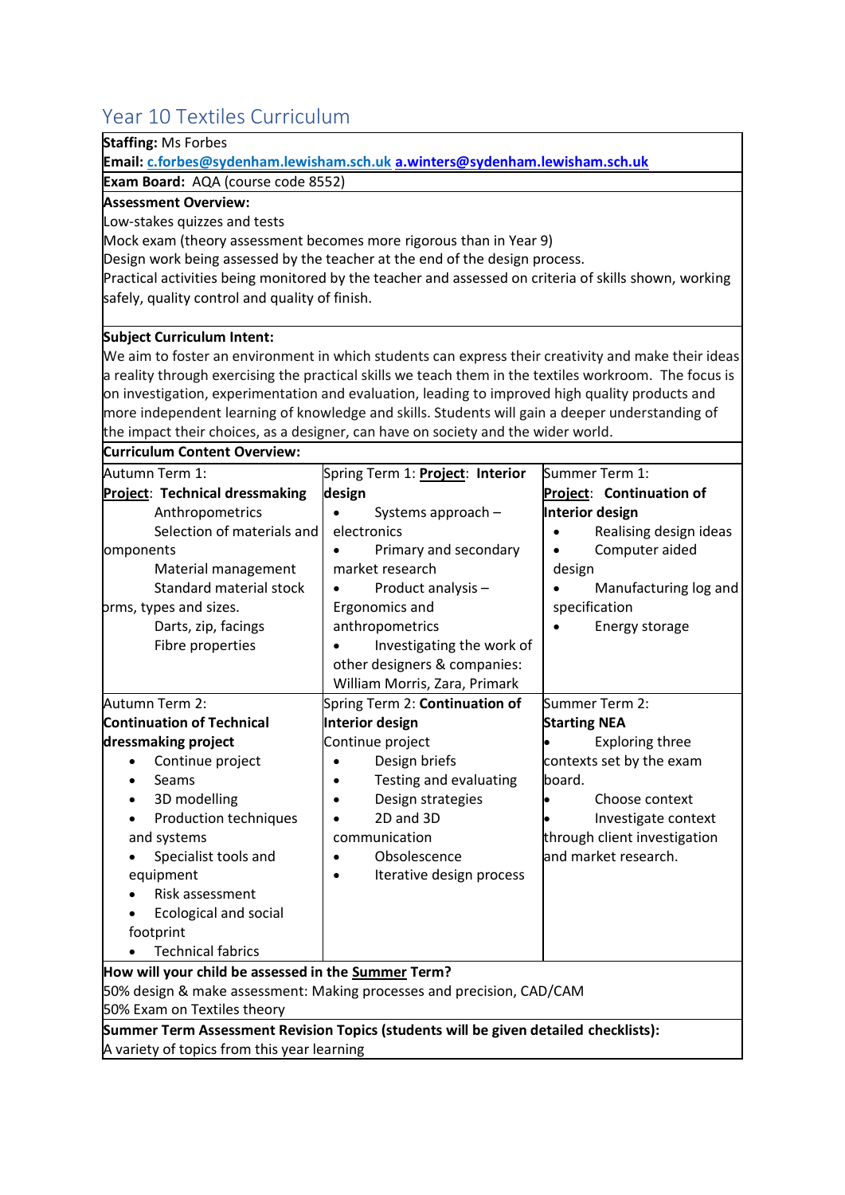## Year 10 Textiles Curriculum

**Staffing:** Ms Forbes

**Email:** c.forbes@sydenham.lewisham.sch.uk a.winters@sydenham.lewisham.sch.uk

**Exam Board:** AQA (course code 8552)

**Assessment Overview:**

Low-stakes quizzes and tests

Mock exam (theory assessment becomes more rigorous than in Year 9)

Design work being assessed by the teacher at the end of the design process.

Practical activities being monitored by the teacher and assessed on criteria of skills shown, working safely, quality control and quality of finish.

**Subject Curriculum Intent:**

We aim to foster an environment in which students can express their creativity and make their ideas a reality through exercising the practical skills we teach them in the textiles workroom. The focus is on investigation, experimentation and evaluation, leading to improved high quality products and more independent learning of knowledge and skills. Students will gain a deeper understanding of the impact their choices, as a designer, can have on society and the wider world.

**Curriculum Content Overview:**

| Autumn Term 1:<br>**Project: Technical dressmaking**<br>Anthropometrics<br>Selection of materials and omponents<br>Material management<br>Standard material stock orms, types and sizes.<br>Darts, zip, facings<br>Fibre properties | Spring Term 1: **Project: Interior design**<br>• Systems approach – electronics<br>• Primary and secondary market research<br>• Product analysis – Ergonomics and anthropometrics<br>• Investigating the work of other designers & companies: William Morris, Zara, Primark | Summer Term 1:<br>**Project: Continuation of Interior design**<br>• Realising design ideas<br>• Computer aided design<br>• Manufacturing log and specification<br>• Energy storage |
|---|---|---|
| Autumn Term 2:<br>**Continuation of Technical dressmaking project**<br>• Continue project<br>• Seams<br>• 3D modelling<br>• Production techniques and systems<br>• Specialist tools and equipment<br>• Risk assessment<br>• Ecological and social footprint<br>• Technical fabrics | Spring Term 2: **Continuation of Interior design**<br>Continue project<br>• Design briefs<br>• Testing and evaluating<br>• Design strategies<br>• 2D and 3D communication<br>• Obsolescence<br>• Iterative design process | Summer Term 2:<br>**Starting NEA**<br>• Exploring three contexts set by the exam board.<br>• Choose context<br>• Investigate context through client investigation and market research. |

**How will your child be assessed in the Summer Term?**

50% design & make assessment: Making processes and precision, CAD/CAM

50% Exam on Textiles theory

**Summer Term Assessment Revision Topics (students will be given detailed checklists):**

A variety of topics from this year learning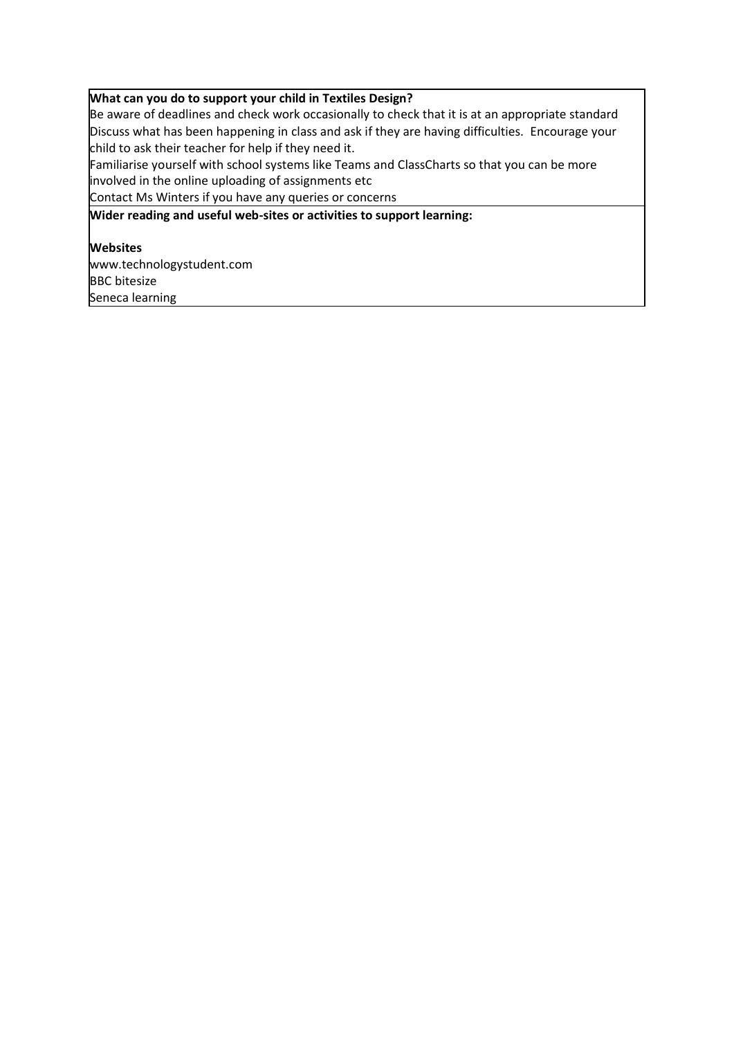**What can you do to support your child in Textiles Design?**

Be aware of deadlines and check work occasionally to check that it is at an appropriate standard

Discuss what has been happening in class and ask if they are having difficulties. Encourage your child to ask their teacher for help if they need it.

Familiarise yourself with school systems like Teams and ClassCharts so that you can be more involved in the online uploading of assignments etc

Contact Ms Winters if you have any queries or concerns

**Wider reading and useful web-sites or activities to support learning:**

**Websites**

www.technologystudent.com

BBC bitesize

Seneca learning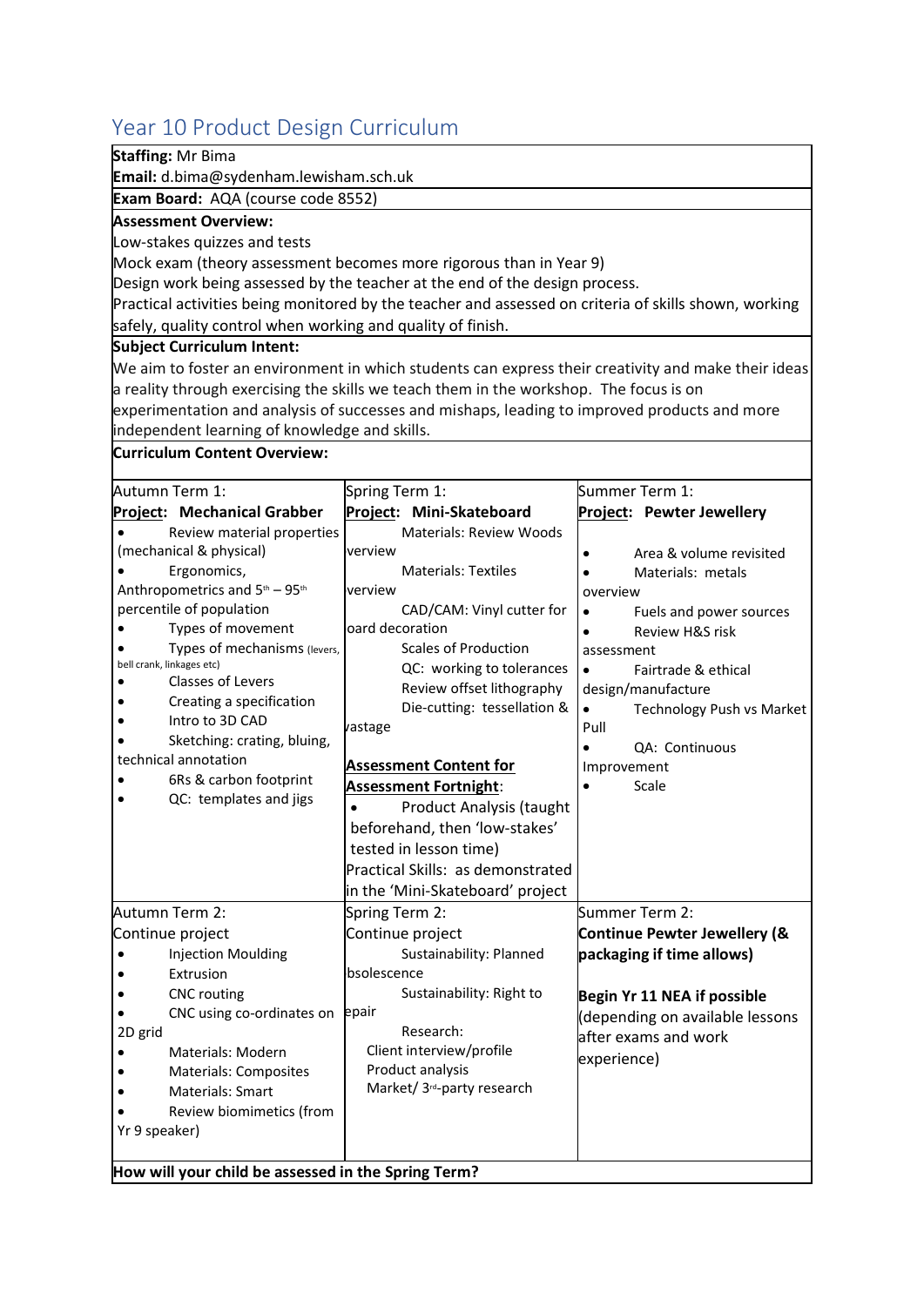## Year 10 Product Design Curriculum

**Staffing:** Mr Bima

**Email:** d.bima@sydenham.lewisham.sch.uk

**Exam Board:** AQA (course code 8552)

**Assessment Overview:**

Low-stakes quizzes and tests

Mock exam (theory assessment becomes more rigorous than in Year 9)

Design work being assessed by the teacher at the end of the design process.

Practical activities being monitored by the teacher and assessed on criteria of skills shown, working safely, quality control when working and quality of finish.

**Subject Curriculum Intent:**

We aim to foster an environment in which students can express their creativity and make their ideas a reality through exercising the skills we teach them in the workshop. The focus is on experimentation and analysis of successes and mishaps, leading to improved products and more independent learning of knowledge and skills.

**Curriculum Content Overview:**

| Autumn Term 1: | Spring Term 1: | Summer Term 1: |
|---|---|---|
| **Project: Mechanical Grabber**<br>• Review material properties (mechanical & physical)<br>• Ergonomics, Anthropometrics and 5th – 95th percentile of population<br>• Types of movement<br>• Types of mechanisms (levers, bell crank, linkages etc)<br>• Classes of Levers<br>• Creating a specification<br>• Intro to 3D CAD<br>• Sketching: crating, bluing, technical annotation<br>• 6Rs & carbon footprint<br>• QC: templates and jigs | **Project: Mini-Skateboard**<br>Materials: Review Woods overview<br>Materials: Textiles overview<br>CAD/CAM: Vinyl cutter for board decoration<br>Scales of Production<br>QC: working to tolerances<br>Review offset lithography<br>Die-cutting: tessellation & wastage<br><br>**Assessment Content for Assessment Fortnight:**<br>• Product Analysis (taught beforehand, then 'low-stakes' tested in lesson time)<br>Practical Skills: as demonstrated in the 'Mini-Skateboard' project | **Project: Pewter Jewellery**<br>• Area & volume revisited<br>• Materials: metals overview<br>• Fuels and power sources<br>• Review H&S risk assessment<br>• Fairtrade & ethical design/manufacture<br>• Technology Push vs Market Pull<br>• QA: Continuous Improvement<br>• Scale |
| **Autumn Term 2:**<br>Continue project<br>• Injection Moulding<br>• Extrusion<br>• CNC routing<br>• CNC using co-ordinates on 2D grid<br>• Materials: Modern<br>• Materials: Composites<br>• Materials: Smart<br>• Review biomimetics (from Yr 9 speaker) | **Spring Term 2:**<br>Continue project<br>Sustainability: Planned obsolescence<br>Sustainability: Right to repair<br>Research:<br>Client interview/profile<br>Product analysis<br>Market/ 3rd-party research | **Summer Term 2:**<br>**Continue Pewter Jewellery (& packaging if time allows)**<br><br>**Begin Yr 11 NEA if possible** (depending on available lessons after exams and work experience) |

**How will your child be assessed in the Spring Term?**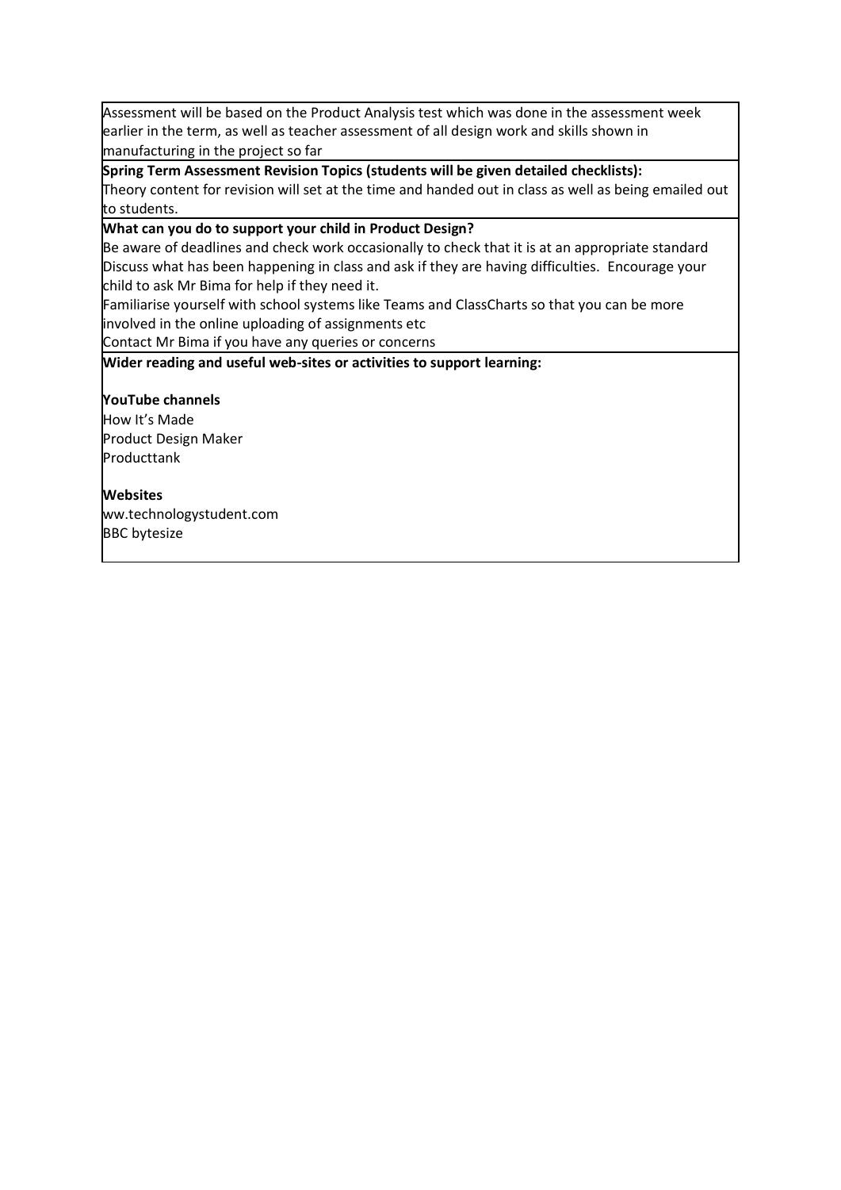Assessment will be based on the Product Analysis test which was done in the assessment week earlier in the term, as well as teacher assessment of all design work and skills shown in manufacturing in the project so far

**Spring Term Assessment Revision Topics (students will be given detailed checklists):**

Theory content for revision will set at the time and handed out in class as well as being emailed out to students.

**What can you do to support your child in Product Design?**

Be aware of deadlines and check work occasionally to check that it is at an appropriate standard
Discuss what has been happening in class and ask if they are having difficulties. Encourage your child to ask Mr Bima for help if they need it.
Familiarise yourself with school systems like Teams and ClassCharts so that you can be more involved in the online uploading of assignments etc
Contact Mr Bima if you have any queries or concerns

**Wider reading and useful web-sites or activities to support learning:**

**YouTube channels**
How It's Made
Product Design Maker
Producttank

**Websites**
ww.technologystudent.com
BBC bytesize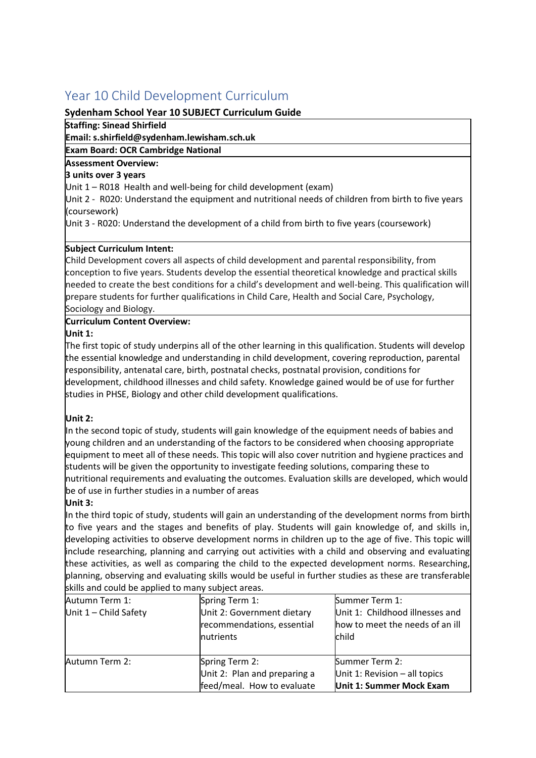# Year 10 Child Development Curriculum

**Sydenham School Year 10 SUBJECT Curriculum Guide**

**Staffing: Sinead Shirfield**

**Email: s.shirfield@sydenham.lewisham.sch.uk**

**Exam Board: OCR Cambridge National**

**Assessment Overview:**

**3 units over 3 years**

Unit 1 – R018 Health and well-being for child development (exam)

Unit 2 - R020: Understand the equipment and nutritional needs of children from birth to five years (coursework)

Unit 3 - R020: Understand the development of a child from birth to five years (coursework)

**Subject Curriculum Intent:**

Child Development covers all aspects of child development and parental responsibility, from conception to five years. Students develop the essential theoretical knowledge and practical skills needed to create the best conditions for a child's development and well-being. This qualification will prepare students for further qualifications in Child Care, Health and Social Care, Psychology, Sociology and Biology.

**Curriculum Content Overview:**

**Unit 1:**

The first topic of study underpins all of the other learning in this qualification. Students will develop the essential knowledge and understanding in child development, covering reproduction, parental responsibility, antenatal care, birth, postnatal checks, postnatal provision, conditions for development, childhood illnesses and child safety. Knowledge gained would be of use for further studies in PHSE, Biology and other child development qualifications.

**Unit 2:**

In the second topic of study, students will gain knowledge of the equipment needs of babies and young children and an understanding of the factors to be considered when choosing appropriate equipment to meet all of these needs. This topic will also cover nutrition and hygiene practices and students will be given the opportunity to investigate feeding solutions, comparing these to nutritional requirements and evaluating the outcomes. Evaluation skills are developed, which would be of use in further studies in a number of areas

**Unit 3:**

In the third topic of study, students will gain an understanding of the development norms from birth to five years and the stages and benefits of play. Students will gain knowledge of, and skills in, developing activities to observe development norms in children up to the age of five. This topic will include researching, planning and carrying out activities with a child and observing and evaluating these activities, as well as comparing the child to the expected development norms. Researching, planning, observing and evaluating skills would be useful in further studies as these are transferable skills and could be applied to many subject areas.

| | | |
|---|---|---|
| Autumn Term 1:<br>Unit 1 – Child Safety | Spring Term 1:<br>Unit 2: Government dietary recommendations, essential nutrients | Summer Term 1:<br>Unit 1: Childhood illnesses and how to meet the needs of an ill child |
| Autumn Term 2: | Spring Term 2:<br>Unit 2: Plan and preparing a feed/meal. How to evaluate | Summer Term 2:<br>Unit 1: Revision – all topics<br>**Unit 1: Summer Mock Exam** |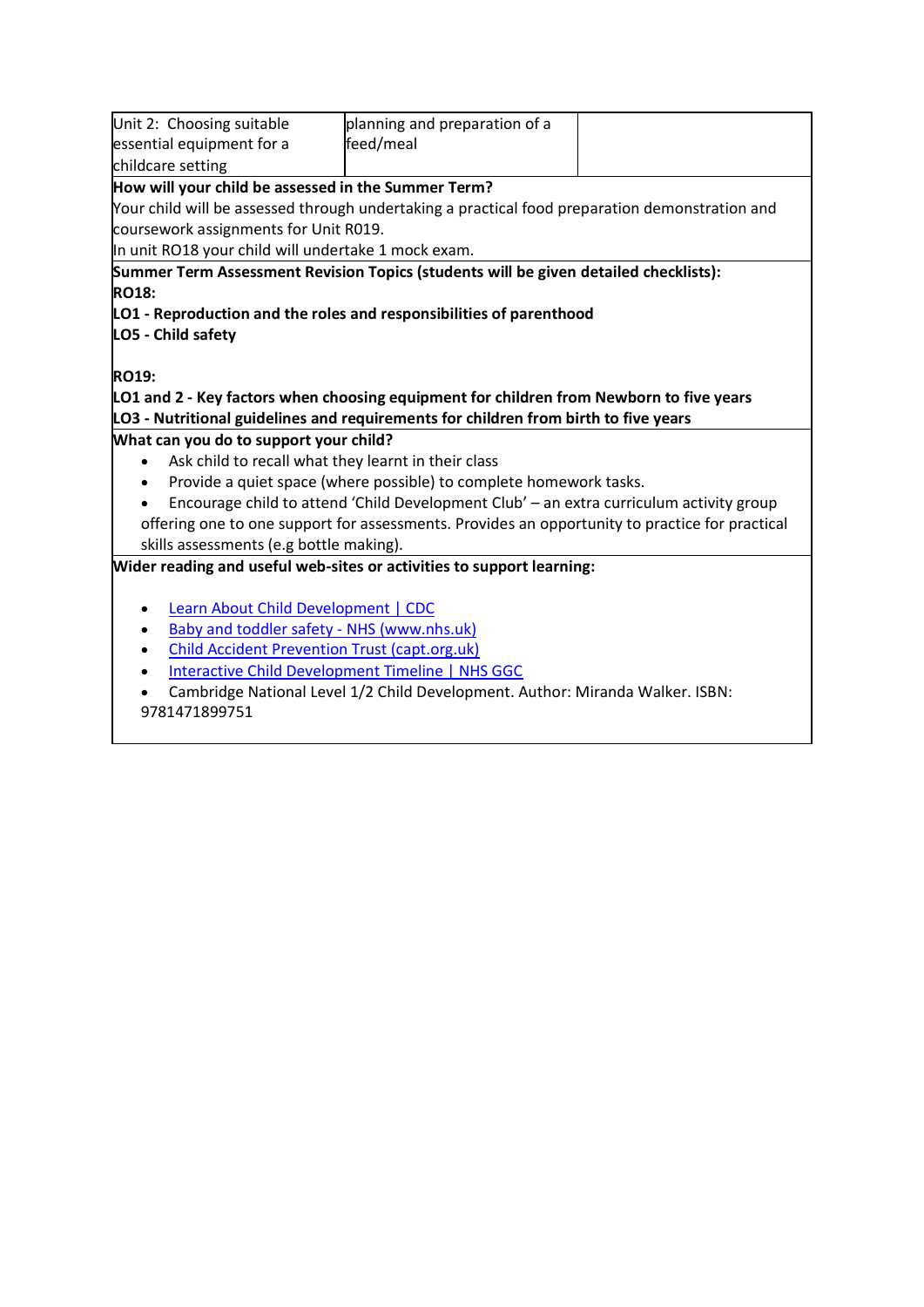| Unit 2: Choosing suitable essential equipment for a childcare setting | planning and preparation of a feed/meal | |
|---|---|---|

**How will your child be assessed in the Summer Term?**

Your child will be assessed through undertaking a practical food preparation demonstration and coursework assignments for Unit R019.

In unit RO18 your child will undertake 1 mock exam.

**Summer Term Assessment Revision Topics (students will be given detailed checklists):**

**RO18:**

**LO1 - Reproduction and the roles and responsibilities of parenthood**

**LO5 - Child safety**

**RO19:**

**LO1 and 2 - Key factors when choosing equipment for children from Newborn to five years**

**LO3 - Nutritional guidelines and requirements for children from birth to five years**

**What can you do to support your child?**

- Ask child to recall what they learnt in their class
- Provide a quiet space (where possible) to complete homework tasks.
- Encourage child to attend 'Child Development Club' – an extra curriculum activity group offering one to one support for assessments. Provides an opportunity to practice for practical skills assessments (e.g bottle making).

**Wider reading and useful web-sites or activities to support learning:**

- Learn About Child Development | CDC
- Baby and toddler safety - NHS (www.nhs.uk)
- Child Accident Prevention Trust (capt.org.uk)
- Interactive Child Development Timeline | NHS GGC
- Cambridge National Level 1/2 Child Development. Author: Miranda Walker. ISBN: 9781471899751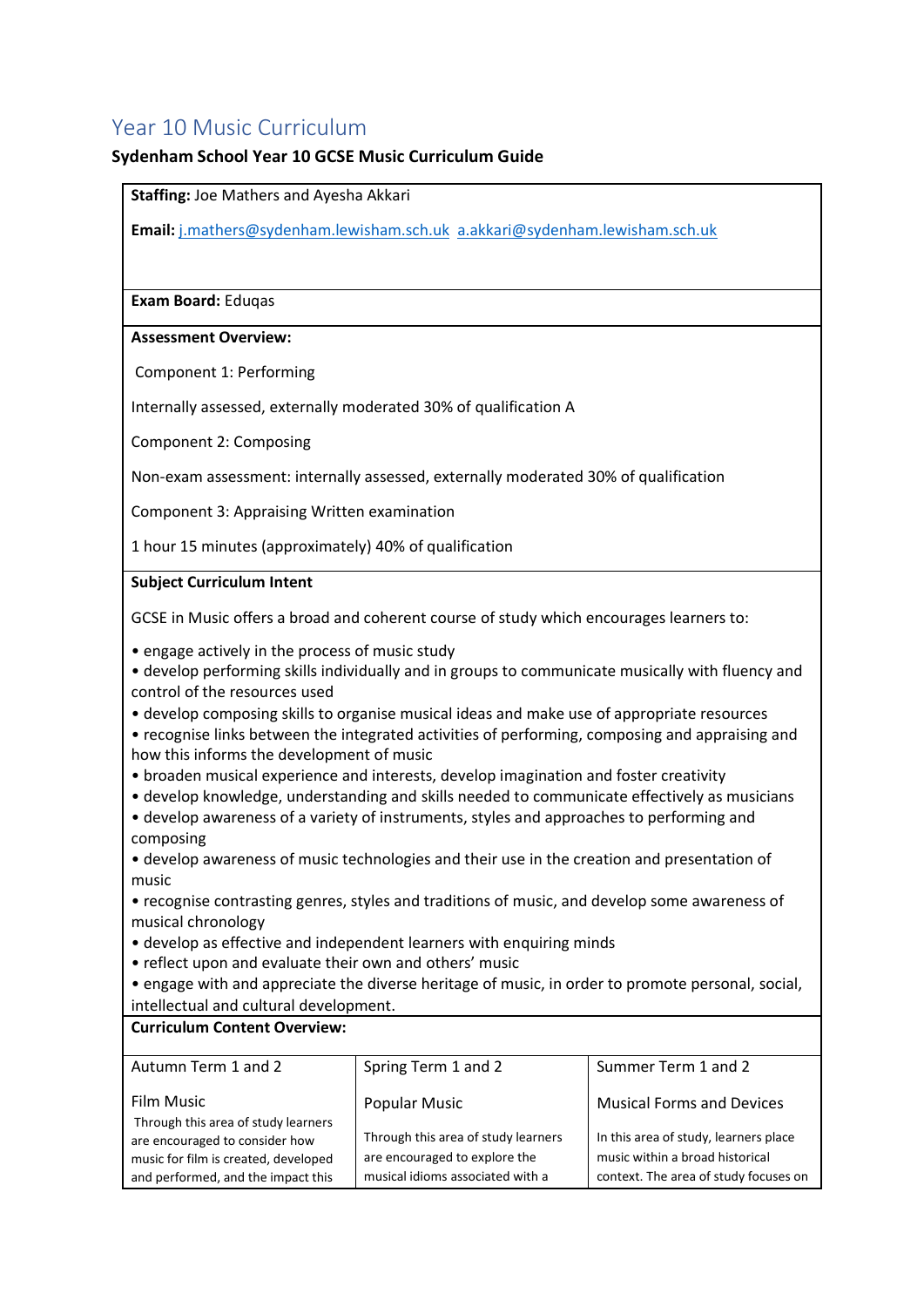# Year 10 Music Curriculum

**Sydenham School Year 10 GCSE Music Curriculum Guide**

**Staffing:** Joe Mathers and Ayesha Akkari

**Email:** j.mathers@sydenham.lewisham.sch.uk a.akkari@sydenham.lewisham.sch.uk

**Exam Board:** Eduqas

**Assessment Overview:**

Component 1: Performing

Internally assessed, externally moderated 30% of qualification A

Component 2: Composing

Non-exam assessment: internally assessed, externally moderated 30% of qualification

Component 3: Appraising Written examination

1 hour 15 minutes (approximately) 40% of qualification

**Subject Curriculum Intent**

GCSE in Music offers a broad and coherent course of study which encourages learners to:

- engage actively in the process of music study
- develop performing skills individually and in groups to communicate musically with fluency and control of the resources used
- develop composing skills to organise musical ideas and make use of appropriate resources
- recognise links between the integrated activities of performing, composing and appraising and how this informs the development of music
- broaden musical experience and interests, develop imagination and foster creativity
- develop knowledge, understanding and skills needed to communicate effectively as musicians
- develop awareness of a variety of instruments, styles and approaches to performing and composing
- develop awareness of music technologies and their use in the creation and presentation of music
- recognise contrasting genres, styles and traditions of music, and develop some awareness of musical chronology
- develop as effective and independent learners with enquiring minds
- reflect upon and evaluate their own and others' music
- engage with and appreciate the diverse heritage of music, in order to promote personal, social, intellectual and cultural development.

**Curriculum Content Overview:**

| Autumn Term 1 and 2 | Spring Term 1 and 2 | Summer Term 1 and 2 |
|---|---|---|
| Film Music<br>Through this area of study learners are encouraged to consider how music for film is created, developed and performed, and the impact this | Popular Music<br>Through this area of study learners are encouraged to explore the musical idioms associated with a | Musical Forms and Devices<br>In this area of study, learners place music within a broad historical context. The area of study focuses on |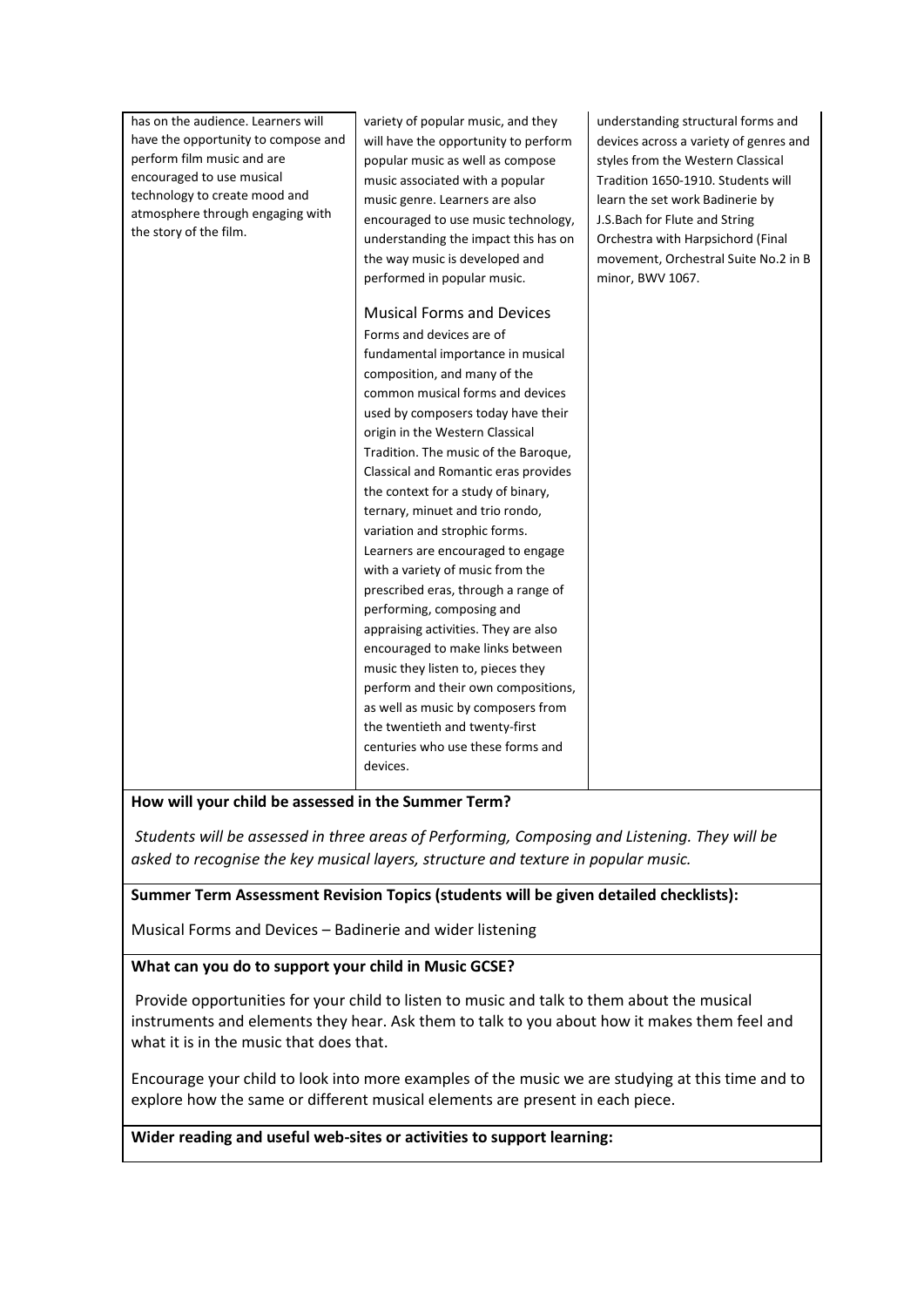| | | |
|---|---|---|
| has on the audience. Learners will have the opportunity to compose and perform film music and are encouraged to use musical technology to create mood and atmosphere through engaging with the story of the film. | variety of popular music, and they will have the opportunity to perform popular music as well as compose music associated with a popular music genre. Learners are also encouraged to use music technology, understanding the impact this has on the way music is developed and performed in popular music.<br><br>Musical Forms and Devices<br>Forms and devices are of fundamental importance in musical composition, and many of the common musical forms and devices used by composers today have their origin in the Western Classical Tradition. The music of the Baroque, Classical and Romantic eras provides the context for a study of binary, ternary, minuet and trio rondo, variation and strophic forms. Learners are encouraged to engage with a variety of music from the prescribed eras, through a range of performing, composing and appraising activities. They are also encouraged to make links between music they listen to, pieces they perform and their own compositions, as well as music by composers from the twentieth and twenty-first centuries who use these forms and devices. | understanding structural forms and devices across a variety of genres and styles from the Western Classical Tradition 1650-1910. Students will learn the set work Badinerie by J.S.Bach for Flute and String Orchestra with Harpsichord (Final movement, Orchestral Suite No.2 in B minor, BWV 1067. |

**How will your child be assessed in the Summer Term?**

*Students will be assessed in three areas of Performing, Composing and Listening. They will be asked to recognise the key musical layers, structure and texture in popular music.*

**Summer Term Assessment Revision Topics (students will be given detailed checklists):**

Musical Forms and Devices – Badinerie and wider listening

**What can you do to support your child in Music GCSE?**

Provide opportunities for your child to listen to music and talk to them about the musical instruments and elements they hear. Ask them to talk to you about how it makes them feel and what it is in the music that does that.

Encourage your child to look into more examples of the music we are studying at this time and to explore how the same or different musical elements are present in each piece.

**Wider reading and useful web-sites or activities to support learning:**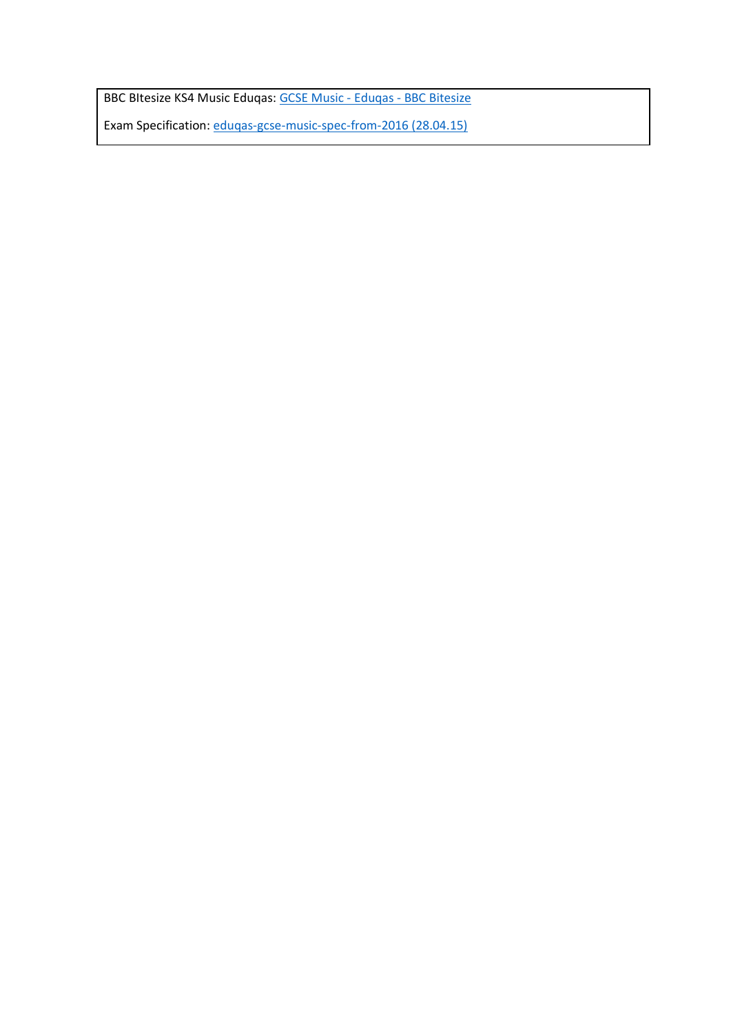| BBC BItesize KS4 Music Eduqas: GCSE Music - Eduqas - BBC Bitesize<br><br>Exam Specification: eduqas-gcse-music-spec-from-2016 (28.04.15) |
| --- |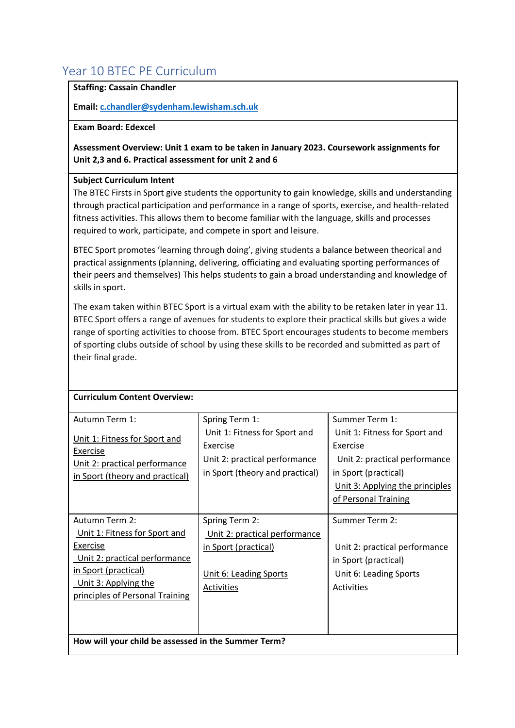## Year 10 BTEC PE Curriculum

**Staffing: Cassain Chandler**

**Email: [c.chandler@sydenham.lewisham.sch.uk](mailto:c.chandler@sydenham.lewisham.sch.uk)**

**Exam Board: Edexcel**

**Assessment Overview: Unit 1 exam to be taken in January 2023. Coursework assignments for Unit 2,3 and 6. Practical assessment for unit 2 and 6**

**Subject Curriculum Intent**

The BTEC Firsts in Sport give students the opportunity to gain knowledge, skills and understanding through practical participation and performance in a range of sports, exercise, and health-related fitness activities. This allows them to become familiar with the language, skills and processes required to work, participate, and compete in sport and leisure.

BTEC Sport promotes 'learning through doing', giving students a balance between theorical and practical assignments (planning, delivering, officiating and evaluating sporting performances of their peers and themselves) This helps students to gain a broad understanding and knowledge of skills in sport.

The exam taken within BTEC Sport is a virtual exam with the ability to be retaken later in year 11. BTEC Sport offers a range of avenues for students to explore their practical skills but gives a wide range of sporting activities to choose from. BTEC Sport encourages students to become members of sporting clubs outside of school by using these skills to be recorded and submitted as part of their final grade.

**Curriculum Content Overview:**

| Autumn Term 1: | Spring Term 1: | Summer Term 1: |
|---|---|---|
| Unit 1: Fitness for Sport and Exercise<br>Unit 2: practical performance in Sport (theory and practical) | Unit 1: Fitness for Sport and Exercise<br>Unit 2: practical performance in Sport (theory and practical) | Unit 1: Fitness for Sport and Exercise<br>Unit 2: practical performance in Sport (practical)<br>Unit 3: Applying the principles of Personal Training |
| **Autumn Term 2:** | **Spring Term 2:** | **Summer Term 2:** |
| Unit 1: Fitness for Sport and Exercise<br>Unit 2: practical performance in Sport (practical)<br>Unit 3: Applying the principles of Personal Training | Unit 2: practical performance in Sport (practical)<br><br>Unit 6: Leading Sports Activities | Unit 2: practical performance in Sport (practical)<br>Unit 6: Leading Sports Activities |

**How will your child be assessed in the Summer Term?**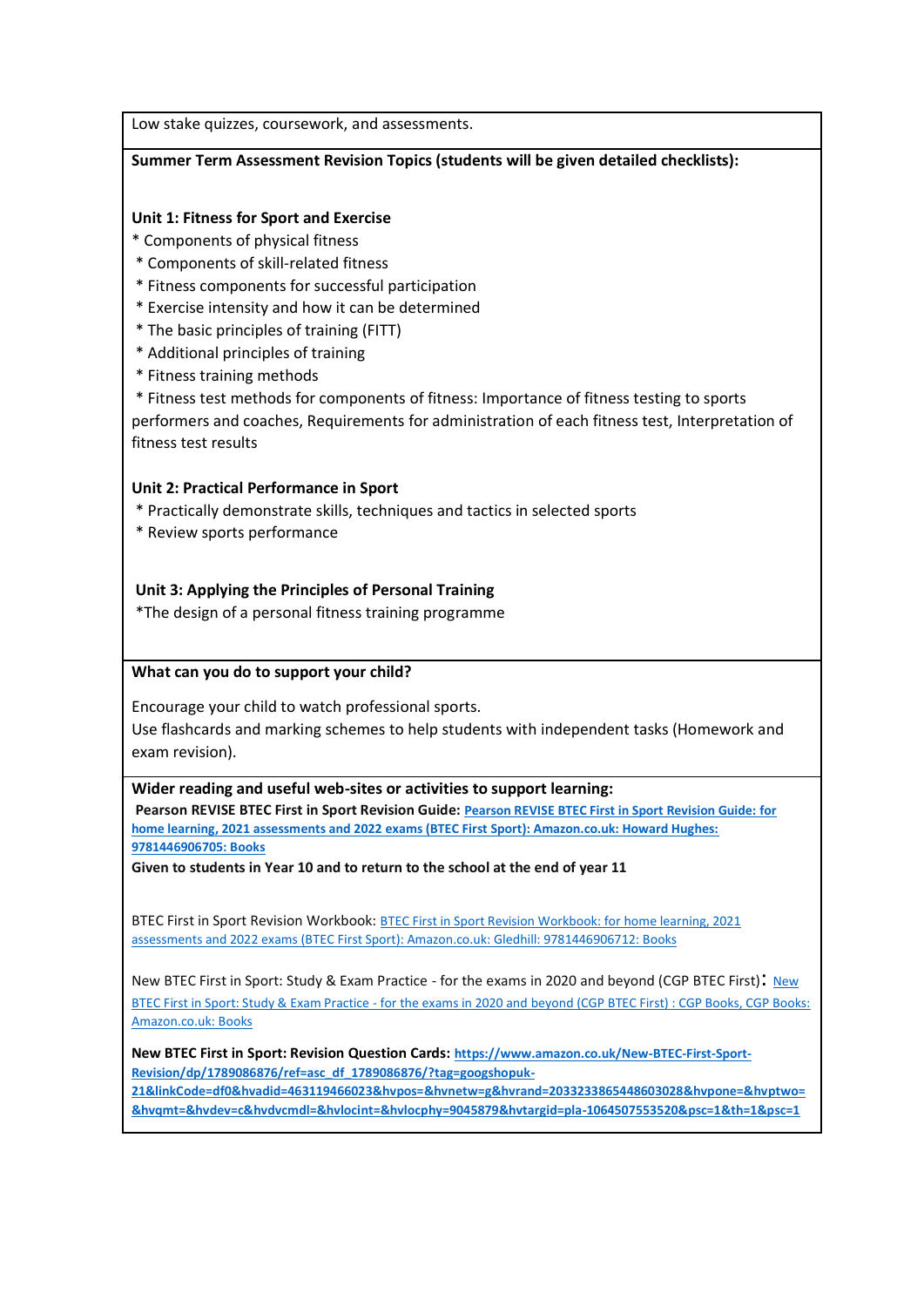Low stake quizzes, coursework, and assessments.

**Summer Term Assessment Revision Topics (students will be given detailed checklists):**

**Unit 1: Fitness for Sport and Exercise**

* Components of physical fitness
* Components of skill-related fitness
* Fitness components for successful participation
* Exercise intensity and how it can be determined
* The basic principles of training (FITT)
* Additional principles of training
* Fitness training methods
* Fitness test methods for components of fitness: Importance of fitness testing to sports performers and coaches, Requirements for administration of each fitness test, Interpretation of fitness test results

**Unit 2: Practical Performance in Sport**

* Practically demonstrate skills, techniques and tactics in selected sports
* Review sports performance

**Unit 3: Applying the Principles of Personal Training**

* The design of a personal fitness training programme

**What can you do to support your child?**

Encourage your child to watch professional sports.
Use flashcards and marking schemes to help students with independent tasks (Homework and exam revision).

**Wider reading and useful web-sites or activities to support learning:**

**Pearson REVISE BTEC First in Sport Revision Guide: [Pearson REVISE BTEC First in Sport Revision Guide: for home learning, 2021 assessments and 2022 exams (BTEC First Sport): Amazon.co.uk: Howard Hughes: 9781446906705: Books]()**

**Given to students in Year 10 and to return to the school at the end of year 11**

BTEC First in Sport Revision Workbook: [BTEC First in Sport Revision Workbook: for home learning, 2021 assessments and 2022 exams (BTEC First Sport): Amazon.co.uk: Gledhill: 9781446906712: Books]()

New BTEC First in Sport: Study & Exam Practice - for the exams in 2020 and beyond (CGP BTEC First): [New BTEC First in Sport: Study & Exam Practice - for the exams in 2020 and beyond (CGP BTEC First) : CGP Books, CGP Books: Amazon.co.uk: Books]()

**New BTEC First in Sport: Revision Question Cards: https://www.amazon.co.uk/New-BTEC-First-Sport-Revision/dp/1789086876/ref=asc_df_1789086876/?tag=googshopuk-21&linkCode=df0&hvadid=463119466023&hvpos=&hvnetw=g&hvrand=2033233865448603028&hvpone=&hvptwo=&hvqmt=&hvdev=c&hvdvcmdl=&hvlocint=&hvlocphy=9045879&hvtargid=pla-1064507553520&psc=1&th=1&psc=1**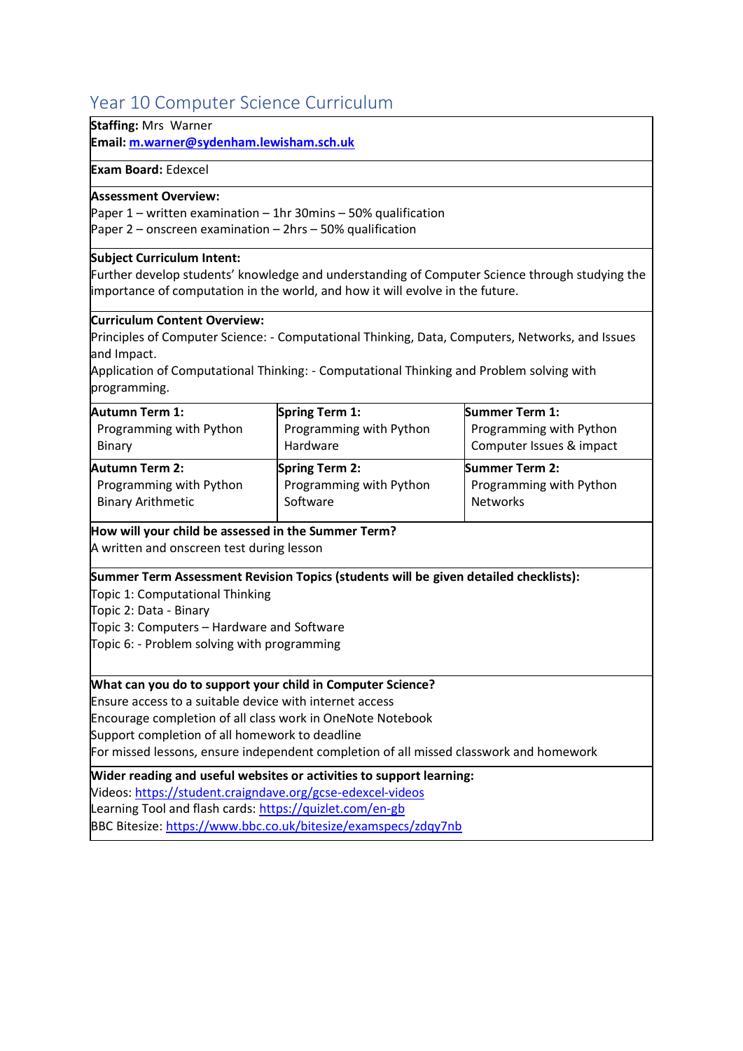# Year 10 Computer Science Curriculum

**Staffing:** Mrs Warner
**Email:** m.warner@sydenham.lewisham.sch.uk

**Exam Board:** Edexcel

**Assessment Overview:**
Paper 1 – written examination – 1hr 30mins – 50% qualification
Paper 2 – onscreen examination – 2hrs – 50% qualification

**Subject Curriculum Intent:**
Further develop students' knowledge and understanding of Computer Science through studying the importance of computation in the world, and how it will evolve in the future.

**Curriculum Content Overview:**
Principles of Computer Science: - Computational Thinking, Data, Computers, Networks, and Issues and Impact.
Application of Computational Thinking: - Computational Thinking and Problem solving with programming.

| **Autumn Term 1:** | **Spring Term 1:** | **Summer Term 1:** |
|---|---|---|
| Programming with Python<br>Binary | Programming with Python<br>Hardware | Programming with Python<br>Computer Issues & impact |
| **Autumn Term 2:**<br>Programming with Python<br>Binary Arithmetic | **Spring Term 2:**<br>Programming with Python<br>Software | **Summer Term 2:**<br>Programming with Python<br>Networks |

**How will your child be assessed in the Summer Term?**
A written and onscreen test during lesson

**Summer Term Assessment Revision Topics (students will be given detailed checklists):**
Topic 1: Computational Thinking
Topic 2: Data - Binary
Topic 3: Computers – Hardware and Software
Topic 6: - Problem solving with programming

**What can you do to support your child in Computer Science?**
Ensure access to a suitable device with internet access
Encourage completion of all class work in OneNote Notebook
Support completion of all homework to deadline
For missed lessons, ensure independent completion of all missed classwork and homework

**Wider reading and useful websites or activities to support learning:**
Videos: https://student.craigndave.org/gcse-edexcel-videos
Learning Tool and flash cards: https://quizlet.com/en-gb
BBC Bitesize: https://www.bbc.co.uk/bitesize/examspecs/zdqy7nb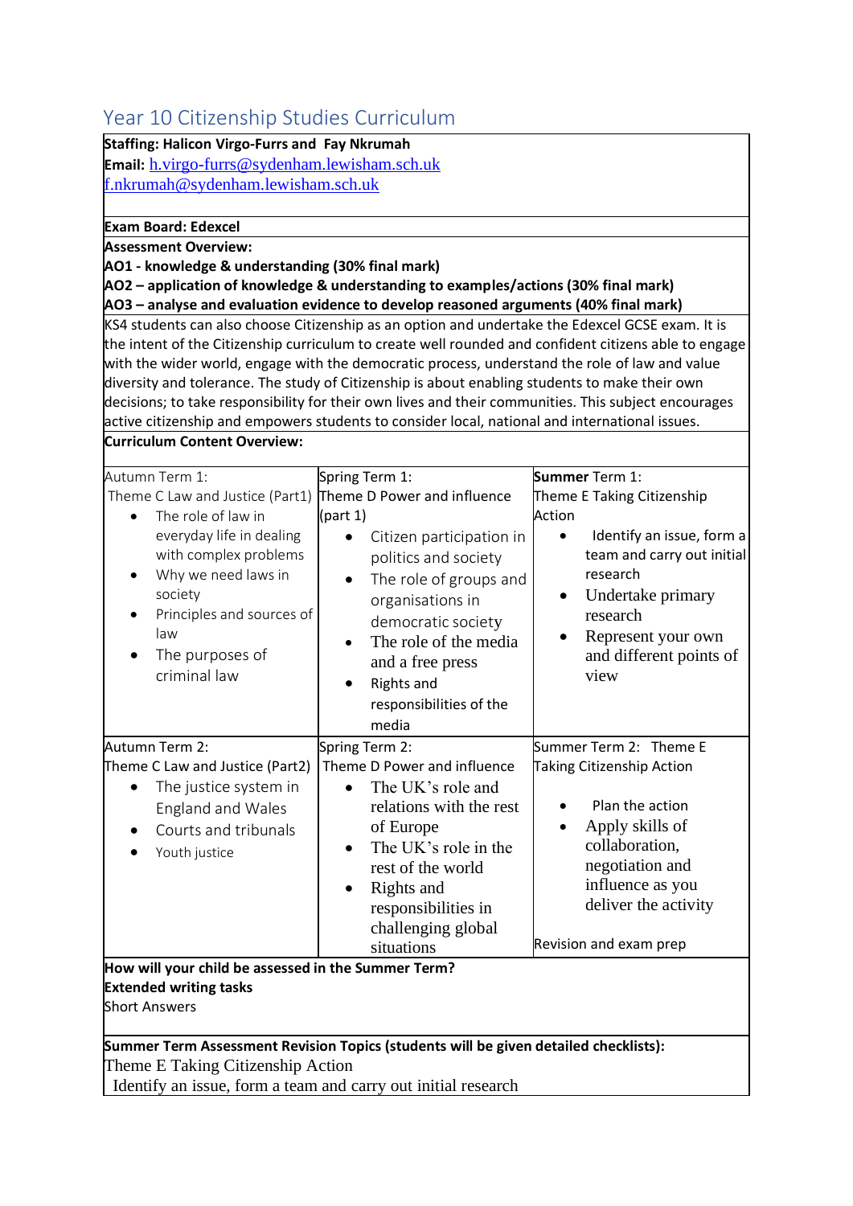## Year 10 Citizenship Studies Curriculum

**Staffing: Halicon Virgo-Furrs and Fay Nkrumah**
**Email:** h.virgo-furrs@sydenham.lewisham.sch.uk
f.nkrumah@sydenham.lewisham.sch.uk

**Exam Board: Edexcel**

**Assessment Overview:**
**AO1 - knowledge & understanding (30% final mark)**
**AO2 – application of knowledge & understanding to examples/actions (30% final mark)**
**AO3 – analyse and evaluation evidence to develop reasoned arguments (40% final mark)**

KS4 students can also choose Citizenship as an option and undertake the Edexcel GCSE exam. It is the intent of the Citizenship curriculum to create well rounded and confident citizens able to engage with the wider world, engage with the democratic process, understand the role of law and value diversity and tolerance. The study of Citizenship is about enabling students to make their own decisions; to take responsibility for their own lives and their communities. This subject encourages active citizenship and empowers students to consider local, national and international issues.

**Curriculum Content Overview:**

| | | |
|---|---|---|
| Autumn Term 1:<br>Theme C Law and Justice (Part1)<br>• The role of law in everyday life in dealing with complex problems<br>• Why we need laws in society<br>• Principles and sources of law<br>• The purposes of criminal law | Spring Term 1:<br>Theme D Power and influence (part 1)<br>• Citizen participation in politics and society<br>• The role of groups and organisations in democratic society<br>• The role of the media and a free press<br>• Rights and responsibilities of the media | **Summer** Term 1:<br>Theme E Taking Citizenship Action<br>• Identify an issue, form a team and carry out initial research<br>• Undertake primary research<br>• Represent your own and different points of view |
| Autumn Term 2:<br>Theme C Law and Justice (Part2)<br>• The justice system in England and Wales<br>• Courts and tribunals<br>• Youth justice | Spring Term 2:<br>Theme D Power and influence<br>• The UK's role and relations with the rest of Europe<br>• The UK's role in the rest of the world<br>• Rights and responsibilities in challenging global situations | Summer Term 2: Theme E Taking Citizenship Action<br>• Plan the action<br>• Apply skills of collaboration, negotiation and influence as you deliver the activity<br><br>Revision and exam prep |

**How will your child be assessed in the Summer Term?**
**Extended writing tasks**
Short Answers

**Summer Term Assessment Revision Topics (students will be given detailed checklists):**
Theme E Taking Citizenship Action
Identify an issue, form a team and carry out initial research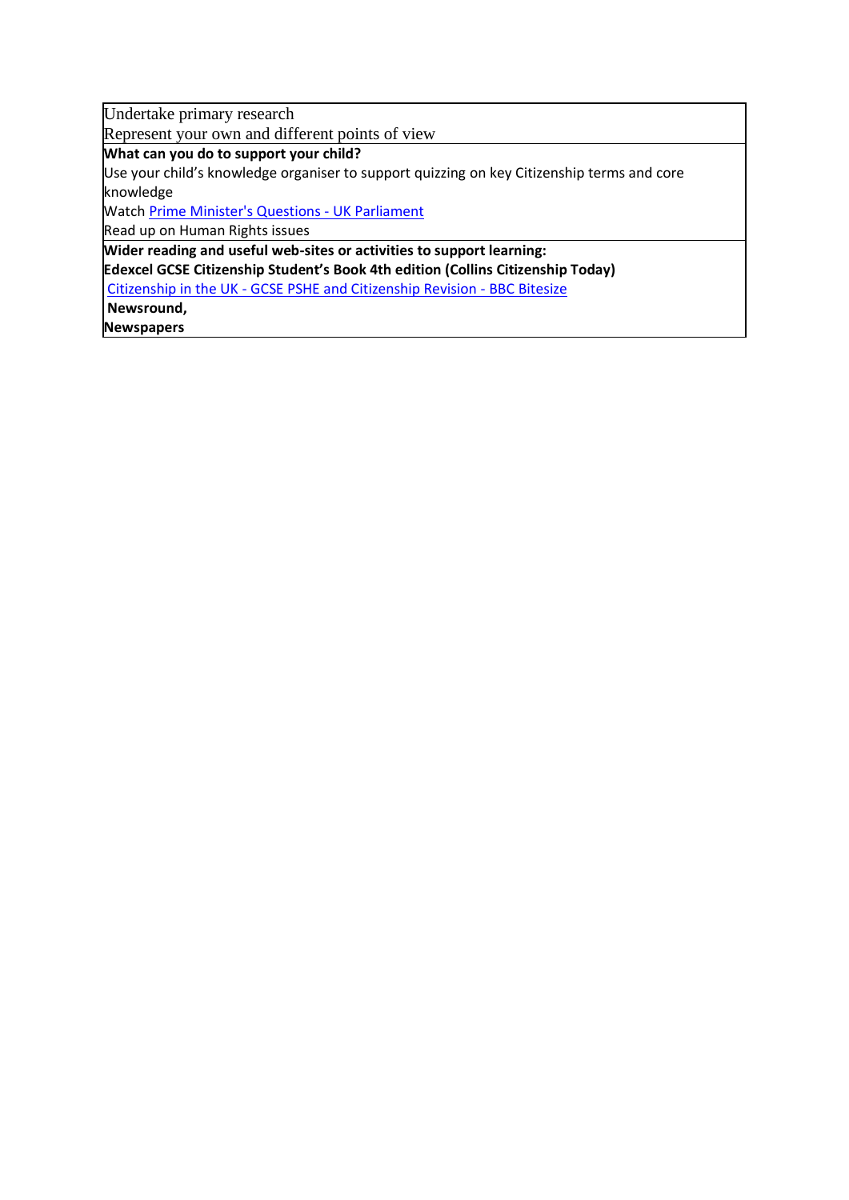Undertake primary research

Represent your own and different points of view

**What can you do to support your child?**

Use your child's knowledge organiser to support quizzing on key Citizenship terms and core knowledge

Watch [Prime Minister's Questions - UK Parliament]()

Read up on Human Rights issues

**Wider reading and useful web-sites or activities to support learning:**

**Edexcel GCSE Citizenship Student's Book 4th edition (Collins Citizenship Today)**

[Citizenship in the UK - GCSE PSHE and Citizenship Revision - BBC Bitesize]()

**Newsround,**

**Newspapers**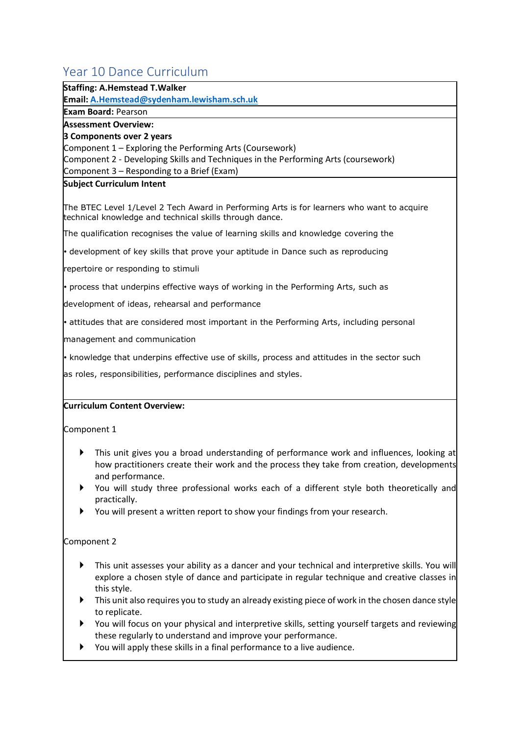# Year 10 Dance Curriculum

**Staffing: A.Hemstead T.Walker**

**Email: A.Hemstead@sydenham.lewisham.sch.uk**

**Exam Board:** Pearson

**Assessment Overview:**

**3 Components over 2 years**

Component 1 – Exploring the Performing Arts (Coursework)

Component 2 - Developing Skills and Techniques in the Performing Arts (coursework)

Component 3 – Responding to a Brief (Exam)

**Subject Curriculum Intent**

The BTEC Level 1/Level 2 Tech Award in Performing Arts is for learners who want to acquire technical knowledge and technical skills through dance.

The qualification recognises the value of learning skills and knowledge covering the

• development of key skills that prove your aptitude in Dance such as reproducing repertoire or responding to stimuli

• process that underpins effective ways of working in the Performing Arts, such as development of ideas, rehearsal and performance

• attitudes that are considered most important in the Performing Arts, including personal management and communication

• knowledge that underpins effective use of skills, process and attitudes in the sector such as roles, responsibilities, performance disciplines and styles.

**Curriculum Content Overview:**

Component 1

- This unit gives you a broad understanding of performance work and influences, looking at how practitioners create their work and the process they take from creation, developments and performance.
- You will study three professional works each of a different style both theoretically and practically.
- You will present a written report to show your findings from your research.

Component 2

- This unit assesses your ability as a dancer and your technical and interpretive skills. You will explore a chosen style of dance and participate in regular technique and creative classes in this style.
- This unit also requires you to study an already existing piece of work in the chosen dance style to replicate.
- You will focus on your physical and interpretive skills, setting yourself targets and reviewing these regularly to understand and improve your performance.
- You will apply these skills in a final performance to a live audience.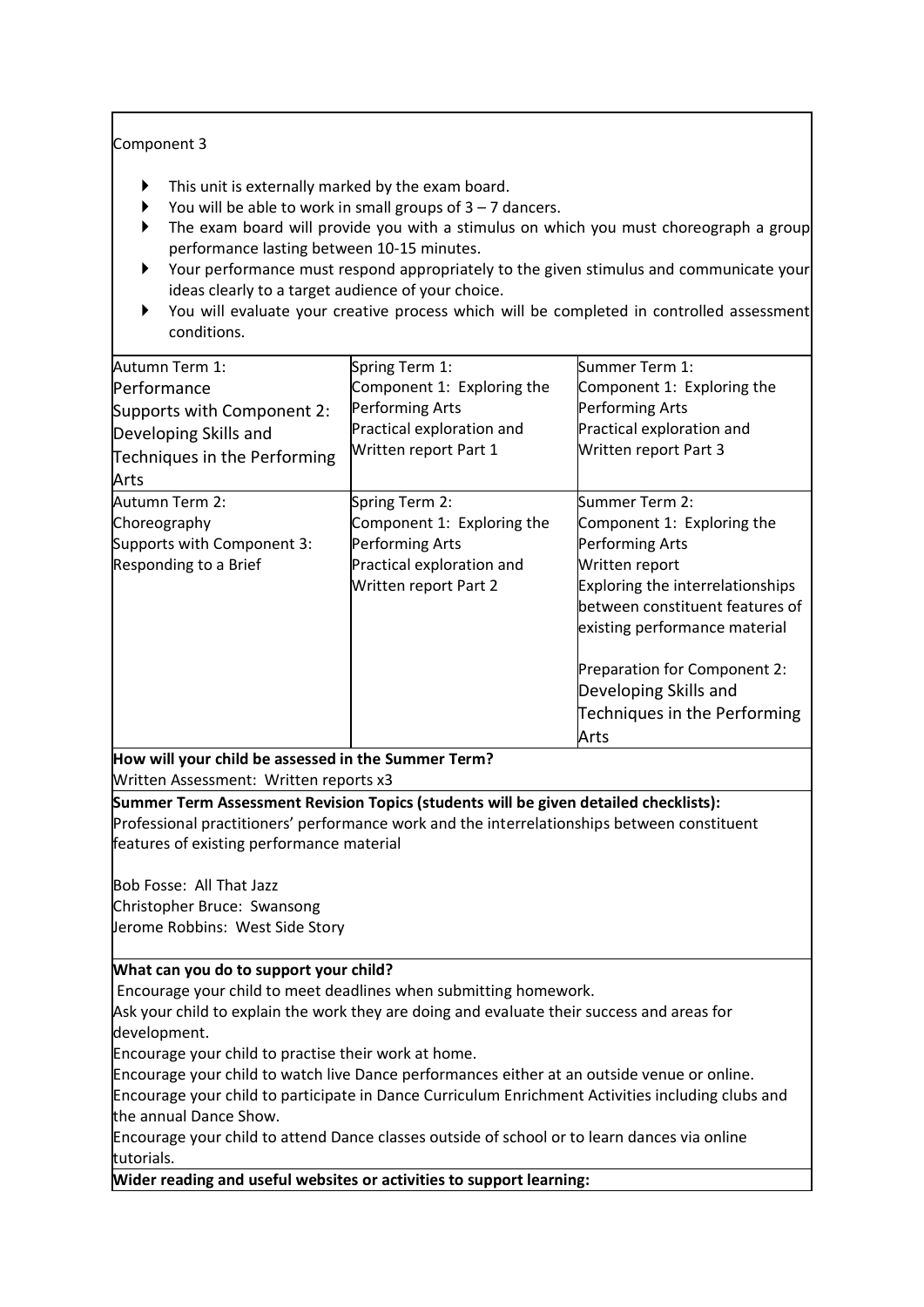Component 3

- This unit is externally marked by the exam board.
- You will be able to work in small groups of 3 – 7 dancers.
- The exam board will provide you with a stimulus on which you must choreograph a group performance lasting between 10-15 minutes.
- Your performance must respond appropriately to the given stimulus and communicate your ideas clearly to a target audience of your choice.
- You will evaluate your creative process which will be completed in controlled assessment conditions.

| | | |
|---|---|---|
| Autumn Term 1:<br>Performance<br>Supports with Component 2: Developing Skills and Techniques in the Performing Arts | Spring Term 1:<br>Component 1: Exploring the Performing Arts<br>Practical exploration and Written report Part 1 | Summer Term 1:<br>Component 1: Exploring the Performing Arts<br>Practical exploration and Written report Part 3 |
| Autumn Term 2:<br>Choreography<br>Supports with Component 3: Responding to a Brief | Spring Term 2:<br>Component 1: Exploring the Performing Arts<br>Practical exploration and Written report Part 2 | Summer Term 2:<br>Component 1: Exploring the Performing Arts<br>Written report<br>Exploring the interrelationships between constituent features of existing performance material<br><br>Preparation for Component 2: Developing Skills and Techniques in the Performing Arts |

**How will your child be assessed in the Summer Term?**

Written Assessment: Written reports x3

**Summer Term Assessment Revision Topics (students will be given detailed checklists):**

Professional practitioners' performance work and the interrelationships between constituent features of existing performance material

Bob Fosse: All That Jazz
Christopher Bruce: Swansong
Jerome Robbins: West Side Story

**What can you do to support your child?**

Encourage your child to meet deadlines when submitting homework.
Ask your child to explain the work they are doing and evaluate their success and areas for development.
Encourage your child to practise their work at home.
Encourage your child to watch live Dance performances either at an outside venue or online.
Encourage your child to participate in Dance Curriculum Enrichment Activities including clubs and the annual Dance Show.
Encourage your child to attend Dance classes outside of school or to learn dances via online tutorials.

**Wider reading and useful websites or activities to support learning:**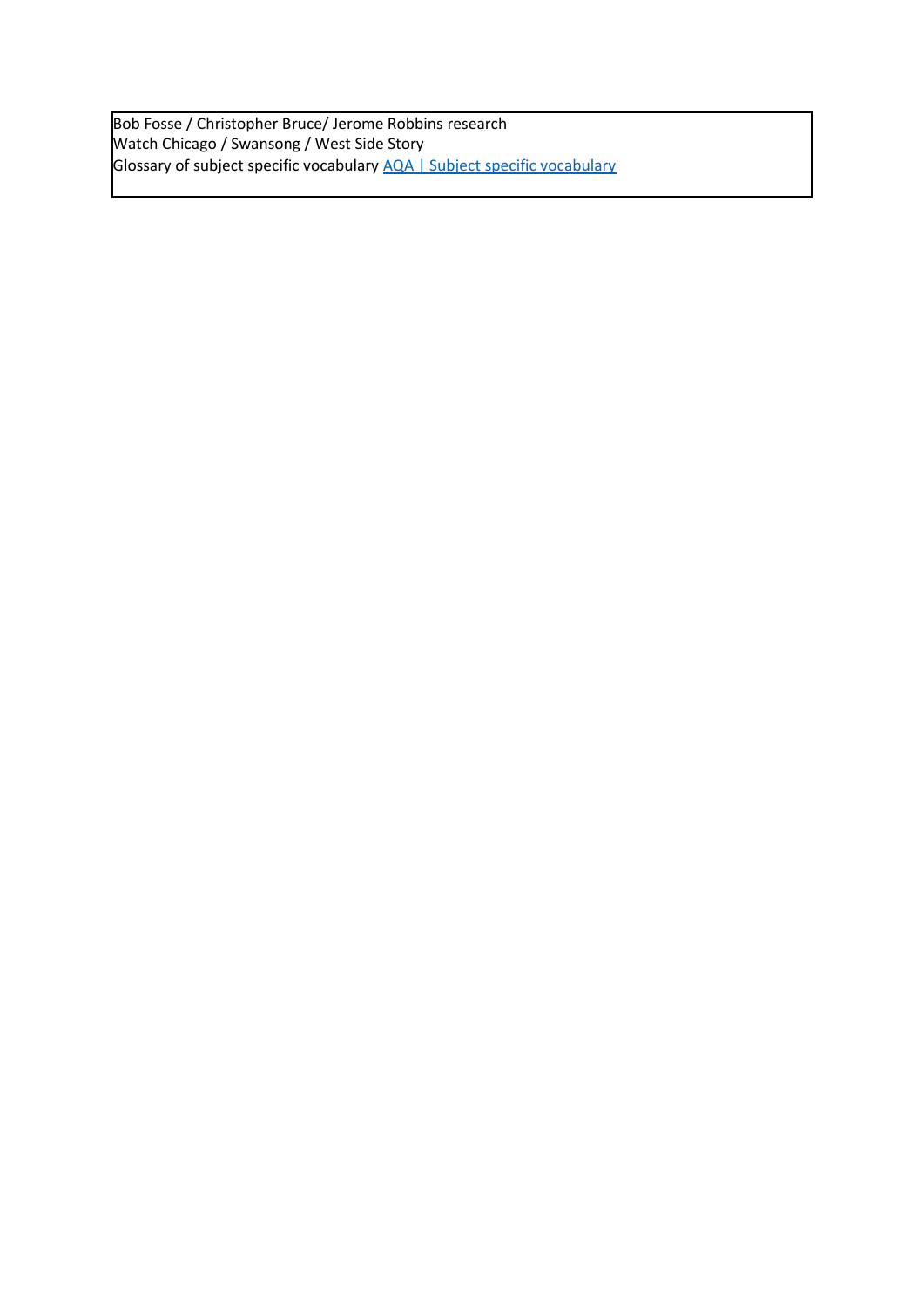Bob Fosse / Christopher Bruce/ Jerome Robbins research
Watch Chicago / Swansong / West Side Story
Glossary of subject specific vocabulary AQA | Subject specific vocabulary